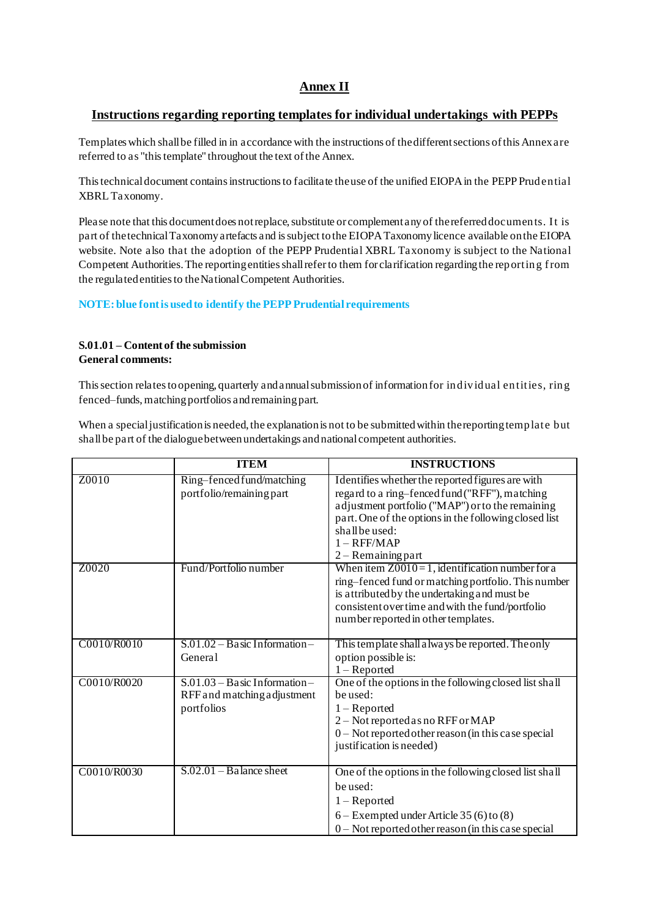# Annex II

## Instructions regarding reporting templates for individual undertakings with PEPPs

Templates which shall be filled in in accordance with the instructions of the different sections of this Annex are referred to as "this template" throughout the text of the Annex.

This technical document contains instructions to facilitate the use of the unified EIOPA in the PEPP Prudential XBRL Taxonomy.

Please note that this document does not replace, substitute or complement any of the referred documents. It is part of the technical Taxonomy artefacts and is subject to the EIOPA Taxonomy licence available on the EIOPA website. Note also that the adoption of the PEPP Prudential XBRL Taxonomy is subject to the National Competent Authorities. The reporting entities shall refer to them for clarification regarding the reporting from the regulated entities to the National Competent Authorities.

**NOTE: blue font is used to identify the PEPP Prudential requirements**

**S.01.01 – Content of the submission**
**General comments:**

This section relates to opening, quarterly and annual submission of information for individual entities, ring fenced–funds, matching portfolios and remaining part.

When a special justification is needed, the explanation is not to be submitted within the reporting template but shall be part of the dialogue between undertakings and national competent authorities.

| | ITEM | INSTRUCTIONS |
|---|---|---|
| Z0010 | Ring–fenced fund/matching portfolio/remaining part | Identifies whether the reported figures are with regard to a ring–fenced fund ("RFF"), matching adjustment portfolio ("MAP") or to the remaining part. One of the options in the following closed list shall be used:<br>1 – RFF/MAP<br>2 – Remaining part |
| Z0020 | Fund/Portfolio number | When item Z0010 = 1, identification number for a ring–fenced fund or matching portfolio. This number is attributed by the undertaking and must be consistent over time and with the fund/portfolio number reported in other templates. |
| C0010/R0010 | S.01.02 – Basic Information – General | This template shall always be reported. The only option possible is:<br>1 – Reported |
| C0010/R0020 | S.01.03 – Basic Information – RFF and matching adjustment portfolios | One of the options in the following closed list shall be used:<br>1 – Reported<br>2 – Not reported as no RFF or MAP<br>0 – Not reported other reason (in this case special justification is needed) |
| C0010/R0030 | S.02.01 – Balance sheet | One of the options in the following closed list shall be used:<br>1 – Reported<br>6 – Exempted under Article 35 (6) to (8)<br>0 – Not reported other reason (in this case special |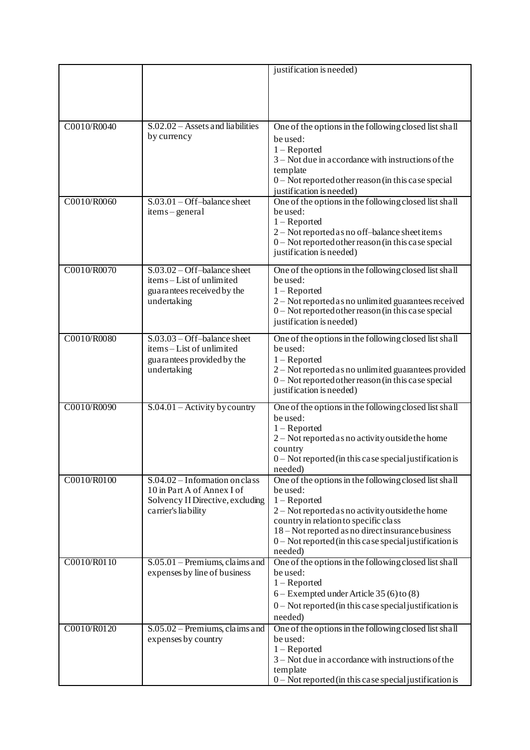| | | |
|---|---|---|
| | | justification is needed) |
| C0010/R0040 | S.02.02 – Assets and liabilities by currency | One of the options in the following closed list shall be used:<br>1 – Reported<br>3 – Not due in accordance with instructions of the template<br>0 – Not reported other reason (in this case special justification is needed) |
| C0010/R0060 | S.03.01 – Off–balance sheet items – general | One of the options in the following closed list shall be used:<br>1 – Reported<br>2 – Not reported as no off–balance sheet items<br>0 – Not reported other reason (in this case special justification is needed) |
| C0010/R0070 | S.03.02 – Off–balance sheet items – List of unlimited guarantees received by the undertaking | One of the options in the following closed list shall be used:<br>1 – Reported<br>2 – Not reported as no unlimited guarantees received<br>0 – Not reported other reason (in this case special justification is needed) |
| C0010/R0080 | S.03.03 – Off–balance sheet items – List of unlimited guarantees provided by the undertaking | One of the options in the following closed list shall be used:<br>1 – Reported<br>2 – Not reported as no unlimited guarantees provided<br>0 – Not reported other reason (in this case special justification is needed) |
| C0010/R0090 | S.04.01 – Activity by country | One of the options in the following closed list shall be used:<br>1 – Reported<br>2 – Not reported as no activity outside the home country<br>0 – Not reported (in this case special justification is needed) |
| C0010/R0100 | S.04.02 – Information on class 10 in Part A of Annex I of Solvency II Directive, excluding carrier's liability | One of the options in the following closed list shall be used:<br>1 – Reported<br>2 – Not reported as no activity outside the home country in relation to specific class<br>18 – Not reported as no direct insurance business<br>0 – Not reported (in this case special justification is needed) |
| C0010/R0110 | S.05.01 – Premiums, claims and expenses by line of business | One of the options in the following closed list shall be used:<br>1 – Reported<br>6 – Exempted under Article 35 (6) to (8)<br>0 – Not reported (in this case special justification is needed) |
| C0010/R0120 | S.05.02 – Premiums, claims and expenses by country | One of the options in the following closed list shall be used:<br>1 – Reported<br>3 – Not due in accordance with instructions of the template<br>0 – Not reported (in this case special justification is |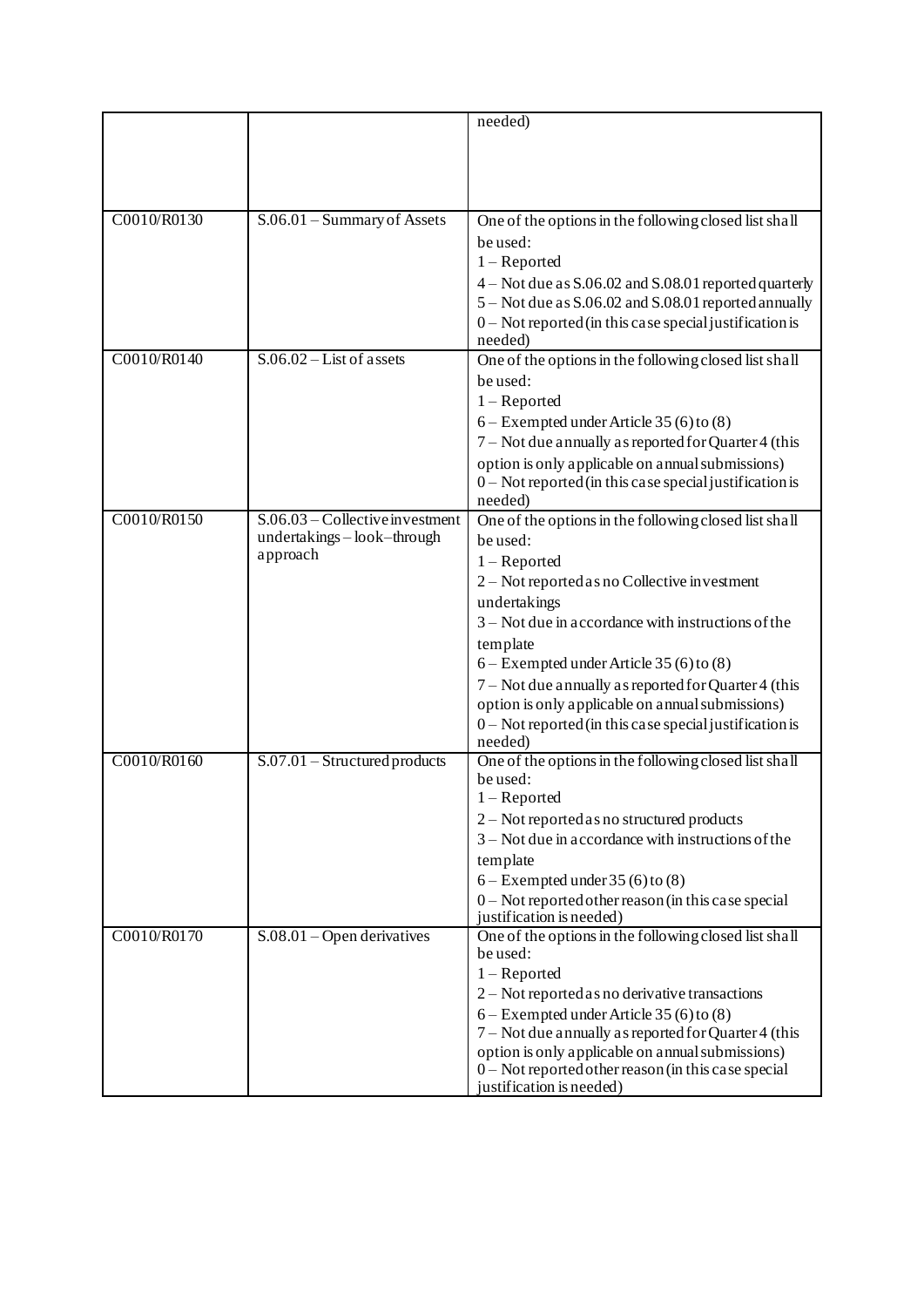| | | needed) |
|---|---|---|
| C0010/R0130 | S.06.01 – Summary of Assets | One of the options in the following closed list shall be used:<br>1 – Reported<br>4 – Not due as S.06.02 and S.08.01 reported quarterly<br>5 – Not due as S.06.02 and S.08.01 reported annually<br>0 – Not reported (in this case special justification is needed) |
| C0010/R0140 | S.06.02 – List of assets | One of the options in the following closed list shall be used:<br>1 – Reported<br>6 – Exempted under Article 35 (6) to (8)<br>7 – Not due annually as reported for Quarter 4 (this option is only applicable on annual submissions)<br>0 – Not reported (in this case special justification is needed) |
| C0010/R0150 | S.06.03 – Collective investment undertakings – look–through approach | One of the options in the following closed list shall be used:<br>1 – Reported<br>2 – Not reported as no Collective investment undertakings<br>3 – Not due in accordance with instructions of the template<br>6 – Exempted under Article 35 (6) to (8)<br>7 – Not due annually as reported for Quarter 4 (this option is only applicable on annual submissions)<br>0 – Not reported (in this case special justification is needed) |
| C0010/R0160 | S.07.01 – Structured products | One of the options in the following closed list shall be used:<br>1 – Reported<br>2 – Not reported as no structured products<br>3 – Not due in accordance with instructions of the template<br>6 – Exempted under 35 (6) to (8)<br>0 – Not reported other reason (in this case special justification is needed) |
| C0010/R0170 | S.08.01 – Open derivatives | One of the options in the following closed list shall be used:<br>1 – Reported<br>2 – Not reported as no derivative transactions<br>6 – Exempted under Article 35 (6) to (8)<br>7 – Not due annually as reported for Quarter 4 (this option is only applicable on annual submissions)<br>0 – Not reported other reason (in this case special justification is needed) |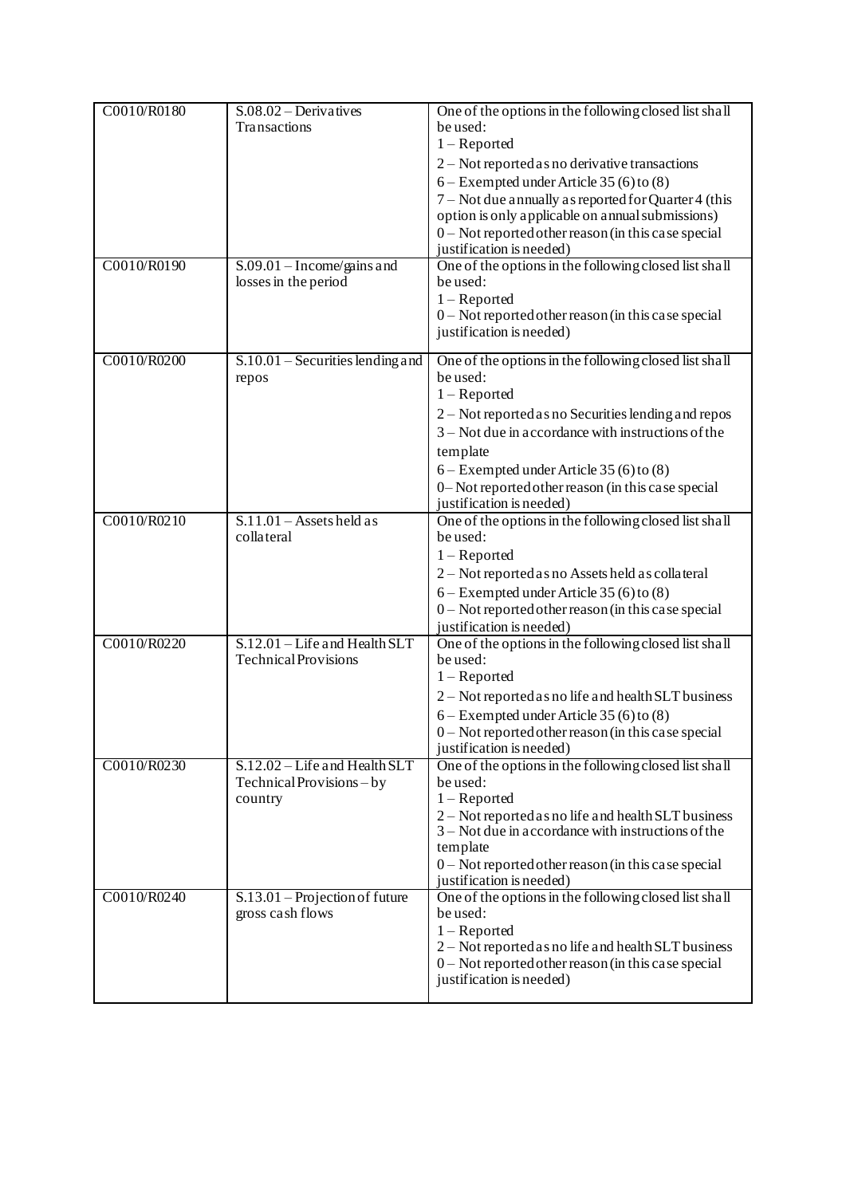| C0010/R0180 | S.08.02 – Derivatives Transactions | One of the options in the following closed list shall be used:<br>1 – Reported<br>2 – Not reported as no derivative transactions<br>6 – Exempted under Article 35 (6) to (8)<br>7 – Not due annually as reported for Quarter 4 (this option is only applicable on annual submissions)<br>0 – Not reported other reason (in this case special justification is needed) |
|---|---|---|
| C0010/R0190 | S.09.01 – Income/gains and losses in the period | One of the options in the following closed list shall be used:<br>1 – Reported<br>0 – Not reported other reason (in this case special justification is needed) |
| C0010/R0200 | S.10.01 – Securities lending and repos | One of the options in the following closed list shall be used:<br>1 – Reported<br>2 – Not reported as no Securities lending and repos<br>3 – Not due in accordance with instructions of the template<br>6 – Exempted under Article 35 (6) to (8)<br>0– Not reported other reason (in this case special justification is needed) |
| C0010/R0210 | S.11.01 – Assets held as collateral | One of the options in the following closed list shall be used:<br>1 – Reported<br>2 – Not reported as no Assets held as collateral<br>6 – Exempted under Article 35 (6) to (8)<br>0 – Not reported other reason (in this case special justification is needed) |
| C0010/R0220 | S.12.01 – Life and Health SLT Technical Provisions | One of the options in the following closed list shall be used:<br>1 – Reported<br>2 – Not reported as no life and health SLT business<br>6 – Exempted under Article 35 (6) to (8)<br>0 – Not reported other reason (in this case special justification is needed) |
| C0010/R0230 | S.12.02 – Life and Health SLT Technical Provisions – by country | One of the options in the following closed list shall be used:<br>1 – Reported<br>2 – Not reported as no life and health SLT business<br>3 – Not due in accordance with instructions of the template<br>0 – Not reported other reason (in this case special justification is needed) |
| C0010/R0240 | S.13.01 – Projection of future gross cash flows | One of the options in the following closed list shall be used:<br>1 – Reported<br>2 – Not reported as no life and health SLT business<br>0 – Not reported other reason (in this case special justification is needed) |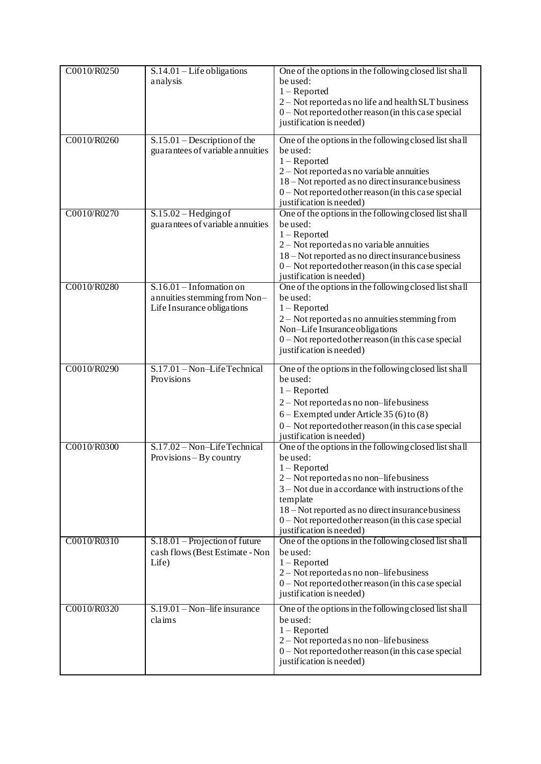| C0010/R0250 | S.14.01 – Life obligations analysis | One of the options in the following closed list shall be used:<br>1 – Reported<br>2 – Not reported as no life and health SLT business<br>0 – Not reported other reason (in this case special justification is needed) |
|---|---|---|
| C0010/R0260 | S.15.01 – Description of the guarantees of variable annuities | One of the options in the following closed list shall be used:<br>1 – Reported<br>2 – Not reported as no variable annuities<br>18 – Not reported as no direct insurance business<br>0 – Not reported other reason (in this case special justification is needed) |
| C0010/R0270 | S.15.02 – Hedging of guarantees of variable annuities | One of the options in the following closed list shall be used:<br>1 – Reported<br>2 – Not reported as no variable annuities<br>18 – Not reported as no direct insurance business<br>0 – Not reported other reason (in this case special justification is needed) |
| C0010/R0280 | S.16.01 – Infomation on annuities stemming from Non–Life Insurance obligations | One of the options in the following closed list shall be used:<br>1 – Reported<br>2 – Not reported as no annuities stemming from Non–Life Insurance obligations<br>0 – Not reported other reason (in this case special justification is needed) |
| C0010/R0290 | S.17.01 – Non–Life Technical Provisions | One of the options in the following closed list shall be used:<br>1 – Reported<br>2 – Not reported as no non–life business<br>6 – Exempted under Article 35 (6) to (8)<br>0 – Not reported other reason (in this case special justification is needed) |
| C0010/R0300 | S.17.02 – Non–Life Technical Provisions – By country | One of the options in the following closed list shall be used:<br>1 – Reported<br>2 – Not reported as no non–life business<br>3 – Not due in accordance with instructions of the template<br>18 – Not reported as no direct insurance business<br>0 – Not reported other reason (in this case special justification is needed) |
| C0010/R0310 | S.18.01 – Projection of future cash flows (Best Estimate - Non Life) | One of the options in the following closed list shall be used:<br>1 – Reported<br>2 – Not reported as no non–life business<br>0 – Not reported other reason (in this case special justification is needed) |
| C0010/R0320 | S.19.01 – Non–life insurance claims | One of the options in the following closed list shall be used:<br>1 – Reported<br>2 – Not reported as no non–life business<br>0 – Not reported other reason (in this case special justification is needed) |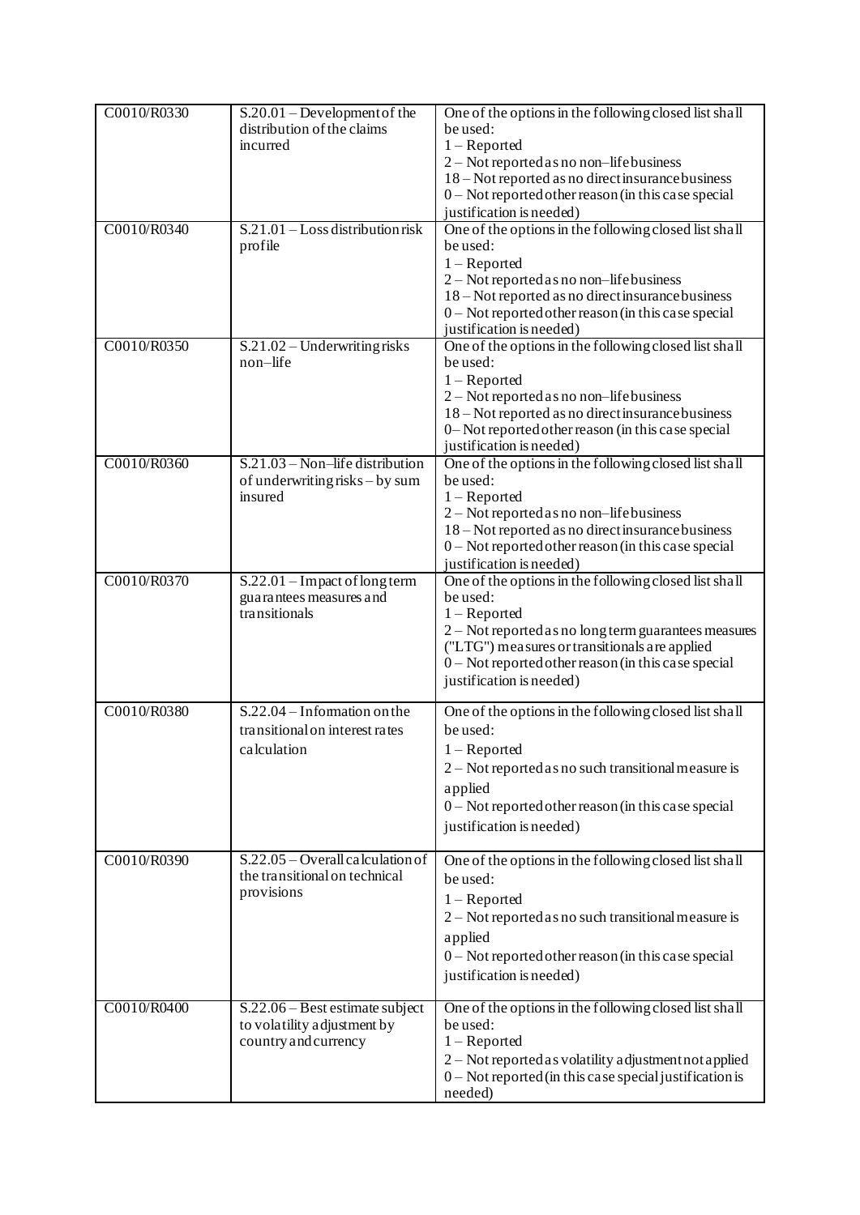| | | |
|---|---|---|
| C0010/R0330 | S.20.01 – Development of the distribution of the claims incurred | One of the options in the following closed list shall be used:<br>1 – Reported<br>2 – Not reported as no non–life business<br>18 – Not reported as no direct insurance business<br>0 – Not reported other reason (in this case special justification is needed) |
| C0010/R0340 | S.21.01 – Loss distribution risk profile | One of the options in the following closed list shall be used:<br>1 – Reported<br>2 – Not reported as no non–life business<br>18 – Not reported as no direct insurance business<br>0 – Not reported other reason (in this case special justification is needed) |
| C0010/R0350 | S.21.02 – Underwriting risks non–life | One of the options in the following closed list shall be used:<br>1 – Reported<br>2 – Not reported as no non–life business<br>18 – Not reported as no direct insurance business<br>0– Not reported other reason (in this case special justification is needed) |
| C0010/R0360 | S.21.03 – Non–life distribution of underwriting risks – by sum insured | One of the options in the following closed list shall be used:<br>1 – Reported<br>2 – Not reported as no non–life business<br>18 – Not reported as no direct insurance business<br>0 – Not reported other reason (in this case special justification is needed) |
| C0010/R0370 | S.22.01 – Impact of long term guarantees measures and transitionals | One of the options in the following closed list shall be used:<br>1 – Reported<br>2 – Not reported as no long term guarantees measures ("LTG") measures or transitionals are applied<br>0 – Not reported other reason (in this case special justification is needed) |
| C0010/R0380 | S.22.04 – Information on the transitional on interest rates calculation | One of the options in the following closed list shall be used:<br>1 – Reported<br>2 – Not reported as no such transitional measure is applied<br>0 – Not reported other reason (in this case special justification is needed) |
| C0010/R0390 | S.22.05 – Overall calculation of the transitional on technical provisions | One of the options in the following closed list shall be used:<br>1 – Reported<br>2 – Not reported as no such transitional measure is applied<br>0 – Not reported other reason (in this case special justification is needed) |
| C0010/R0400 | S.22.06 – Best estimate subject to volatility adjustment by country and currency | One of the options in the following closed list shall be used:<br>1 – Reported<br>2 – Not reported as volatility adjustment not applied<br>0 – Not reported (in this case special justification is needed) |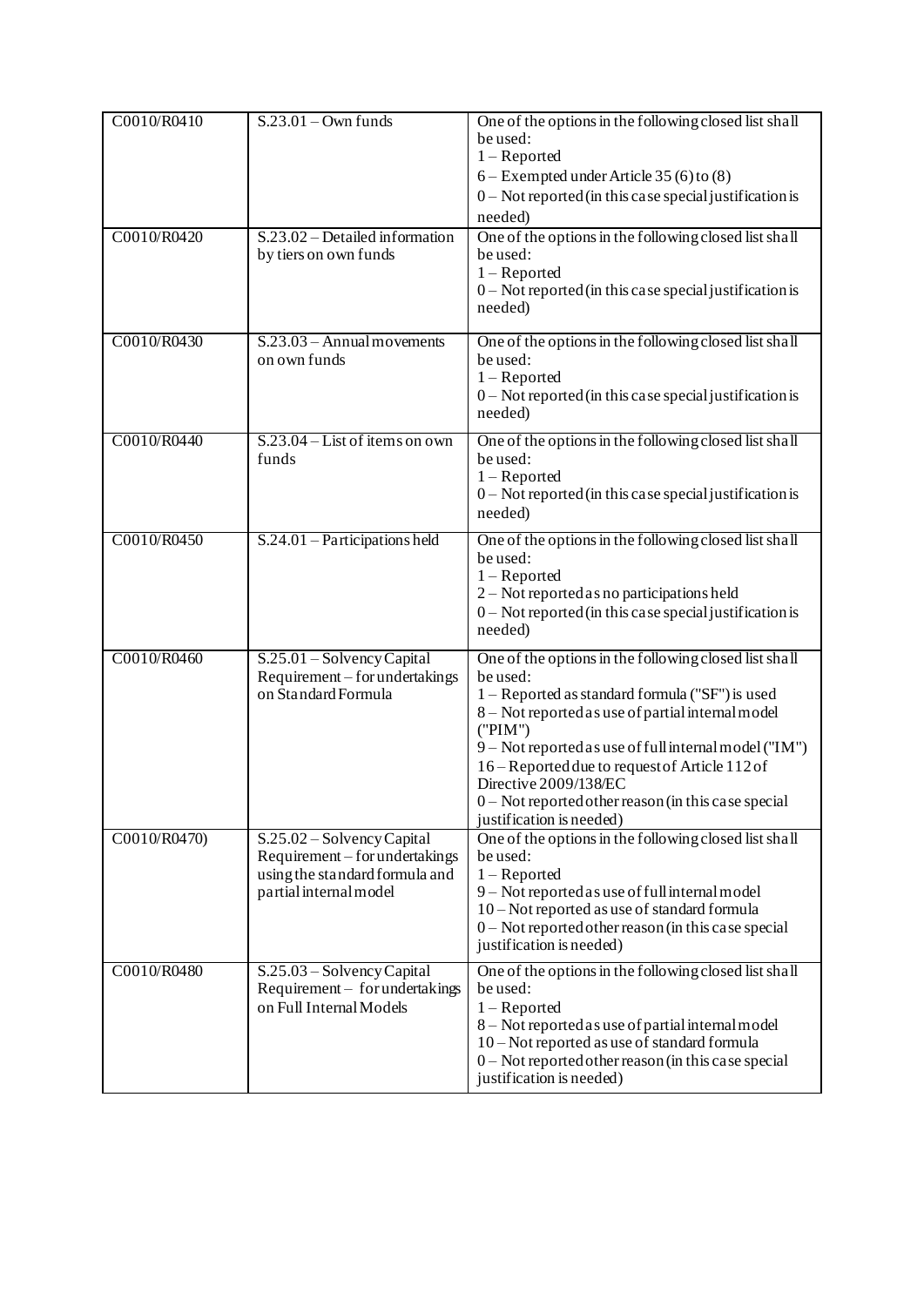| C0010/R0410 | S.23.01 – Own funds | One of the options in the following closed list shall be used:<br>1 – Reported<br>6 – Exempted under Article 35 (6) to (8)<br>0 – Not reported (in this case special justification is needed) |
|---|---|---|
| C0010/R0420 | S.23.02 – Detailed information by tiers on own funds | One of the options in the following closed list shall be used:<br>1 – Reported<br>0 – Not reported (in this case special justification is needed) |
| C0010/R0430 | S.23.03 – Annual movements on own funds | One of the options in the following closed list shall be used:<br>1 – Reported<br>0 – Not reported (in this case special justification is needed) |
| C0010/R0440 | S.23.04 – List of items on own funds | One of the options in the following closed list shall be used:<br>1 – Reported<br>0 – Not reported (in this case special justification is needed) |
| C0010/R0450 | S.24.01 – Participations held | One of the options in the following closed list shall be used:<br>1 – Reported<br>2 – Not reported as no participations held<br>0 – Not reported (in this case special justification is needed) |
| C0010/R0460 | S.25.01 – Solvency Capital Requirement – for undertakings on Standard Formula | One of the options in the following closed list shall be used:<br>1 – Reported as standard formula ("SF") is used<br>8 – Not reported as use of partial internal model ("PIM")<br>9 – Not reported as use of full internal model ("IM")<br>16 – Reported due to request of Article 112 of Directive 2009/138/EC<br>0 – Not reported other reason (in this case special justification is needed) |
| C0010/R0470) | S.25.02 – Solvency Capital Requirement – for undertakings using the standard formula and partial internal model | One of the options in the following closed list shall be used:<br>1 – Reported<br>9 – Not reported as use of full internal model<br>10 – Not reported as use of standard formula<br>0 – Not reported other reason (in this case special justification is needed) |
| C0010/R0480 | S.25.03 – Solvency Capital Requirement – for undertakings on Full Internal Models | One of the options in the following closed list shall be used:<br>1 – Reported<br>8 – Not reported as use of partial internal model<br>10 – Not reported as use of standard formula<br>0 – Not reported other reason (in this case special justification is needed) |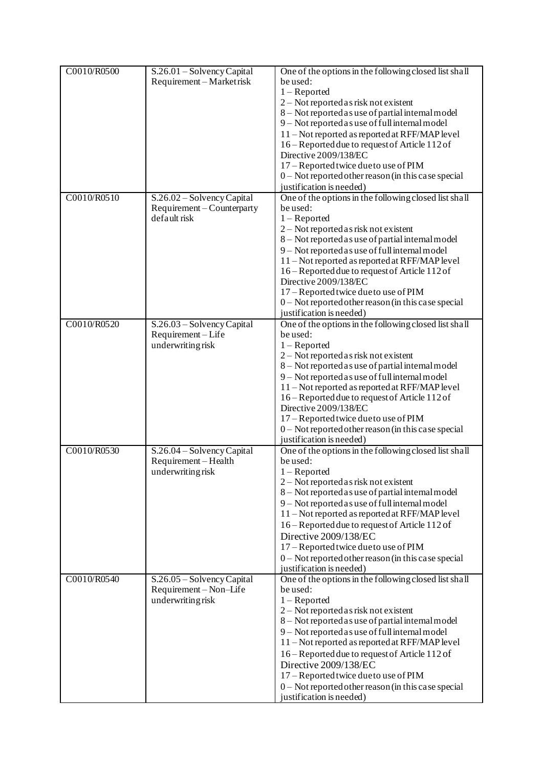| C0010/R0500 | S.26.01 – Solvency Capital Requirement – Market risk | One of the options in the following closed list shall be used:<br>1 – Reported<br>2 – Not reported as risk not existent<br>8 – Not reported as use of partial internal model<br>9 – Not reported as use of full internal model<br>11 – Not reported as reported at RFF/MAP level<br>16 – Reported due to request of Article 112 of Directive 2009/138/EC<br>17 – Reported twice due to use of PIM<br>0 – Not reported other reason (in this case special justification is needed) |
|---|---|---|
| C0010/R0510 | S.26.02 – Solvency Capital Requirement – Counterparty default risk | One of the options in the following closed list shall be used:<br>1 – Reported<br>2 – Not reported as risk not existent<br>8 – Not reported as use of partial internal model<br>9 – Not reported as use of full internal model<br>11 – Not reported as reported at RFF/MAP level<br>16 – Reported due to request of Article 112 of Directive 2009/138/EC<br>17 – Reported twice due to use of PIM<br>0 – Not reported other reason (in this case special justification is needed) |
| C0010/R0520 | S.26.03 – Solvency Capital Requirement – Life underwriting risk | One of the options in the following closed list shall be used:<br>1 – Reported<br>2 – Not reported as risk not existent<br>8 – Not reported as use of partial internal model<br>9 – Not reported as use of full internal model<br>11 – Not reported as reported at RFF/MAP level<br>16 – Reported due to request of Article 112 of Directive 2009/138/EC<br>17 – Reported twice due to use of PIM<br>0 – Not reported other reason (in this case special justification is needed) |
| C0010/R0530 | S.26.04 – Solvency Capital Requirement – Health underwriting risk | One of the options in the following closed list shall be used:<br>1 – Reported<br>2 – Not reported as risk not existent<br>8 – Not reported as use of partial internal model<br>9 – Not reported as use of full internal model<br>11 – Not reported as reported at RFF/MAP level<br>16 – Reported due to request of Article 112 of Directive 2009/138/EC<br>17 – Reported twice due to use of PIM<br>0 – Not reported other reason (in this case special justification is needed) |
| C0010/R0540 | S.26.05 – Solvency Capital Requirement – Non–Life underwriting risk | One of the options in the following closed list shall be used:<br>1 – Reported<br>2 – Not reported as risk not existent<br>8 – Not reported as use of partial internal model<br>9 – Not reported as use of full internal model<br>11 – Not reported as reported at RFF/MAP level<br>16 – Reported due to request of Article 112 of Directive 2009/138/EC<br>17 – Reported twice due to use of PIM<br>0 – Not reported other reason (in this case special justification is needed) |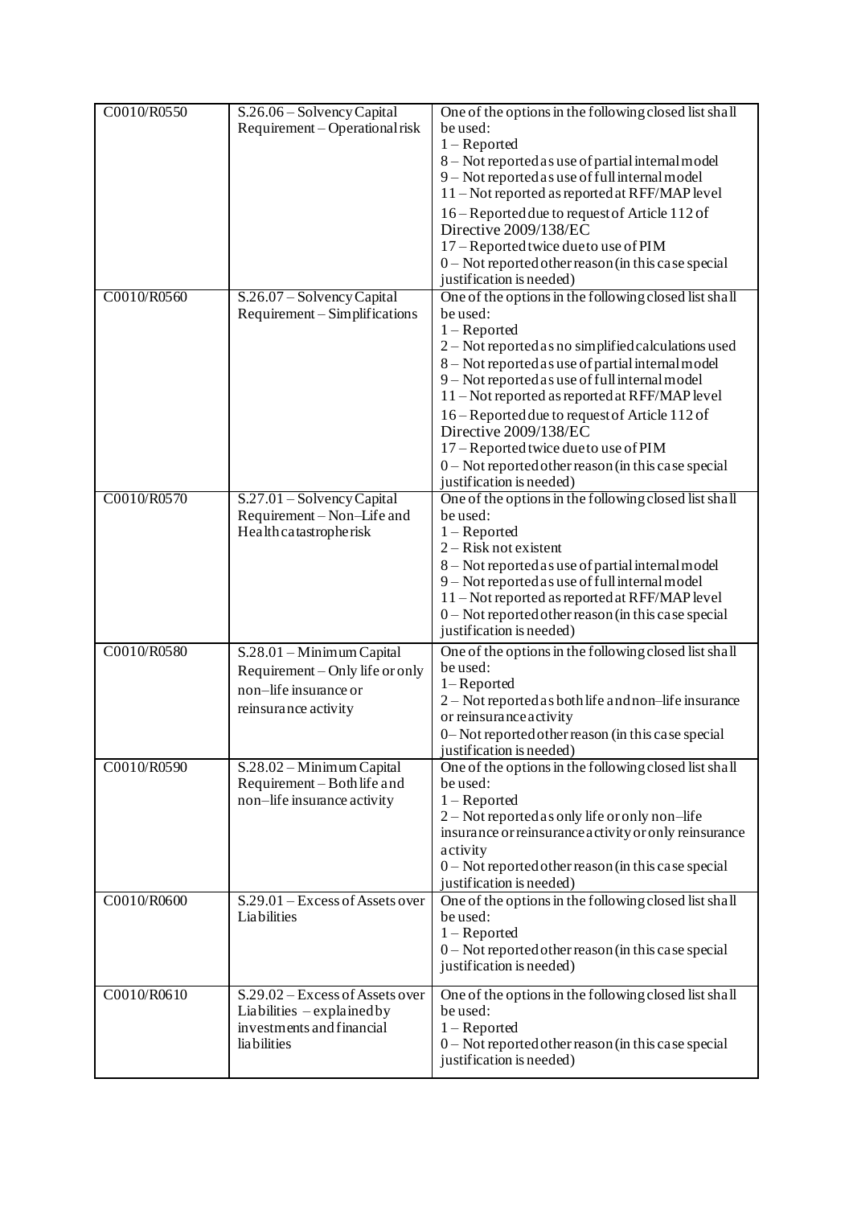| | | |
|---|---|---|
| C0010/R0550 | S.26.06 – Solvency Capital Requirement – Operational risk | One of the options in the following closed list shall be used:<br>1 – Reported<br>8 – Not reported as use of partial internal model<br>9 – Not reported as use of full internal model<br>11 – Not reported as reported at RFF/MAP level<br>16 – Reported due to request of Article 112 of Directive 2009/138/EC<br>17 – Reported twice due to use of PIM<br>0 – Not reported other reason (in this case special justification is needed) |
| C0010/R0560 | S.26.07 – Solvency Capital Requirement – Simplifications | One of the options in the following closed list shall be used:<br>1 – Reported<br>2 – Not reported as no simplified calculations used<br>8 – Not reported as use of partial internal model<br>9 – Not reported as use of full internal model<br>11 – Not reported as reported at RFF/MAP level<br>16 – Reported due to request of Article 112 of Directive 2009/138/EC<br>17 – Reported twice due to use of PIM<br>0 – Not reported other reason (in this case special justification is needed) |
| C0010/R0570 | S.27.01 – Solvency Capital Requirement – Non–Life and Health catastrophe risk | One of the options in the following closed list shall be used:<br>1 – Reported<br>2 – Risk not existent<br>8 – Not reported as use of partial internal model<br>9 – Not reported as use of full internal model<br>11 – Not reported as reported at RFF/MAP level<br>0 – Not reported other reason (in this case special justification is needed) |
| C0010/R0580 | S.28.01 – Minimum Capital Requirement – Only life or only non–life insurance or reinsurance activity | One of the options in the following closed list shall be used:<br>1– Reported<br>2 – Not reported as both life and non–life insurance or reinsurance activity<br>0– Not reported other reason (in this case special justification is needed) |
| C0010/R0590 | S.28.02 – Minimum Capital Requirement – Both life and non–life insurance activity | One of the options in the following closed list shall be used:<br>1 – Reported<br>2 – Not reported as only life or only non–life insurance or reinsurance activity or only reinsurance activity<br>0 – Not reported other reason (in this case special justification is needed) |
| C0010/R0600 | S.29.01 – Excess of Assets over Liabilities | One of the options in the following closed list shall be used:<br>1 – Reported<br>0 – Not reported other reason (in this case special justification is needed) |
| C0010/R0610 | S.29.02 – Excess of Assets over Liabilities – explained by investments and financial liabilities | One of the options in the following closed list shall be used:<br>1 – Reported<br>0 – Not reported other reason (in this case special justification is needed) |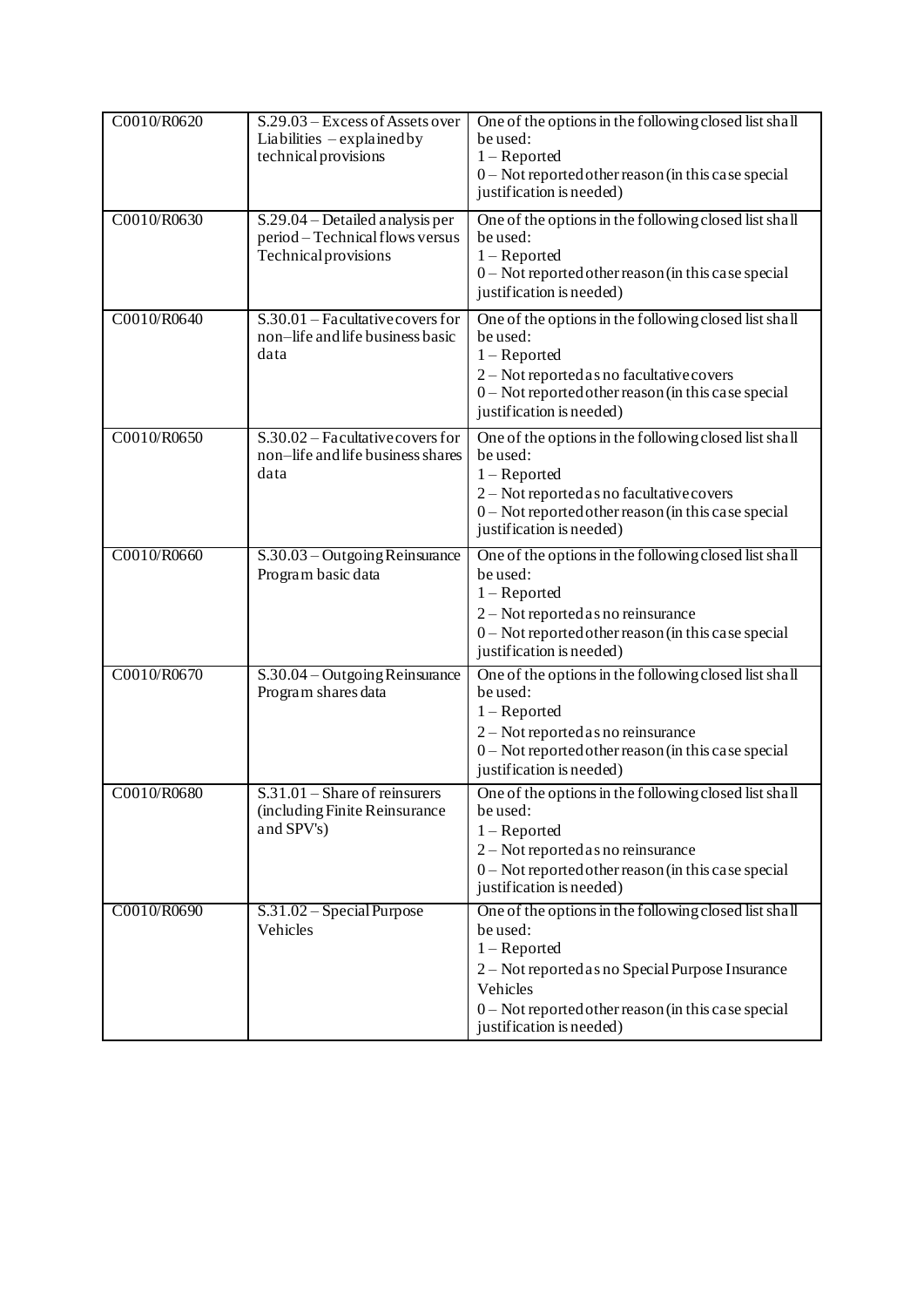| | | |
|---|---|---|
| C0010/R0620 | S.29.03 – Excess of Assets over Liabilities – explained by technical provisions | One of the options in the following closed list shall be used:<br>1 – Reported<br>0 – Not reported other reason (in this case special justification is needed) |
| C0010/R0630 | S.29.04 – Detailed analysis per period – Technical flows versus Technical provisions | One of the options in the following closed list shall be used:<br>1 – Reported<br>0 – Not reported other reason (in this case special justification is needed) |
| C0010/R0640 | S.30.01 – Facultative covers for non–life and life business basic data | One of the options in the following closed list shall be used:<br>1 – Reported<br>2 – Not reported as no facultative covers<br>0 – Not reported other reason (in this case special justification is needed) |
| C0010/R0650 | S.30.02 – Facultative covers for non–life and life business shares data | One of the options in the following closed list shall be used:<br>1 – Reported<br>2 – Not reported as no facultative covers<br>0 – Not reported other reason (in this case special justification is needed) |
| C0010/R0660 | S.30.03 – Outgoing Reinsurance Program basic data | One of the options in the following closed list shall be used:<br>1 – Reported<br>2 – Not reported as no reinsurance<br>0 – Not reported other reason (in this case special justification is needed) |
| C0010/R0670 | S.30.04 – Outgoing Reinsurance Program shares data | One of the options in the following closed list shall be used:<br>1 – Reported<br>2 – Not reported as no reinsurance<br>0 – Not reported other reason (in this case special justification is needed) |
| C0010/R0680 | S.31.01 – Share of reinsurers (including Finite Reinsurance and SPV's) | One of the options in the following closed list shall be used:<br>1 – Reported<br>2 – Not reported as no reinsurance<br>0 – Not reported other reason (in this case special justification is needed) |
| C0010/R0690 | S.31.02 – Special Purpose Vehicles | One of the options in the following closed list shall be used:<br>1 – Reported<br>2 – Not reported as no Special Purpose Insurance Vehicles<br>0 – Not reported other reason (in this case special justification is needed) |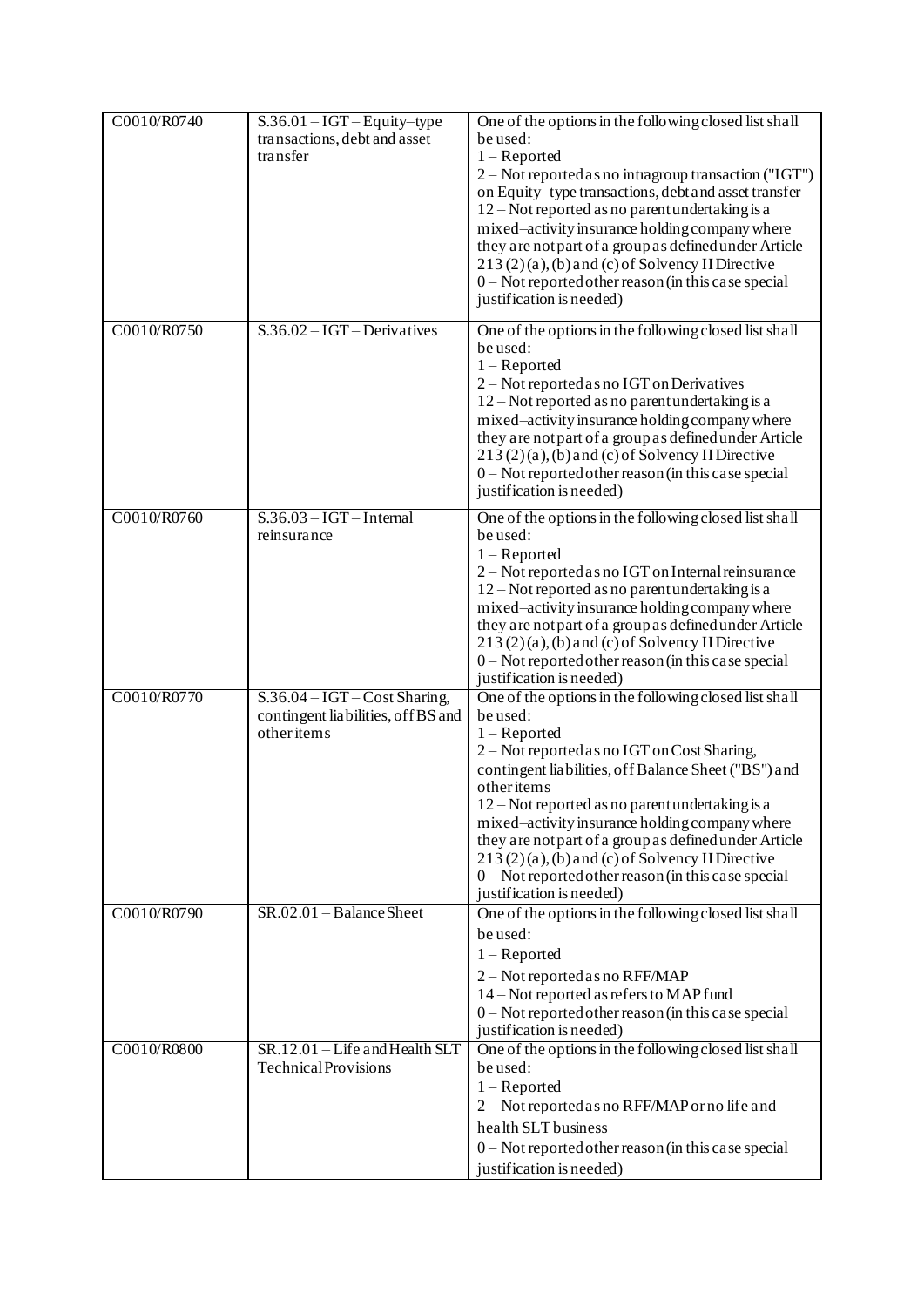| | | |
|---|---|---|
| C0010/R0740 | S.36.01 – IGT – Equity–type transactions, debt and asset transfer | One of the options in the following closed list shall be used:<br>1 – Reported<br>2 – Not reported as no intragroup transaction ("IGT") on Equity–type transactions, debt and asset transfer<br>12 – Not reported as no parent undertaking is a mixed–activity insurance holding company where they are not part of a group as defined under Article 213 (2) (a), (b) and (c) of Solvency II Directive<br>0 – Not reported other reason (in this case special justification is needed) |
| C0010/R0750 | S.36.02 – IGT – Derivatives | One of the options in the following closed list shall be used:<br>1 – Reported<br>2 – Not reported as no IGT on Derivatives<br>12 – Not reported as no parent undertaking is a mixed–activity insurance holding company where they are not part of a group as defined under Article 213 (2) (a), (b) and (c) of Solvency II Directive<br>0 – Not reported other reason (in this case special justification is needed) |
| C0010/R0760 | S.36.03 – IGT – Internal reinsurance | One of the options in the following closed list shall be used:<br>1 – Reported<br>2 – Not reported as no IGT on Internal reinsurance<br>12 – Not reported as no parent undertaking is a mixed–activity insurance holding company where they are not part of a group as defined under Article 213 (2) (a), (b) and (c) of Solvency II Directive<br>0 – Not reported other reason (in this case special justification is needed) |
| C0010/R0770 | S.36.04 – IGT – Cost Sharing, contingent liabilities, off BS and other items | One of the options in the following closed list shall be used:<br>1 – Reported<br>2 – Not reported as no IGT on Cost Sharing, contingent liabilities, off Balance Sheet ("BS") and other items<br>12 – Not reported as no parent undertaking is a mixed–activity insurance holding company where they are not part of a group as defined under Article 213 (2) (a), (b) and (c) of Solvency II Directive<br>0 – Not reported other reason (in this case special justification is needed) |
| C0010/R0790 | SR.02.01 – Balance Sheet | One of the options in the following closed list shall be used:<br>1 – Reported<br>2 – Not reported as no RFF/MAP<br>14 – Not reported as refers to MAP fund<br>0 – Not reported other reason (in this case special justification is needed) |
| C0010/R0800 | SR.12.01 – Life and Health SLT Technical Provisions | One of the options in the following closed list shall be used:<br>1 – Reported<br>2 – Not reported as no RFF/MAP or no life and health SLT business<br>0 – Not reported other reason (in this case special justification is needed) |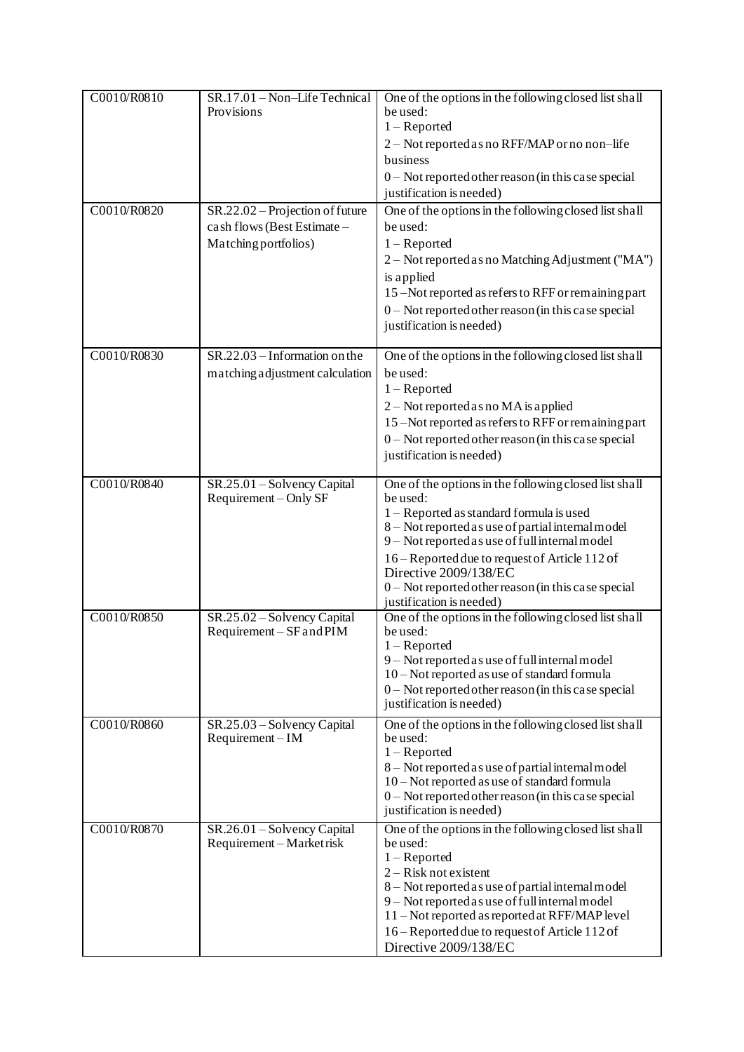| | | |
|---|---|---|
| C0010/R0810 | SR.17.01 – Non–Life Technical Provisions | One of the options in the following closed list shall be used:<br>1 – Reported<br>2 – Not reported as no RFF/MAP or no non–life business<br>0 – Not reported other reason (in this case special justification is needed) |
| C0010/R0820 | SR.22.02 – Projection of future cash flows (Best Estimate – Matching portfolios) | One of the options in the following closed list shall be used:<br>1 – Reported<br>2 – Not reported as no Matching Adjustment ("MA") is applied<br>15 –Not reported as refers to RFF or remaining part<br>0 – Not reported other reason (in this case special justification is needed) |
| C0010/R0830 | SR.22.03 – Information on the matching adjustment calculation | One of the options in the following closed list shall be used:<br>1 – Reported<br>2 – Not reported as no MA is applied<br>15 –Not reported as refers to RFF or remaining part<br>0 – Not reported other reason (in this case special justification is needed) |
| C0010/R0840 | SR.25.01 – Solvency Capital Requirement – Only SF | One of the options in the following closed list shall be used:<br>1 – Reported as standard formula is used<br>8 – Not reported as use of partial internal model<br>9 – Not reported as use of full internal model<br>16 – Reported due to request of Article 112 of Directive 2009/138/EC<br>0 – Not reported other reason (in this case special justification is needed) |
| C0010/R0850 | SR.25.02 – Solvency Capital Requirement – SF and PIM | One of the options in the following closed list shall be used:<br>1 – Reported<br>9 – Not reported as use of full internal model<br>10 – Not reported as use of standard formula<br>0 – Not reported other reason (in this case special justification is needed) |
| C0010/R0860 | SR.25.03 – Solvency Capital Requirement – IM | One of the options in the following closed list shall be used:<br>1 – Reported<br>8 – Not reported as use of partial internal model<br>10 – Not reported as use of standard formula<br>0 – Not reported other reason (in this case special justification is needed) |
| C0010/R0870 | SR.26.01 – Solvency Capital Requirement – Market risk | One of the options in the following closed list shall be used:<br>1 – Reported<br>2 – Risk not existent<br>8 – Not reported as use of partial internal model<br>9 – Not reported as use of full internal model<br>11 – Not reported as reported at RFF/MAP level<br>16 – Reported due to request of Article 112 of Directive 2009/138/EC |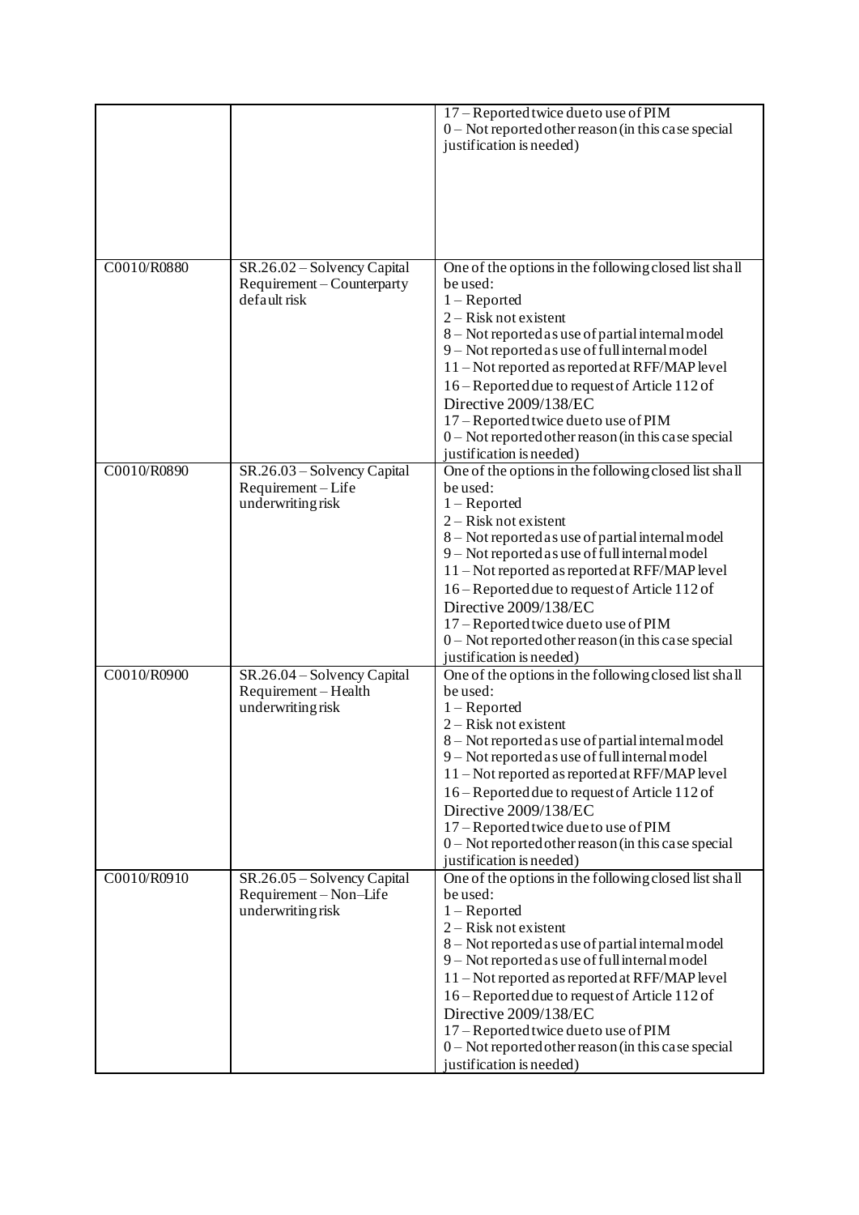| | | |
|---|---|---|
| | | 17 – Reported twice due to use of PIM<br>0 – Not reported other reason (in this case special justification is needed) |
| C0010/R0880 | SR.26.02 – Solvency Capital Requirement – Counterparty default risk | One of the options in the following closed list shall be used:<br>1 – Reported<br>2 – Risk not existent<br>8 – Not reported as use of partial internal model<br>9 – Not reported as use of full internal model<br>11 – Not reported as reported at RFF/MAP level<br>16 – Reported due to request of Article 112 of Directive 2009/138/EC<br>17 – Reported twice due to use of PIM<br>0 – Not reported other reason (in this case special justification is needed) |
| C0010/R0890 | SR.26.03 – Solvency Capital Requirement – Life underwriting risk | One of the options in the following closed list shall be used:<br>1 – Reported<br>2 – Risk not existent<br>8 – Not reported as use of partial internal model<br>9 – Not reported as use of full internal model<br>11 – Not reported as reported at RFF/MAP level<br>16 – Reported due to request of Article 112 of Directive 2009/138/EC<br>17 – Reported twice due to use of PIM<br>0 – Not reported other reason (in this case special justification is needed) |
| C0010/R0900 | SR.26.04 – Solvency Capital Requirement – Health underwriting risk | One of the options in the following closed list shall be used:<br>1 – Reported<br>2 – Risk not existent<br>8 – Not reported as use of partial internal model<br>9 – Not reported as use of full internal model<br>11 – Not reported as reported at RFF/MAP level<br>16 – Reported due to request of Article 112 of Directive 2009/138/EC<br>17 – Reported twice due to use of PIM<br>0 – Not reported other reason (in this case special justification is needed) |
| C0010/R0910 | SR.26.05 – Solvency Capital Requirement – Non–Life underwriting risk | One of the options in the following closed list shall be used:<br>1 – Reported<br>2 – Risk not existent<br>8 – Not reported as use of partial internal model<br>9 – Not reported as use of full internal model<br>11 – Not reported as reported at RFF/MAP level<br>16 – Reported due to request of Article 112 of Directive 2009/138/EC<br>17 – Reported twice due to use of PIM<br>0 – Not reported other reason (in this case special justification is needed) |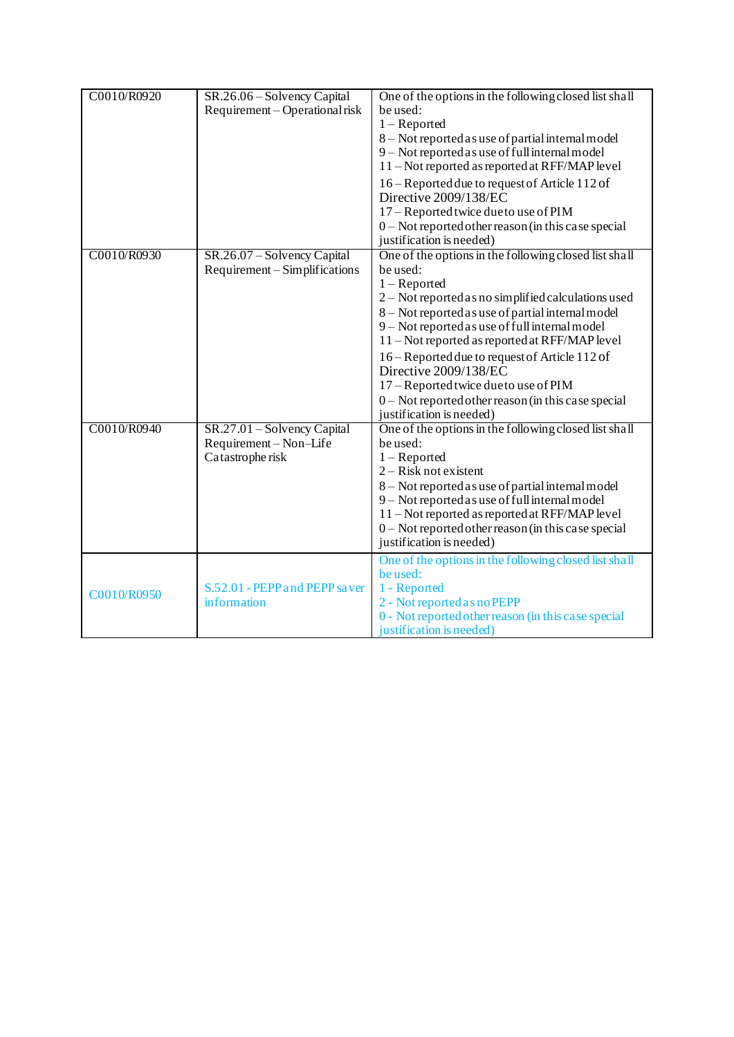| | | |
|---|---|---|
| C0010/R0920 | SR.26.06 – Solvency Capital Requirement – Operational risk | One of the options in the following closed list shall be used:<br>1 – Reported<br>8 – Not reported as use of partial internal model<br>9 – Not reported as use of full internal model<br>11 – Not reported as reported at RFF/MAP level<br>16 – Reported due to request of Article 112 of Directive 2009/138/EC<br>17 – Reported twice due to use of PIM<br>0 – Not reported other reason (in this case special justification is needed) |
| C0010/R0930 | SR.26.07 – Solvency Capital Requirement – Simplifications | One of the options in the following closed list shall be used:<br>1 – Reported<br>2 – Not reported as no simplified calculations used<br>8 – Not reported as use of partial internal model<br>9 – Not reported as use of full internal model<br>11 – Not reported as reported at RFF/MAP level<br>16 – Reported due to request of Article 112 of Directive 2009/138/EC<br>17 – Reported twice due to use of PIM<br>0 – Not reported other reason (in this case special justification is needed) |
| C0010/R0940 | SR.27.01 – Solvency Capital Requirement – Non–Life Catastrophe risk | One of the options in the following closed list shall be used:<br>1 – Reported<br>2 – Risk not existent<br>8 – Not reported as use of partial internal model<br>9 – Not reported as use of full internal model<br>11 – Not reported as reported at RFF/MAP level<br>0 – Not reported other reason (in this case special justification is needed) |
| C0010/R0950 | S.52.01 - PEPP and PEPP saver information | One of the options in the following closed list shall be used:<br>1 - Reported<br>2 - Not reported as no PEPP<br>0 - Not reported other reason (in this case special justification is needed) |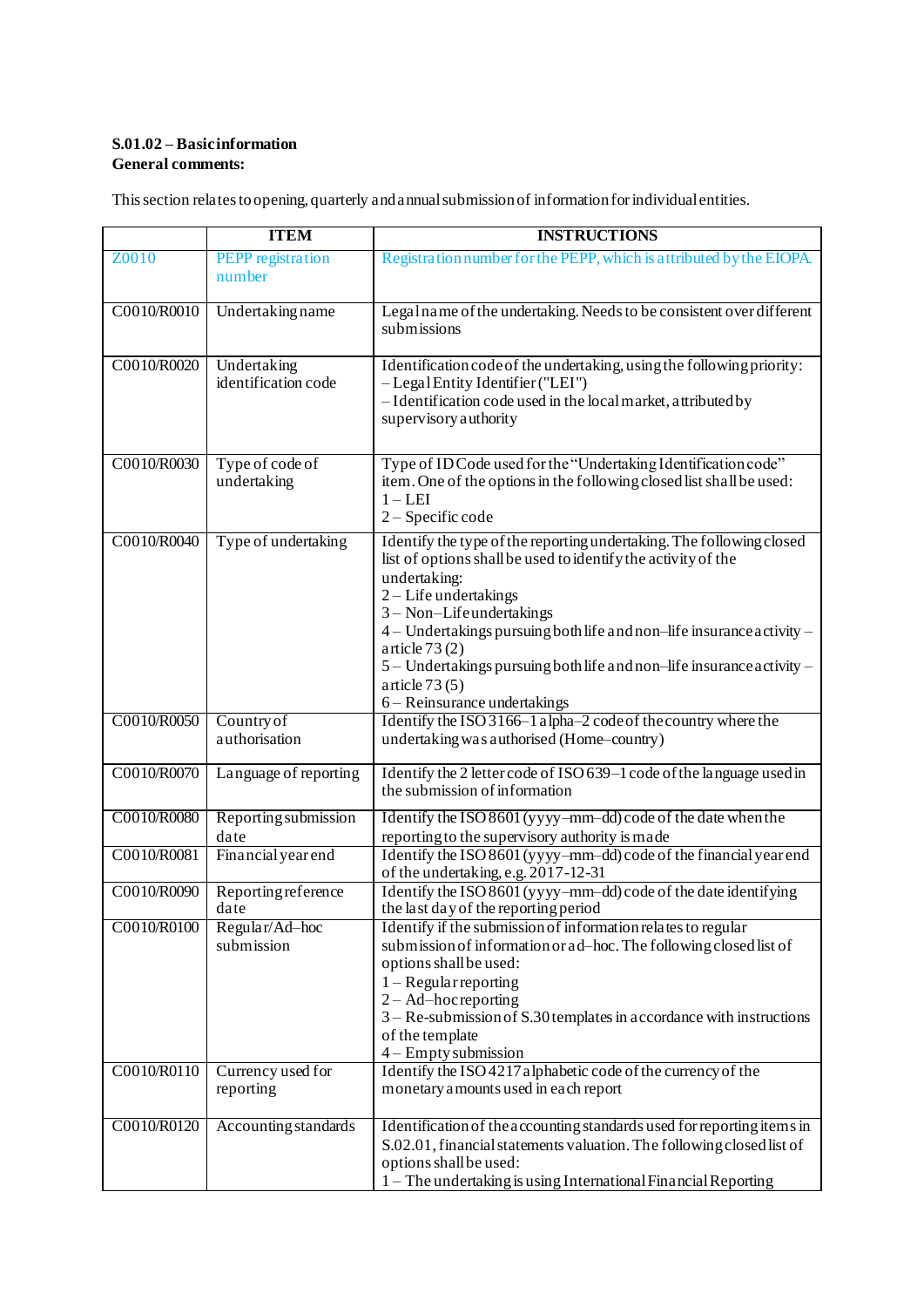**S.01.02 – Basic information**
**General comments:**

This section relates to opening, quarterly and annual submission of information for individual entities.

| | ITEM | INSTRUCTIONS |
|---|---|---|
| Z0010 | PEPP registration number | Registration number for the PEPP, which is attributed by the EIOPA. |
| C0010/R0010 | Undertaking name | Legal name of the undertaking. Needs to be consistent over different submissions |
| C0010/R0020 | Undertaking identification code | Identification code of the undertaking, using the following priority:<br>– Legal Entity Identifier ("LEI")<br>– Identification code used in the local market, attributed by supervisory authority |
| C0010/R0030 | Type of code of undertaking | Type of ID Code used for the "Undertaking Identification code" item. One of the options in the following closed list shall be used:<br>1 – LEI<br>2 – Specific code |
| C0010/R0040 | Type of undertaking | Identify the type of the reporting undertaking. The following closed list of options shall be used to identify the activity of the undertaking:<br>2 – Life undertakings<br>3 – Non–Life undertakings<br>4 – Undertakings pursuing both life and non–life insurance activity – article 73 (2)<br>5 – Undertakings pursuing both life and non–life insurance activity – article 73 (5)<br>6 – Reinsurance undertakings |
| C0010/R0050 | Country of authorisation | Identify the ISO 3166–1 alpha–2 code of the country where the undertaking was authorised (Home–country) |
| C0010/R0070 | Language of reporting | Identify the 2 letter code of ISO 639–1 code of the language used in the submission of information |
| C0010/R0080 | Reporting submission date | Identify the ISO 8601 (yyyy–mm–dd) code of the date when the reporting to the supervisory authority is made |
| C0010/R0081 | Financial year end | Identify the ISO 8601 (yyyy–mm–dd) code of the financial year end of the undertaking, e.g. 2017-12-31 |
| C0010/R0090 | Reporting reference date | Identify the ISO 8601 (yyyy–mm–dd) code of the date identifying the last day of the reporting period |
| C0010/R0100 | Regular/Ad–hoc submission | Identify if the submission of information relates to regular submission of information or ad–hoc. The following closed list of options shall be used:<br>1 – Regular reporting<br>2 – Ad–hoc reporting<br>3 – Re-submission of S.30 templates in accordance with instructions of the template<br>4 – Empty submission |
| C0010/R0110 | Currency used for reporting | Identify the ISO 4217 alphabetic code of the currency of the monetary amounts used in each report |
| C0010/R0120 | Accounting standards | Identification of the accounting standards used for reporting items in S.02.01, financial statements valuation. The following closed list of options shall be used:<br>1 – The undertaking is using International Financial Reporting |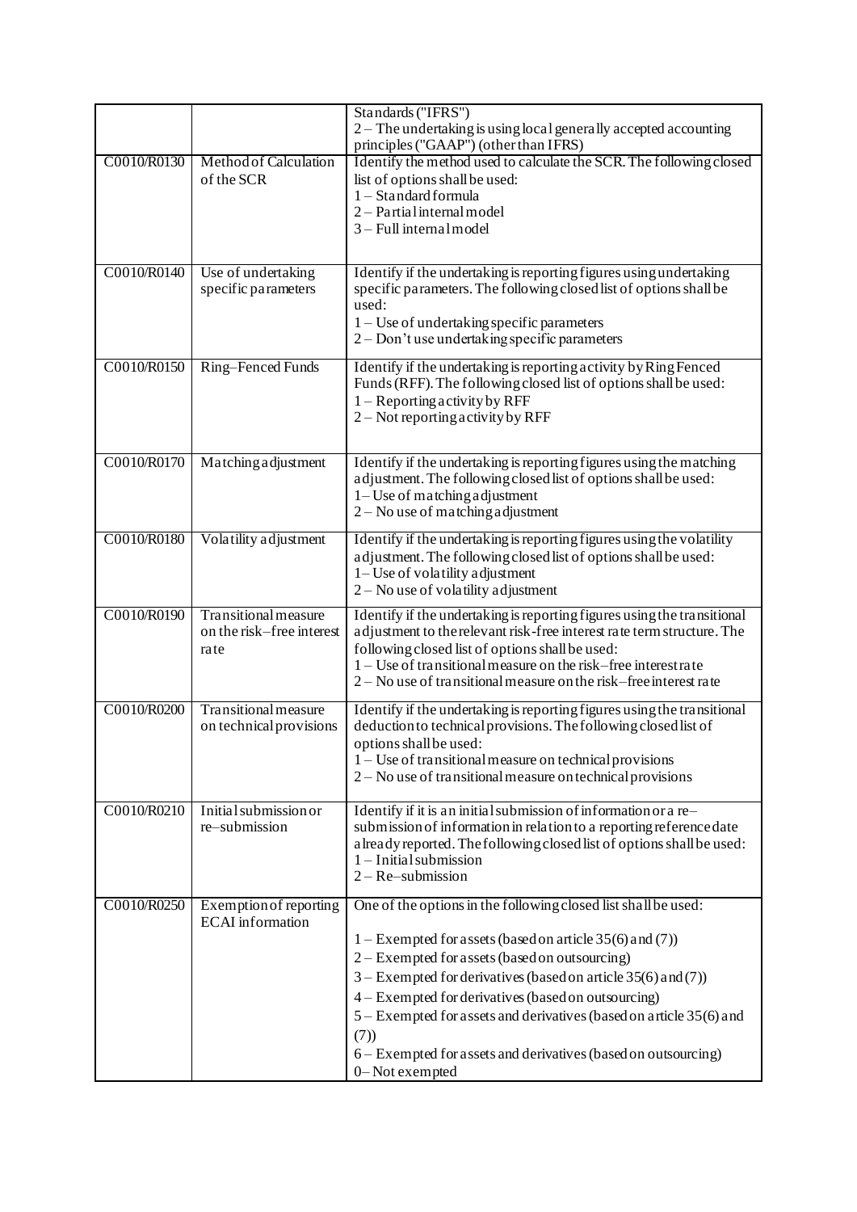| | | |
|---|---|---|
| | | Standards ("IFRS")<br>2 – The undertaking is using local generally accepted accounting principles ("GAAP") (other than IFRS) |
| C0010/R0130 | Method of Calculation of the SCR | Identify the method used to calculate the SCR. The following closed list of options shall be used:<br>1 – Standard formula<br>2 – Partial internal model<br>3 – Full internal model |
| C0010/R0140 | Use of undertaking specific parameters | Identify if the undertaking is reporting figures using undertaking specific parameters. The following closed list of options shall be used:<br>1 – Use of undertaking specific parameters<br>2 – Don't use undertaking specific parameters |
| C0010/R0150 | Ring–Fenced Funds | Identify if the undertaking is reporting activity by Ring Fenced Funds (RFF). The following closed list of options shall be used:<br>1 – Reporting activity by RFF<br>2 – Not reporting activity by RFF |
| C0010/R0170 | Matching adjustment | Identify if the undertaking is reporting figures using the matching adjustment. The following closed list of options shall be used:<br>1– Use of matching adjustment<br>2 – No use of matching adjustment |
| C0010/R0180 | Volatility adjustment | Identify if the undertaking is reporting figures using the volatility adjustment. The following closed list of options shall be used:<br>1– Use of volatility adjustment<br>2 – No use of volatility adjustment |
| C0010/R0190 | Transitional measure on the risk–free interest rate | Identify if the undertaking is reporting figures using the transitional adjustment to the relevant risk-free interest rate term structure. The following closed list of options shall be used:<br>1 – Use of transitional measure on the risk–free interest rate<br>2 – No use of transitional measure on the risk–free interest rate |
| C0010/R0200 | Transitional measure on technical provisions | Identify if the undertaking is reporting figures using the transitional deduction to technical provisions. The following closed list of options shall be used:<br>1 – Use of transitional measure on technical provisions<br>2 – No use of transitional measure on technical provisions |
| C0010/R0210 | Initial submission or re–submission | Identify if it is an initial submission of information or a re–submission of information in relation to a reporting reference date already reported. The following closed list of options shall be used:<br>1 – Initial submission<br>2 – Re–submission |
| C0010/R0250 | Exemption of reporting ECAI information | One of the options in the following closed list shall be used:<br>1 – Exempted for assets (based on article 35(6) and (7))<br>2 – Exempted for assets (based on outsourcing)<br>3 – Exempted for derivatives (based on article 35(6) and (7))<br>4 – Exempted for derivatives (based on outsourcing)<br>5 – Exempted for assets and derivatives (based on article 35(6) and (7))<br>6 – Exempted for assets and derivatives (based on outsourcing)<br>0– Not exempted |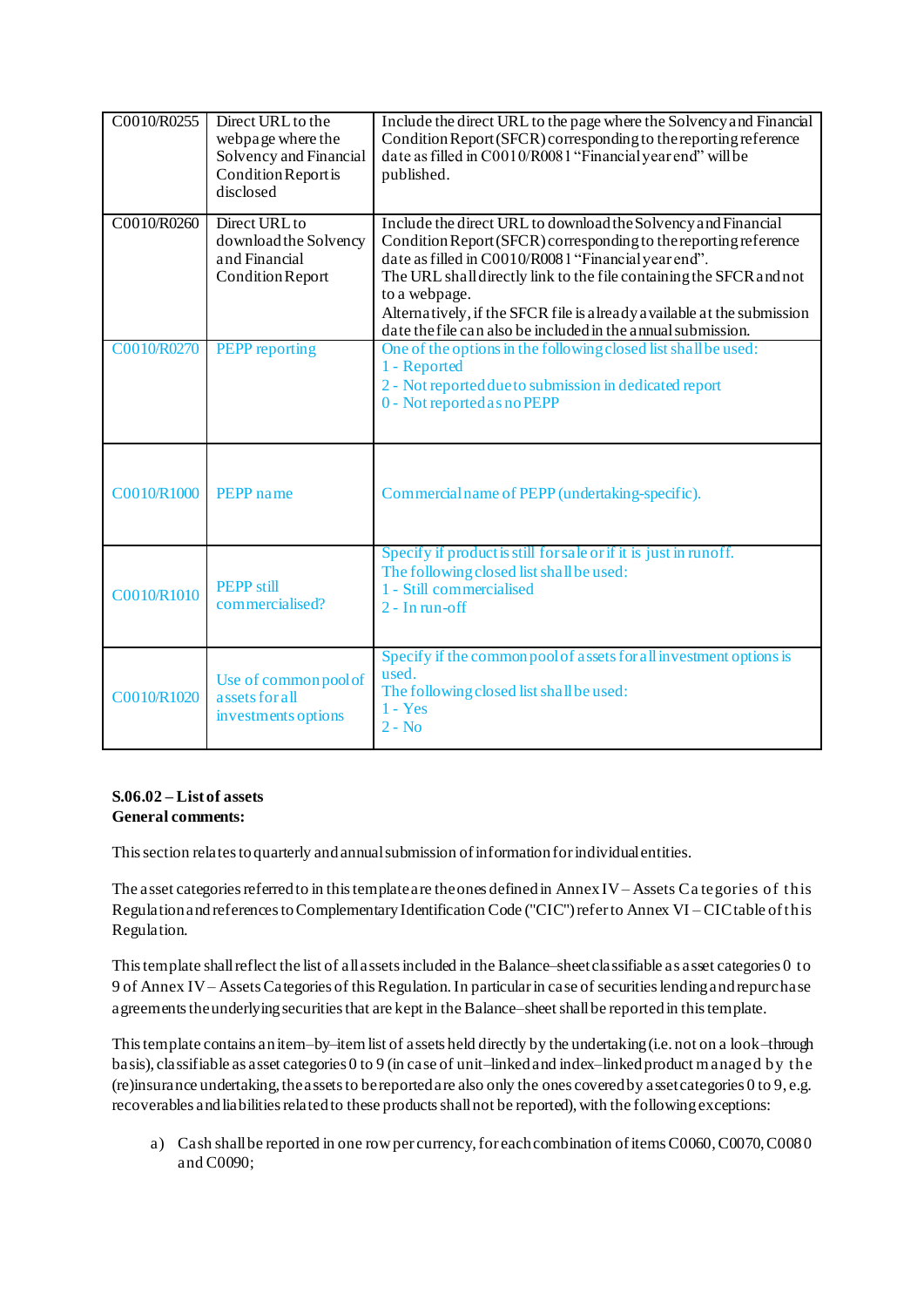| | | |
|---|---|---|
| C0010/R0255 | Direct URL to the webpage where the Solvency and Financial Condition Report is disclosed | Include the direct URL to the page where the Solvency and Financial Condition Report (SFCR) corresponding to the reporting reference date as filled in C0010/R0081 "Financial year end" will be published. |
| C0010/R0260 | Direct URL to download the Solvency and Financial Condition Report | Include the direct URL to download the Solvency and Financial Condition Report (SFCR) corresponding to the reporting reference date as filled in C0010/R0081 "Financial year end".<br>The URL shall directly link to the file containing the SFCR and not to a webpage.<br>Alternatively, if the SFCR file is already available at the submission date the file can also be included in the annual submission. |
| C0010/R0270 | PEPP reporting | One of the options in the following closed list shall be used:<br>1 - Reported<br>2 - Not reported due to submission in dedicated report<br>0 - Not reported as no PEPP |
| C0010/R1000 | PEPP name | Commercial name of PEPP (undertaking-specific). |
| C0010/R1010 | PEPP still commercialised? | Specify if product is still for sale or if it is just in runoff.<br>The following closed list shall be used:<br>1 - Still commercialised<br>2 - In run-off |
| C0010/R1020 | Use of common pool of assets for all investments options | Specify if the common pool of assets for all investment options is used.<br>The following closed list shall be used:<br>1 - Yes<br>2 - No |

**S.06.02 – List of assets**
**General comments:**

This section relates to quarterly and annual submission of information for individual entities.

The asset categories referred to in this template are the ones defined in Annex IV – Assets Categories of this Regulation and references to Complementary Identification Code ("CIC") refer to Annex VI – CIC table of this Regulation.

This template shall reflect the list of all assets included in the Balance–sheet classifiable as asset categories 0 to 9 of Annex IV – Assets Categories of this Regulation. In particular in case of securities lending and repurchase agreements the underlying securities that are kept in the Balance–sheet shall be reported in this template.

This template contains an item–by–item list of assets held directly by the undertaking (i.e. not on a look–through basis), classifiable as asset categories 0 to 9 (in case of unit–linked and index–linked product managed by the (re)insurance undertaking, the assets to be reported are also only the ones covered by asset categories 0 to 9, e.g. recoverables and liabilities related to these products shall not be reported), with the following exceptions:

a) Cash shall be reported in one row per currency, for each combination of items C0060, C0070, C0080 and C0090;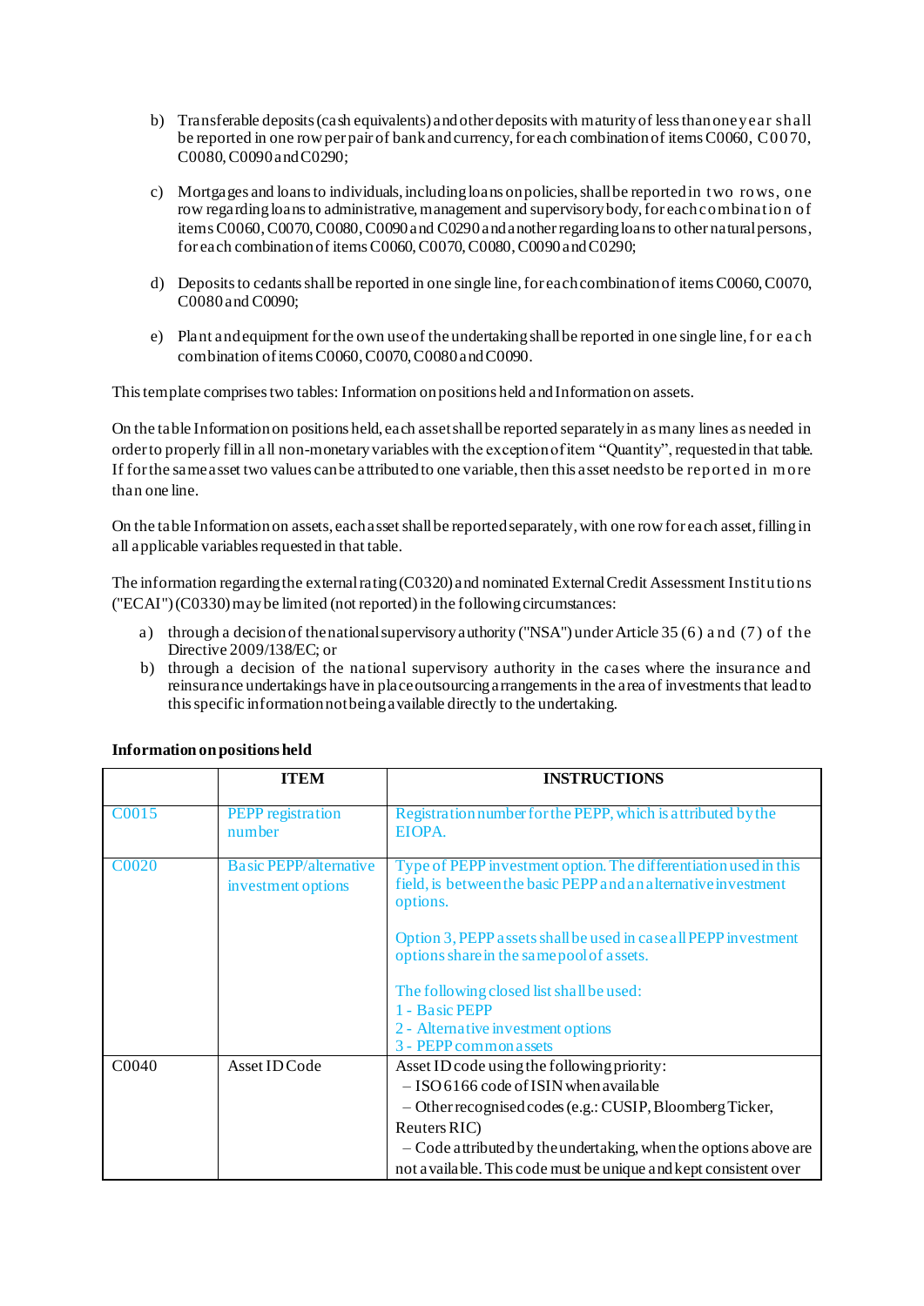b) Transferable deposits (cash equivalents) and other deposits with maturity of less than one year shall be reported in one row per pair of bank and currency, for each combination of items C0060, C0070, C0080, C0090 and C0290;

c) Mortgages and loans to individuals, including loans on policies, shall be reported in two rows, one row regarding loans to administrative, management and supervisory body, for each combination of items C0060, C0070, C0080, C0090 and C0290 and another regarding loans to other natural persons, for each combination of items C0060, C0070, C0080, C0090 and C0290;

d) Deposits to cedants shall be reported in one single line, for each combination of items C0060, C0070, C0080 and C0090;

e) Plant and equipment for the own use of the undertaking shall be reported in one single line, for each combination of items C0060, C0070, C0080 and C0090.

This template comprises two tables: Information on positions held and Information on assets.

On the table Information on positions held, each asset shall be reported separately in as many lines as needed in order to properly fill in all non-monetary variables with the exception of item "Quantity", requested in that table. If for the same asset two values can be attributed to one variable, then this asset needs to be reported in more than one line.

On the table Information on assets, each asset shall be reported separately, with one row for each asset, filling in all applicable variables requested in that table.

The information regarding the external rating (C0320) and nominated External Credit Assessment Institutions ("ECAI") (C0330) may be limited (not reported) in the following circumstances:

a) through a decision of the national supervisory authority ("NSA") under Article 35 (6) and (7) of the Directive 2009/138/EC; or
b) through a decision of the national supervisory authority in the cases where the insurance and reinsurance undertakings have in place outsourcing arrangements in the area of investments that lead to this specific information not being available directly to the undertaking.

**Information on positions held**

| | ITEM | INSTRUCTIONS |
|---|---|---|
| C0015 | PEPP registration number | Registration number for the PEPP, which is attributed by the EIOPA. |
| C0020 | Basic PEPP/alternative investment options | Type of PEPP investment option. The differentiation used in this field, is between the basic PEPP and an alternative investment options.<br><br>Option 3, PEPP assets shall be used in case all PEPP investment options share in the same pool of assets.<br><br>The following closed list shall be used:<br>1 - Basic PEPP<br>2 - Alternative investment options<br>3 - PEPP common assets |
| C0040 | Asset ID Code | Asset ID code using the following priority:<br>– ISO 6166 code of ISIN when available<br>– Other recognised codes (e.g.: CUSIP, Bloomberg Ticker, Reuters RIC)<br>– Code attributed by the undertaking, when the options above are not available. This code must be unique and kept consistent over |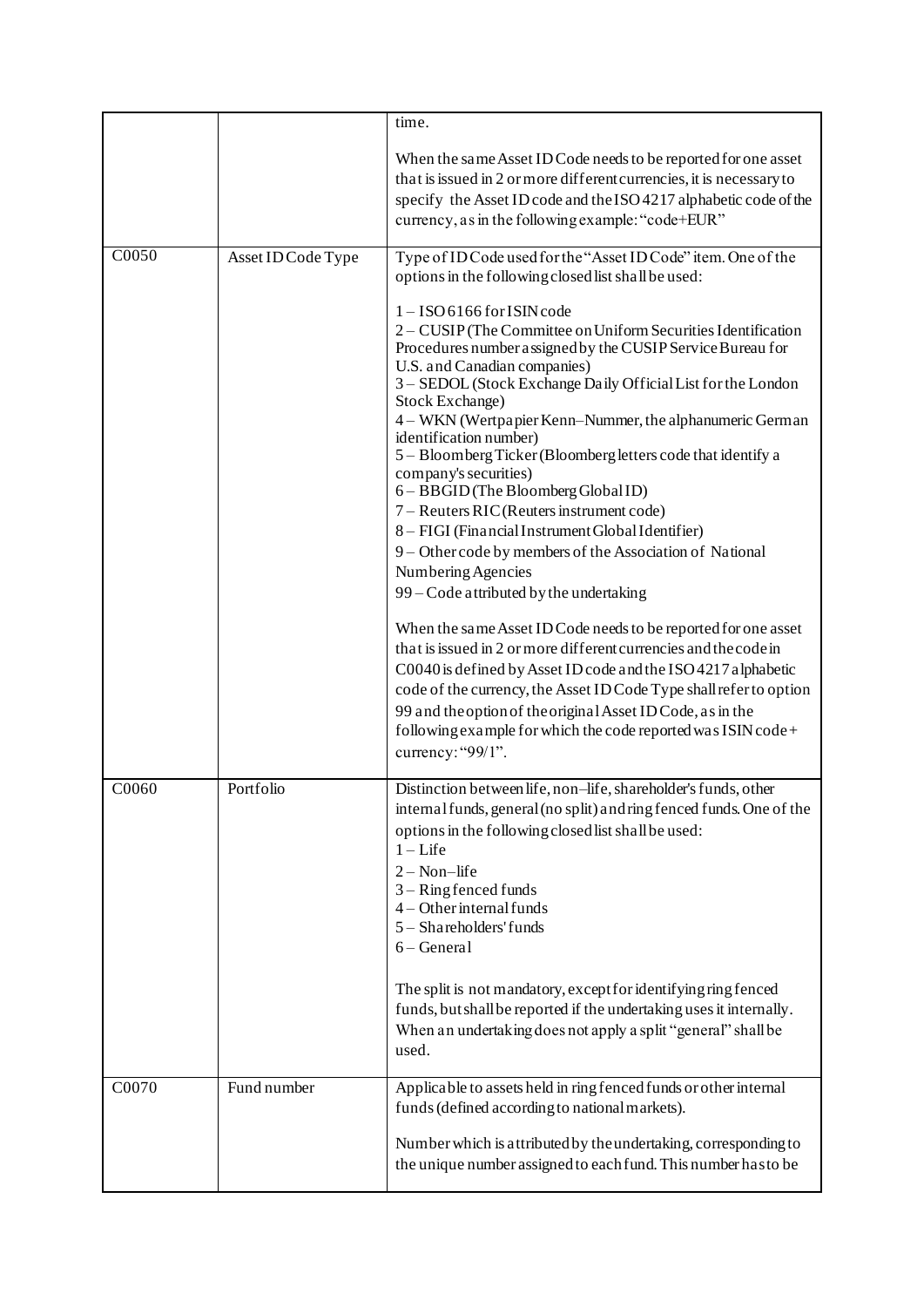|  |  | time.<br><br>When the same Asset ID Code needs to be reported for one asset that is issued in 2 or more different currencies, it is necessary to specify the Asset ID code and the ISO 4217 alphabetic code of the currency, as in the following example: "code+EUR" |
|---|---|---|
| C0050 | Asset ID Code Type | Type of ID Code used for the "Asset ID Code" item. One of the options in the following closed list shall be used:<br><br>1 – ISO 6166 for ISIN code<br>2 – CUSIP (The Committee on Uniform Securities Identification Procedures number assigned by the CUSIP Service Bureau for U.S. and Canadian companies)<br>3 – SEDOL (Stock Exchange Daily Official List for the London Stock Exchange)<br>4 – WKN (Wertpapier Kenn–Nummer, the alphanumeric German identification number)<br>5 – Bloomberg Ticker (Bloomberg letters code that identify a company's securities)<br>6 – BBGID (The Bloomberg Global ID)<br>7 – Reuters RIC (Reuters instrument code)<br>8 – FIGI (Financial Instrument Global Identifier)<br>9 – Other code by members of the Association of National Numbering Agencies<br>99 – Code attributed by the undertaking<br><br>When the same Asset ID Code needs to be reported for one asset that is issued in 2 or more different currencies and the code in C0040 is defined by Asset ID code and the ISO 4217 alphabetic code of the currency, the Asset ID Code Type shall refer to option 99 and the option of the original Asset ID Code, as in the following example for which the code reported was ISIN code + currency: "99/1". |
| C0060 | Portfolio | Distinction between life, non–life, shareholder's funds, other internal funds, general (no split) and ring fenced funds. One of the options in the following closed list shall be used:<br>1 – Life<br>2 – Non–life<br>3 – Ring fenced funds<br>4 – Other internal funds<br>5 – Shareholders' funds<br>6 – General<br><br>The split is not mandatory, except for identifying ring fenced funds, but shall be reported if the undertaking uses it internally. When an undertaking does not apply a split "general" shall be used. |
| C0070 | Fund number | Applicable to assets held in ring fenced funds or other internal funds (defined according to national markets).<br><br>Number which is attributed by the undertaking, corresponding to the unique number assigned to each fund. This number has to be |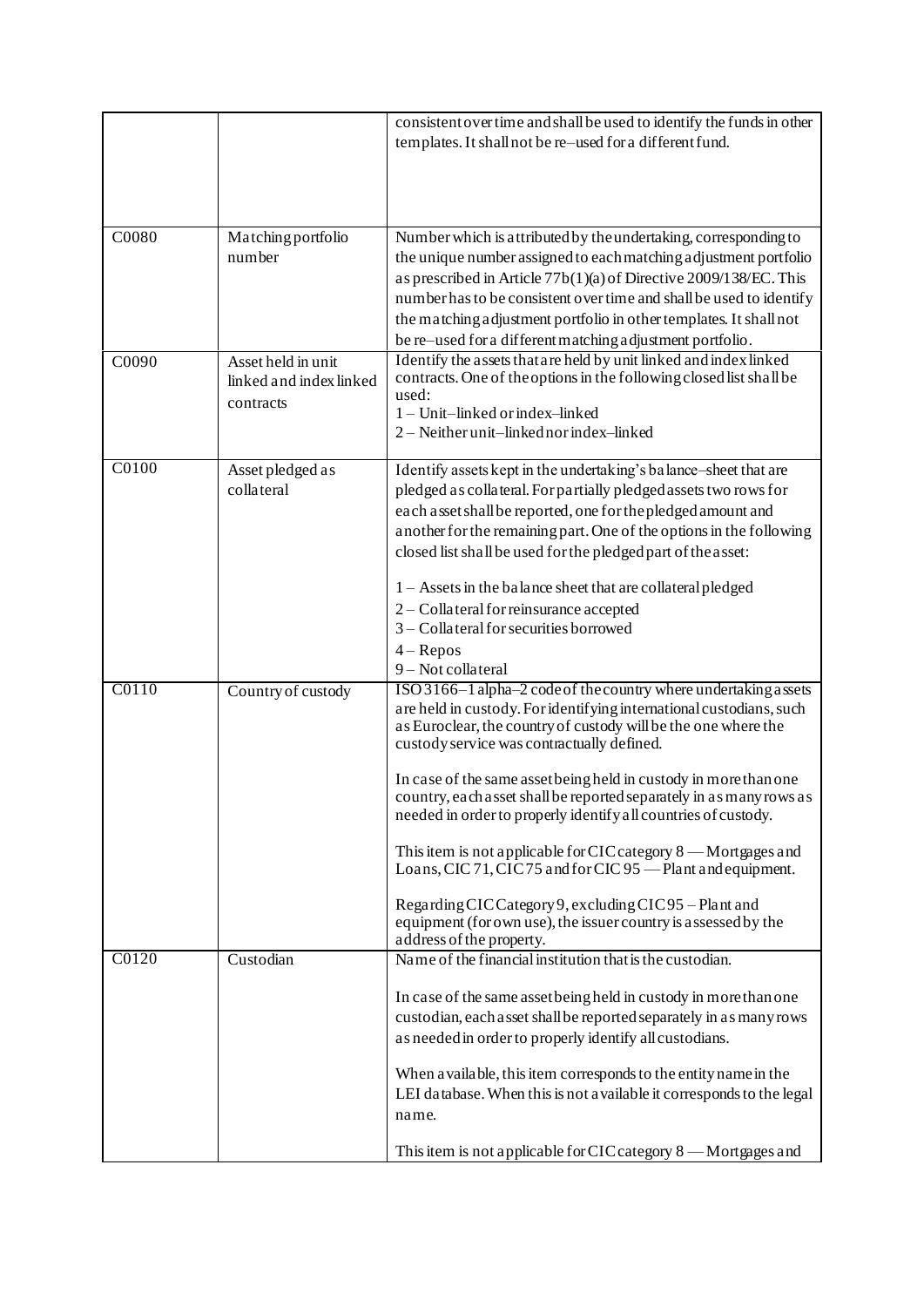| | | |
|---|---|---|
| | | consistent over time and shall be used to identify the funds in other templates. It shall not be re–used for a different fund. |
| C0080 | Matching portfolio number | Number which is attributed by the undertaking, corresponding to the unique number assigned to each matching adjustment portfolio as prescribed in Article 77b(1)(a) of Directive 2009/138/EC. This number has to be consistent over time and shall be used to identify the matching adjustment portfolio in other templates. It shall not be re–used for a different matching adjustment portfolio. |
| C0090 | Asset held in unit linked and index linked contracts | Identify the assets that are held by unit linked and index linked contracts. One of the options in the following closed list shall be used:<br>1 – Unit–linked or index–linked<br>2 – Neither unit–linked nor index–linked |
| C0100 | Asset pledged as collateral | Identify assets kept in the undertaking's balance–sheet that are pledged as collateral. For partially pledged assets two rows for each asset shall be reported, one for the pledged amount and another for the remaining part. One of the options in the following closed list shall be used for the pledged part of the asset:<br><br>1 – Assets in the balance sheet that are collateral pledged<br>2 – Collateral for reinsurance accepted<br>3 – Collateral for securities borrowed<br>4 – Repos<br>9 – Not collateral |
| C0110 | Country of custody | ISO 3166–1 alpha–2 code of the country where undertaking assets are held in custody. For identifying international custodians, such as Euroclear, the country of custody will be the one where the custody service was contractually defined.<br><br>In case of the same asset being held in custody in more than one country, each asset shall be reported separately in as many rows as needed in order to properly identify all countries of custody.<br><br>This item is not applicable for CIC category 8 — Mortgages and Loans, CIC 71, CIC 75 and for CIC 95 — Plant and equipment.<br><br>Regarding CIC Category 9, excluding CIC 95 – Plant and equipment (for own use), the issuer country is assessed by the address of the property. |
| C0120 | Custodian | Name of the financial institution that is the custodian.<br><br>In case of the same asset being held in custody in more than one custodian, each asset shall be reported separately in as many rows as needed in order to properly identify all custodians.<br><br>When available, this item corresponds to the entity name in the LEI database. When this is not available it corresponds to the legal name.<br><br>This item is not applicable for CIC category 8 — Mortgages and |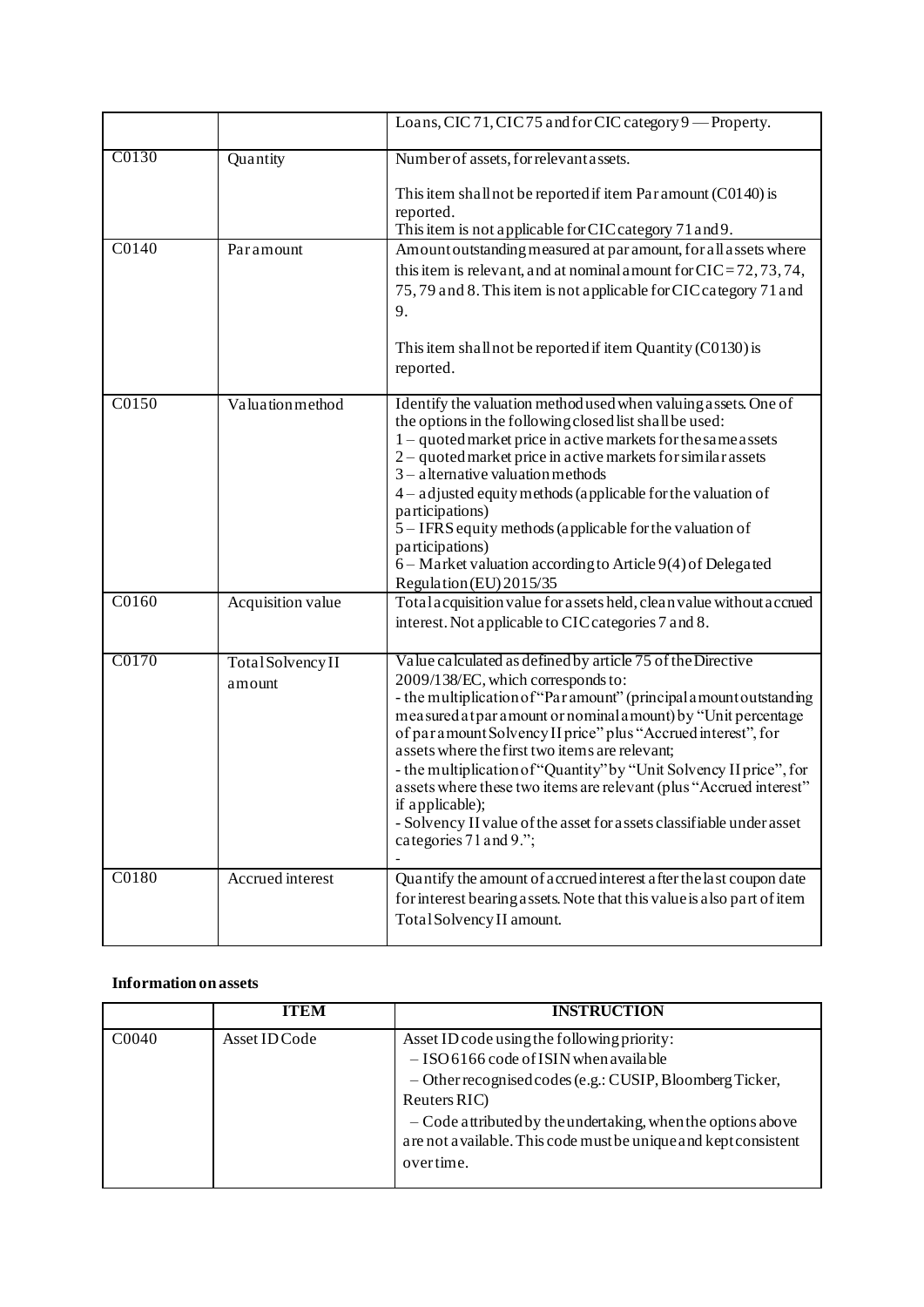| | | |
|---|---|---|
| | | Loans, CIC 71, CIC 75 and for CIC category 9 — Property. |
| C0130 | Quantity | Number of assets, for relevant assets.<br><br>This item shall not be reported if item Par amount (C0140) is reported.<br>This item is not applicable for CIC category 71 and 9. |
| C0140 | Par amount | Amount outstanding measured at par amount, for all assets where this item is relevant, and at nominal amount for CIC = 72, 73, 74, 75, 79 and 8. This item is not applicable for CIC category 71 and 9.<br><br>This item shall not be reported if item Quantity (C0130) is reported. |
| C0150 | Valuation method | Identify the valuation method used when valuing assets. One of the options in the following closed list shall be used:<br>1 – quoted market price in active markets for the same assets<br>2 – quoted market price in active markets for similar assets<br>3 – alternative valuation methods<br>4 – adjusted equity methods (applicable for the valuation of participations)<br>5 – IFRS equity methods (applicable for the valuation of participations)<br>6 – Market valuation according to Article 9(4) of Delegated Regulation (EU) 2015/35 |
| C0160 | Acquisition value | Total acquisition value for assets held, clean value without accrued interest. Not applicable to CIC categories 7 and 8. |
| C0170 | Total Solvency II amount | Value calculated as defined by article 75 of the Directive 2009/138/EC, which corresponds to:<br>- the multiplication of "Par amount" (principal amount outstanding measured at par amount or nominal amount) by "Unit percentage of par amount Solvency II price" plus "Accrued interest", for assets where the first two items are relevant;<br>- the multiplication of "Quantity" by "Unit Solvency II price", for assets where these two items are relevant (plus "Accrued interest" if applicable);<br>- Solvency II value of the asset for assets classifiable under asset categories 71 and 9.";<br>- |
| C0180 | Accrued interest | Quantify the amount of accrued interest after the last coupon date for interest bearing assets. Note that this value is also part of item Total Solvency II amount. |

**Information on assets**

| | ITEM | INSTRUCTION |
|---|---|---|
| C0040 | Asset ID Code | Asset ID code using the following priority:<br>– ISO 6166 code of ISIN when available<br>– Other recognised codes (e.g.: CUSIP, Bloomberg Ticker, Reuters RIC)<br>– Code attributed by the undertaking, when the options above are not available. This code must be unique and kept consistent over time. |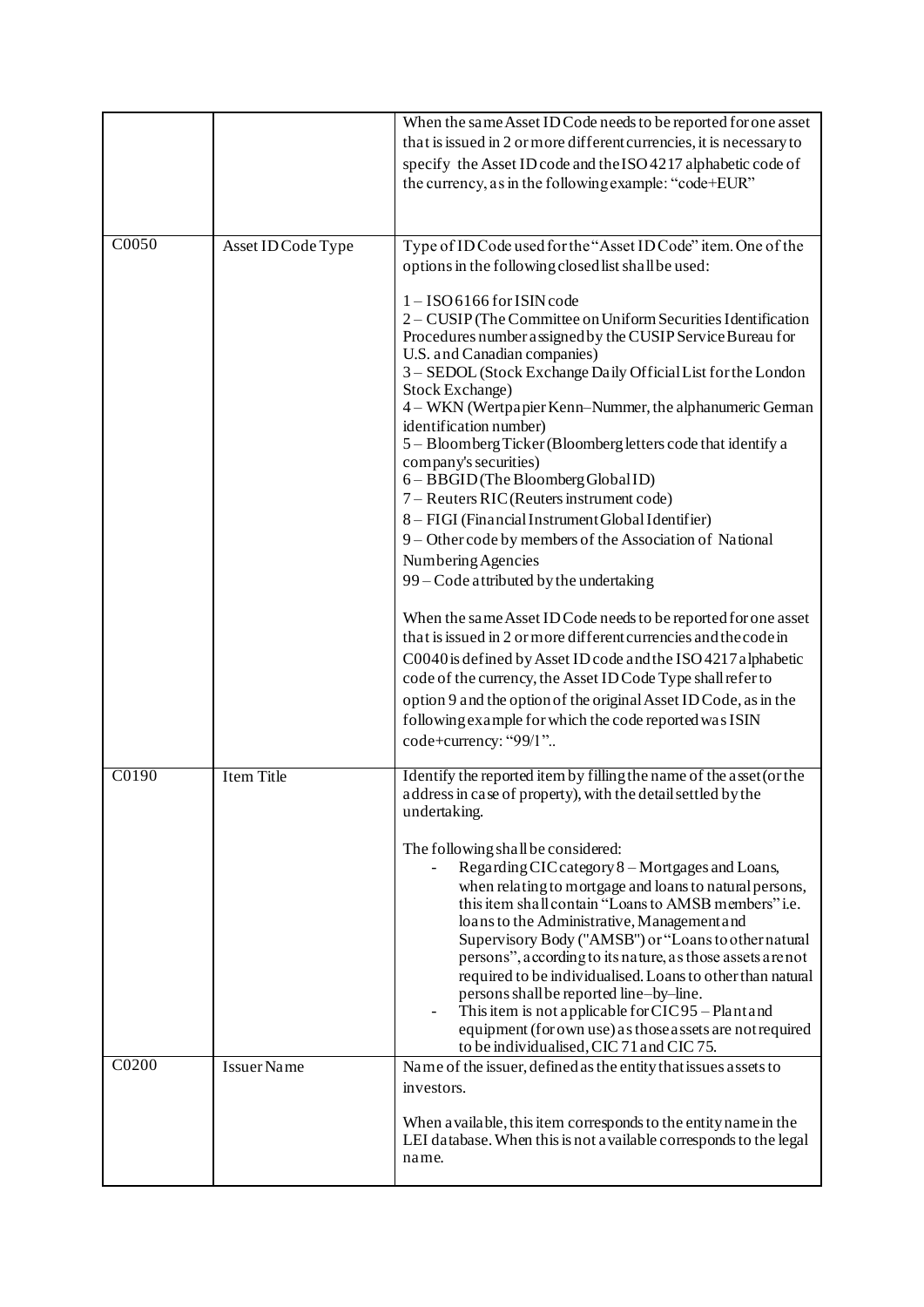| | | |
|---|---|---|
| | | When the same Asset ID Code needs to be reported for one asset that is issued in 2 or more different currencies, it is necessary to specify the Asset ID code and the ISO 4217 alphabetic code of the currency, as in the following example: "code+EUR" |
| C0050 | Asset ID Code Type | Type of ID Code used for the "Asset ID Code" item. One of the options in the following closed list shall be used:<br><br>1 – ISO 6166 for ISIN code<br>2 – CUSIP (The Committee on Uniform Securities Identification Procedures number assigned by the CUSIP Service Bureau for U.S. and Canadian companies)<br>3 – SEDOL (Stock Exchange Daily Official List for the London Stock Exchange)<br>4 – WKN (Wertpapier Kenn–Nummer, the alphanumeric German identification number)<br>5 – Bloomberg Ticker (Bloomberg letters code that identify a company's securities)<br>6 – BBGID (The Bloomberg Global ID)<br>7 – Reuters RIC (Reuters instrument code)<br>8 – FIGI (Financial Instrument Global Identifier)<br>9 – Other code by members of the Association of National Numbering Agencies<br>99 – Code attributed by the undertaking<br><br>When the same Asset ID Code needs to be reported for one asset that is issued in 2 or more different currencies and the code in C0040 is defined by Asset ID code and the ISO 4217 alphabetic code of the currency, the Asset ID Code Type shall refer to option 9 and the option of the original Asset ID Code, as in the following example for which the code reported was ISIN code+currency: "99/1".. |
| C0190 | Item Title | Identify the reported item by filling the name of the asset (or the address in case of property), with the detail settled by the undertaking.<br><br>The following shall be considered:<br>- Regarding CIC category 8 – Mortgages and Loans, when relating to mortgage and loans to natural persons, this item shall contain "Loans to AMSB members" i.e. loans to the Administrative, Management and Supervisory Body ("AMSB") or "Loans to other natural persons", according to its nature, as those assets are not required to be individualised. Loans to other than natural persons shall be reported line–by–line.<br>- This item is not applicable for CIC 95 – Plant and equipment (for own use) as those assets are not required to be individualised, CIC 71 and CIC 75. |
| C0200 | Issuer Name | Name of the issuer, defined as the entity that issues assets to investors.<br><br>When available, this item corresponds to the entity name in the LEI database. When this is not available corresponds to the legal name. |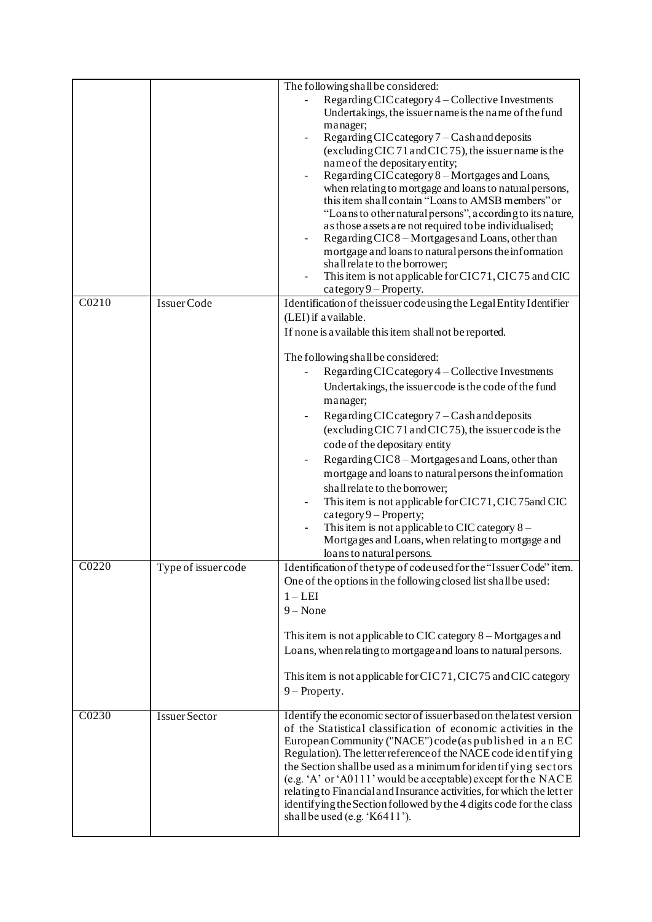| | | |
|---|---|---|
| | | The following shall be considered:<br>- Regarding CIC category 4 – Collective Investments Undertakings, the issuer name is the name of the fund manager;<br>- Regarding CIC category 7 – Cash and deposits (excluding CIC 71 and CIC 75), the issuer name is the name of the depositary entity;<br>- Regarding CIC category 8 – Mortgages and Loans, when relating to mortgage and loans to natural persons, this item shall contain "Loans to AMSB members" or "Loans to other natural persons", according to its nature, as those assets are not required to be individualised;<br>- Regarding CIC 8 – Mortgages and Loans, other than mortgage and loans to natural persons the information shall relate to the borrower;<br>- This item is not applicable for CIC 71, CIC 75 and CIC category 9 – Property. |
| C0210 | Issuer Code | Identification of the issuer code using the Legal Entity Identifier (LEI) if available.<br>If none is available this item shall not be reported.<br><br>The following shall be considered:<br>- Regarding CIC category 4 – Collective Investments Undertakings, the issuer code is the code of the fund manager;<br>- Regarding CIC category 7 – Cash and deposits (excluding CIC 71 and CIC 75), the issuer code is the code of the depositary entity<br>- Regarding CIC 8 – Mortgages and Loans, other than mortgage and loans to natural persons the information shall relate to the borrower;<br>- This item is not applicable for CIC 71, CIC 75and CIC category 9 – Property;<br>- This item is not applicable to CIC category 8 – Mortgages and Loans, when relating to mortgage and loans to natural persons. |
| C0220 | Type of issuer code | Identification of the type of code used for the "Issuer Code" item. One of the options in the following closed list shall be used:<br>1 – LEI<br>9 – None<br><br>This item is not applicable to CIC category 8 – Mortgages and Loans, when relating to mortgage and loans to natural persons.<br><br>This item is not applicable for CIC 71, CIC 75 and CIC category 9 – Property. |
| C0230 | Issuer Sector | Identify the economic sector of issuer based on the latest version of the Statistical classification of economic activities in the European Community ("NACE") code (as published in an EC Regulation). The letter reference of the NACE code identifying the Section shall be used as a minimum for identifying sectors (e.g. 'A' or 'A0111' would be acceptable) except for the NACE relating to Financial and Insurance activities, for which the letter identifying the Section followed by the 4 digits code for the class shall be used (e.g. 'K6411'). |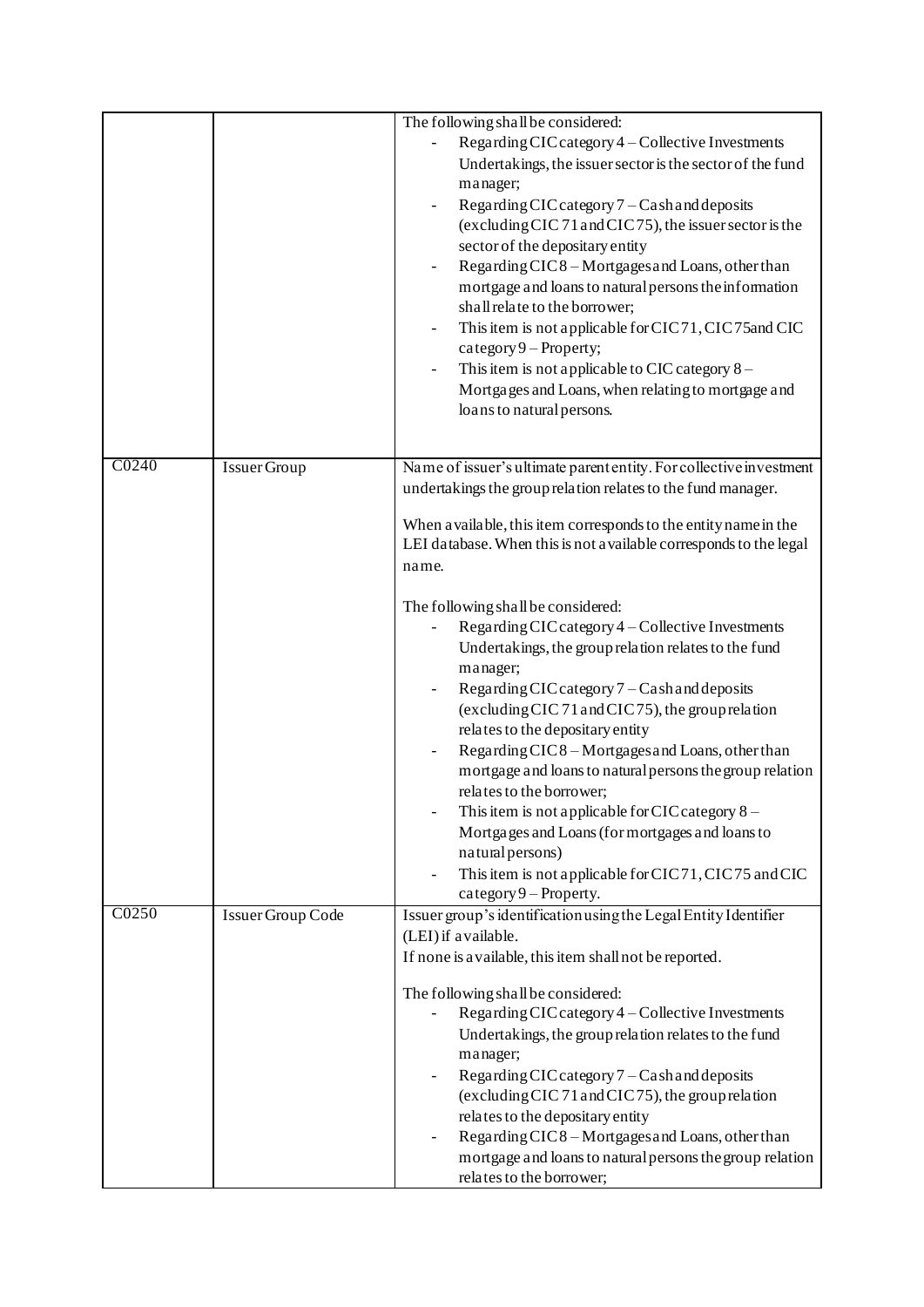| | | |
|---|---|---|
| | | The following shall be considered:<br>- Regarding CIC category 4 – Collective Investments Undertakings, the issuer sector is the sector of the fund manager;<br>- Regarding CIC category 7 – Cash and deposits (excluding CIC 71 and CIC 75), the issuer sector is the sector of the depositary entity<br>- Regarding CIC 8 – Mortgages and Loans, other than mortgage and loans to natural persons the information shall relate to the borrower;<br>- This item is not applicable for CIC 71, CIC 75and CIC category 9 – Property;<br>- This item is not applicable to CIC category 8 – Mortgages and Loans, when relating to mortgage and loans to natural persons. |
| C0240 | Issuer Group | Name of issuer's ultimate parent entity. For collective investment undertakings the group relation relates to the fund manager.<br><br>When available, this item corresponds to the entity name in the LEI database. When this is not available corresponds to the legal name.<br><br>The following shall be considered:<br>- Regarding CIC category 4 – Collective Investments Undertakings, the group relation relates to the fund manager;<br>- Regarding CIC category 7 – Cash and deposits (excluding CIC 71 and CIC 75), the group relation relates to the depositary entity<br>- Regarding CIC 8 – Mortgages and Loans, other than mortgage and loans to natural persons the group relation relates to the borrower;<br>- This item is not applicable for CIC category 8 – Mortgages and Loans (for mortgages and loans to natural persons)<br>- This item is not applicable for CIC 71, CIC 75 and CIC category 9 – Property. |
| C0250 | Issuer Group Code | Issuer group's identification using the Legal Entity Identifier (LEI) if available.<br>If none is available, this item shall not be reported.<br><br>The following shall be considered:<br>- Regarding CIC category 4 – Collective Investments Undertakings, the group relation relates to the fund manager;<br>- Regarding CIC category 7 – Cash and deposits (excluding CIC 71 and CIC 75), the group relation relates to the depositary entity<br>- Regarding CIC 8 – Mortgages and Loans, other than mortgage and loans to natural persons the group relation relates to the borrower; |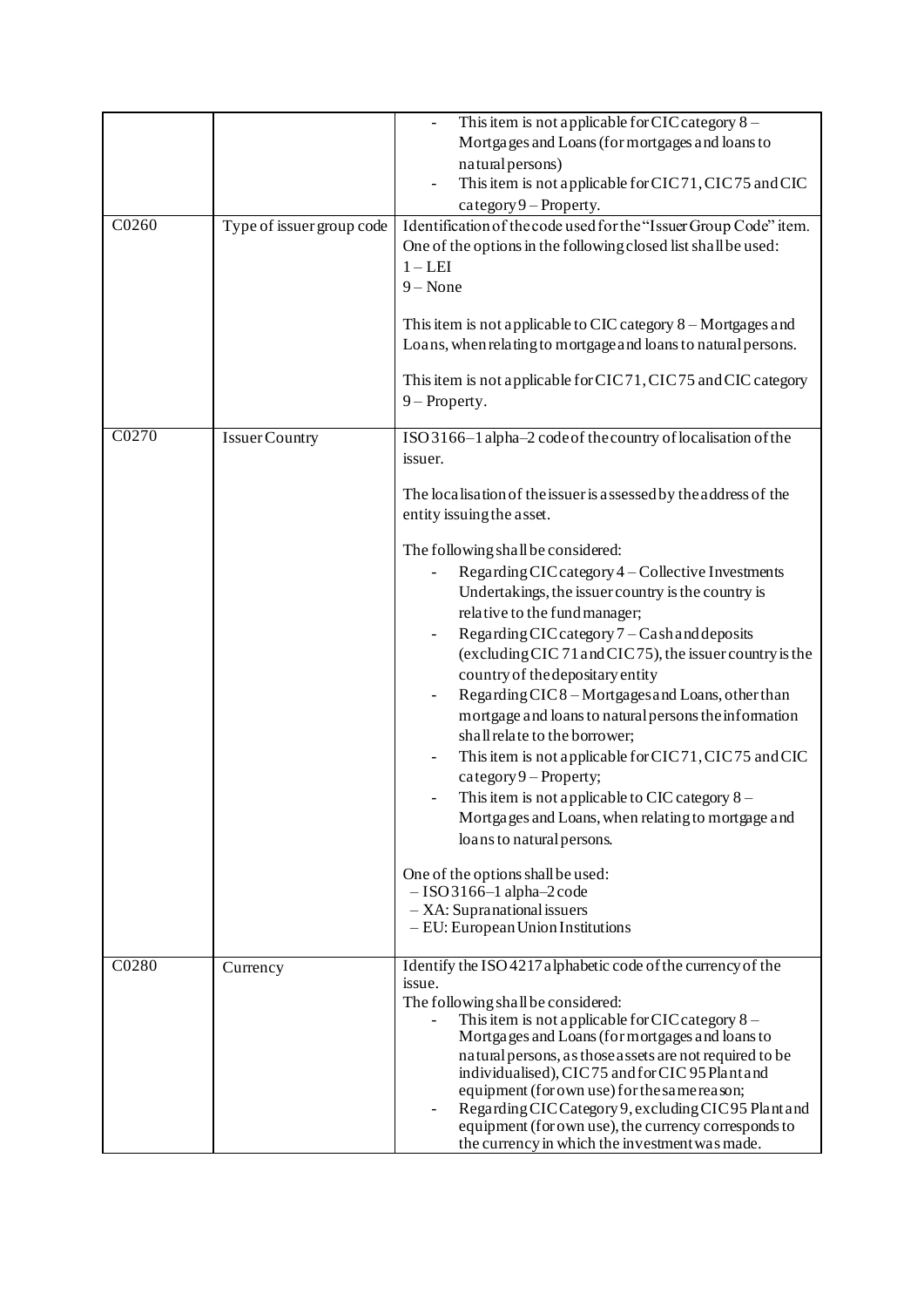| | | |
|---|---|---|
| | | - This item is not applicable for CIC category 8 – Mortgages and Loans (for mortgages and loans to natural persons)<br>- This item is not applicable for CIC 71, CIC 75 and CIC category 9 – Property. |
| C0260 | Type of issuer group code | Identification of the code used for the "Issuer Group Code" item. One of the options in the following closed list shall be used:<br>1 – LEI<br>9 – None<br><br>This item is not applicable to CIC category 8 – Mortgages and Loans, when relating to mortgage and loans to natural persons.<br><br>This item is not applicable for CIC 71, CIC 75 and CIC category 9 – Property. |
| C0270 | Issuer Country | ISO 3166–1 alpha–2 code of the country of localisation of the issuer.<br><br>The localisation of the issuer is assessed by the address of the entity issuing the asset.<br><br>The following shall be considered:<br>- Regarding CIC category 4 – Collective Investments Undertakings, the issuer country is the country is relative to the fund manager;<br>- Regarding CIC category 7 – Cash and deposits (excluding CIC 71 and CIC 75), the issuer country is the country of the depositary entity<br>- Regarding CIC 8 – Mortgages and Loans, other than mortgage and loans to natural persons the information shall relate to the borrower;<br>- This item is not applicable for CIC 71, CIC 75 and CIC category 9 – Property;<br>- This item is not applicable to CIC category 8 – Mortgages and Loans, when relating to mortgage and loans to natural persons.<br><br>One of the options shall be used:<br>– ISO 3166–1 alpha–2 code<br>– XA: Supranational issuers<br>– EU: European Union Institutions |
| C0280 | Currency | Identify the ISO 4217 alphabetic code of the currency of the issue.<br>The following shall be considered:<br>- This item is not applicable for CIC category 8 – Mortgages and Loans (for mortgages and loans to natural persons, as those assets are not required to be individualised), CIC 75 and for CIC 95 Plant and equipment (for own use) for the same reason;<br>- Regarding CIC Category 9, excluding CIC 95 Plant and equipment (for own use), the currency corresponds to the currency in which the investment was made. |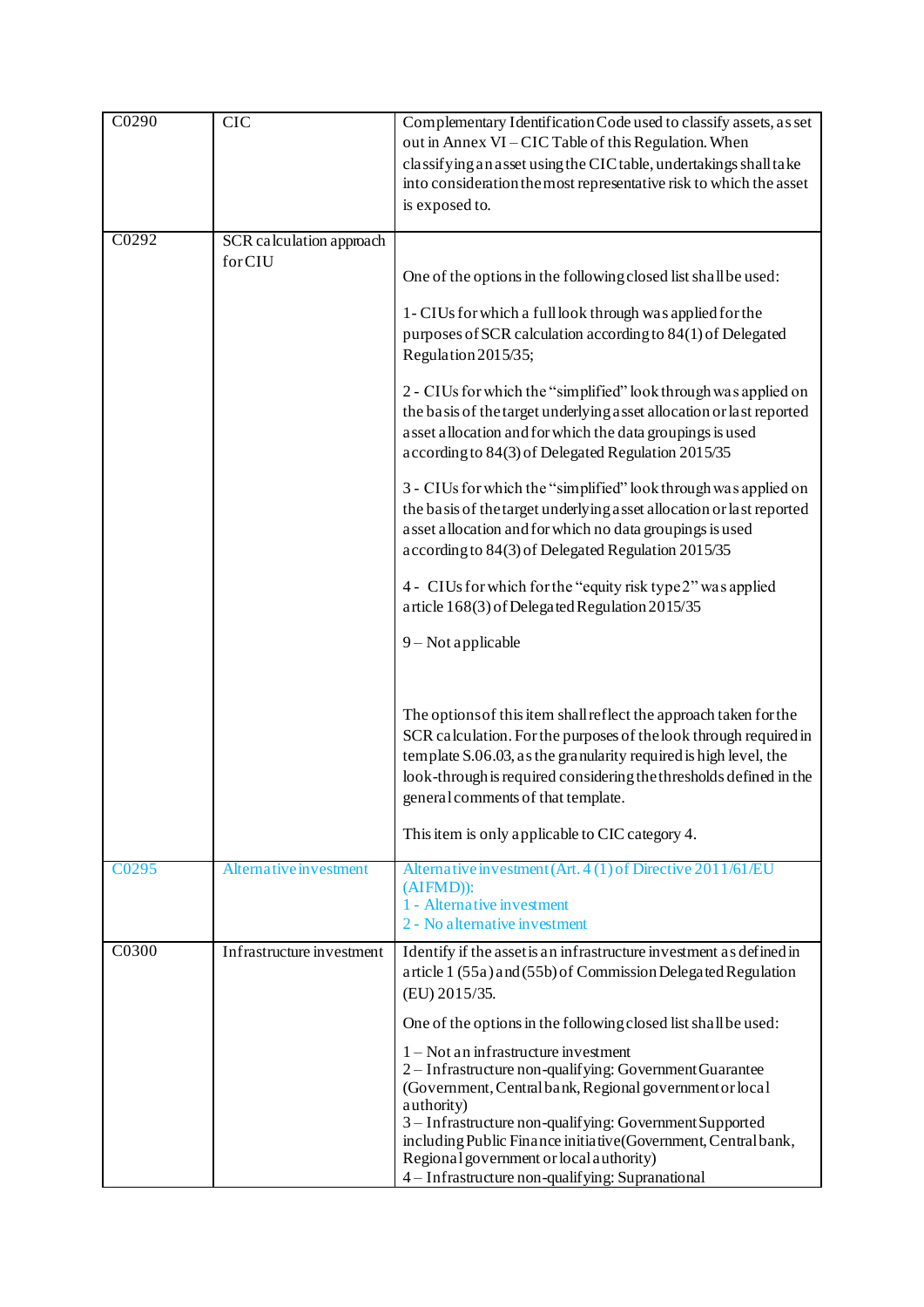| | | |
|---|---|---|
| C0290 | CIC | Complementary Identification Code used to classify assets, as set out in Annex VI – CIC Table of this Regulation. When classifying an asset using the CIC table, undertakings shall take into consideration the most representative risk to which the asset is exposed to. |
| C0292 | SCR calculation approach for CIU | One of the options in the following closed list shall be used:<br><br>1- CIUs for which a full look through was applied for the purposes of SCR calculation according to 84(1) of Delegated Regulation 2015/35;<br><br>2 - CIUs for which the "simplified" look through was applied on the basis of the target underlying asset allocation or last reported asset allocation and for which the data groupings is used according to 84(3) of Delegated Regulation 2015/35<br><br>3 - CIUs for which the "simplified" look through was applied on the basis of the target underlying asset allocation or last reported asset allocation and for which no data groupings is used according to 84(3) of Delegated Regulation 2015/35<br><br>4 - CIUs for which for the "equity risk type 2" was applied article 168(3) of Delegated Regulation 2015/35<br><br>9 – Not applicable<br><br>The options of this item shall reflect the approach taken for the SCR calculation. For the purposes of the look through required in template S.06.03, as the granularity required is high level, the look-through is required considering the thresholds defined in the general comments of that template.<br><br>This item is only applicable to CIC category 4. |
| C0295 | Alternative investment | Alternative investment (Art. 4 (1) of Directive 2011/61/EU (AIFMD)):<br>1 - Alternative investment<br>2 - No alternative investment |
| C0300 | Infrastructure investment | Identify if the asset is an infrastructure investment as defined in article 1 (55a) and (55b) of Commission Delegated Regulation (EU) 2015/35.<br><br>One of the options in the following closed list shall be used:<br><br>1 – Not an infrastructure investment<br>2 – Infrastructure non-qualifying: Government Guarantee (Government, Central bank, Regional government or local authority)<br>3 – Infrastructure non-qualifying: Government Supported including Public Finance initiative (Government, Central bank, Regional government or local authority)<br>4 – Infrastructure non-qualifying: Supranational |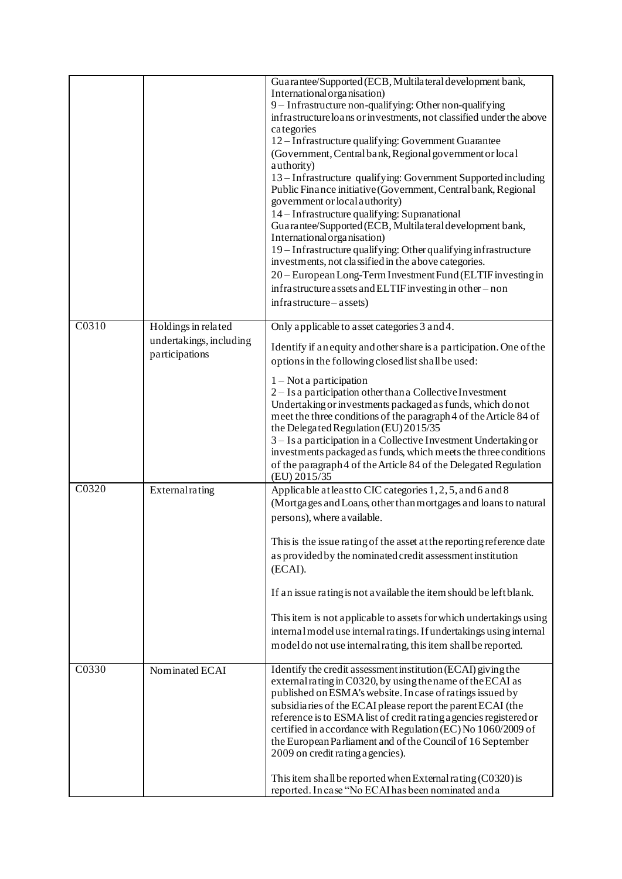| | | Guarantee/Supported (ECB, Multilateral development bank, International organisation)<br>9 – Infrastructure non-qualifying: Other non-qualifying infrastructure loans or investments, not classified under the above categories<br>12 – Infrastructure qualifying: Government Guarantee (Government, Central bank, Regional government or local authority)<br>13 – Infrastructure qualifying: Government Supported including Public Finance initiative (Government, Central bank, Regional government or local authority)<br>14 – Infrastructure qualifying: Supranational Guarantee/Supported (ECB, Multilateral development bank, International organisation)<br>19 – Infrastructure qualifying: Other qualifying infrastructure investments, not classified in the above categories.<br>20 – European Long-Term Investment Fund (ELTIF investing in infrastructure assets and ELTIF investing in other – non infrastructure – assets) |
|---|---|---|
| C0310 | Holdings in related undertakings, including participations | Only applicable to asset categories 3 and 4.<br><br>Identify if an equity and other share is a participation. One of the options in the following closed list shall be used:<br><br>1 – Not a participation<br>2 – Is a participation other than a Collective Investment Undertaking or investments packaged as funds, which do not meet the three conditions of the paragraph 4 of the Article 84 of the Delegated Regulation (EU) 2015/35<br>3 – Is a participation in a Collective Investment Undertaking or investments packaged as funds, which meets the three conditions of the paragraph 4 of the Article 84 of the Delegated Regulation (EU) 2015/35 |
| C0320 | External rating | Applicable at least to CIC categories 1, 2, 5, and 6 and 8 (Mortgages and Loans, other than mortgages and loans to natural persons), where available.<br><br>This is the issue rating of the asset at the reporting reference date as provided by the nominated credit assessment institution (ECAI).<br><br>If an issue rating is not available the item should be left blank.<br><br>This item is not applicable to assets for which undertakings using internal model use internal ratings. If undertakings using internal model do not use internal rating, this item shall be reported. |
| C0330 | Nominated ECAI | Identify the credit assessment institution (ECAI) giving the external rating in C0320, by using the name of the ECAI as published on ESMA's website. In case of ratings issued by subsidiaries of the ECAI please report the parent ECAI (the reference is to ESMA list of credit rating agencies registered or certified in accordance with Regulation (EC) No 1060/2009 of the European Parliament and of the Council of 16 September 2009 on credit rating agencies).<br><br>This item shall be reported when External rating (C0320) is reported. In case "No ECAI has been nominated and a |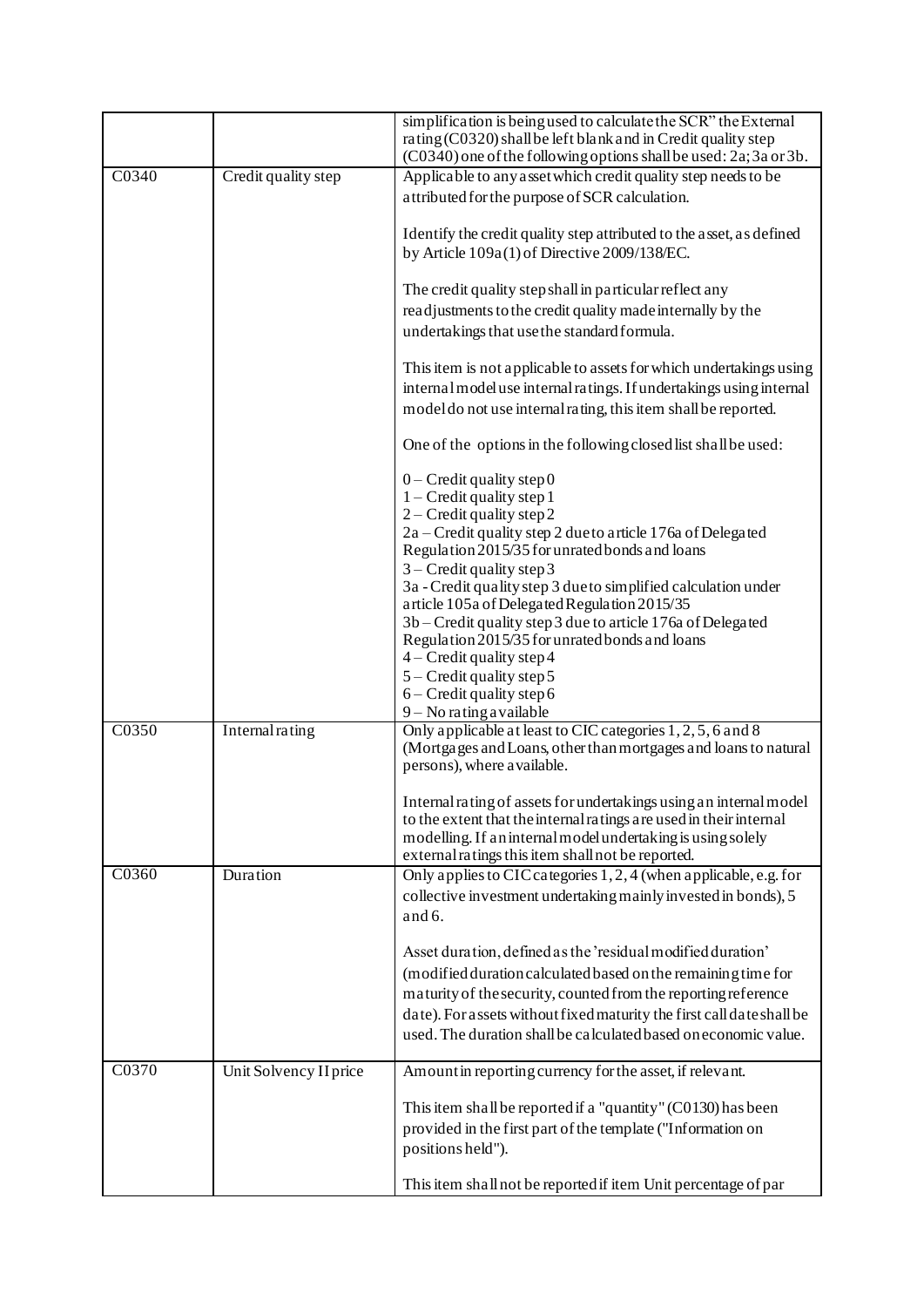| | | |
|---|---|---|
| | | simplification is being used to calculate the SCR" the External rating (C0320) shall be left blank and in Credit quality step (C0340) one of the following options shall be used: 2a; 3a or 3b. |
| C0340 | Credit quality step | Applicable to any asset which credit quality step needs to be attributed for the purpose of SCR calculation.<br><br>Identify the credit quality step attributed to the asset, as defined by Article 109a(1) of Directive 2009/138/EC.<br><br>The credit quality step shall in particular reflect any readjustments to the credit quality made internally by the undertakings that use the standard formula.<br><br>This item is not applicable to assets for which undertakings using internal model use internal ratings. If undertakings using internal model do not use internal rating, this item shall be reported.<br><br>One of the options in the following closed list shall be used:<br><br>0 – Credit quality step 0<br>1 – Credit quality step 1<br>2 – Credit quality step 2<br>2a – Credit quality step 2 due to article 176a of Delegated Regulation 2015/35 for unrated bonds and loans<br>3 – Credit quality step 3<br>3a - Credit quality step 3 due to simplified calculation under article 105a of Delegated Regulation 2015/35<br>3b – Credit quality step 3 due to article 176a of Delegated Regulation 2015/35 for unrated bonds and loans<br>4 – Credit quality step 4<br>5 – Credit quality step 5<br>6 – Credit quality step 6<br>9 – No rating available |
| C0350 | Internal rating | Only applicable at least to CIC categories 1, 2, 5, 6 and 8 (Mortgages and Loans, other than mortgages and loans to natural persons), where available.<br><br>Internal rating of assets for undertakings using an internal model to the extent that the internal ratings are used in their internal modelling. If an internal model undertaking is using solely external ratings this item shall not be reported. |
| C0360 | Duration | Only applies to CIC categories 1, 2, 4 (when applicable, e.g. for collective investment undertaking mainly invested in bonds), 5 and 6.<br><br>Asset duration, defined as the 'residual modified duration' (modified duration calculated based on the remaining time for maturity of the security, counted from the reporting reference date). For assets without fixed maturity the first call date shall be used. The duration shall be calculated based on economic value. |
| C0370 | Unit Solvency II price | Amount in reporting currency for the asset, if relevant.<br><br>This item shall be reported if a "quantity" (C0130) has been provided in the first part of the template ("Information on positions held").<br><br>This item shall not be reported if item Unit percentage of par |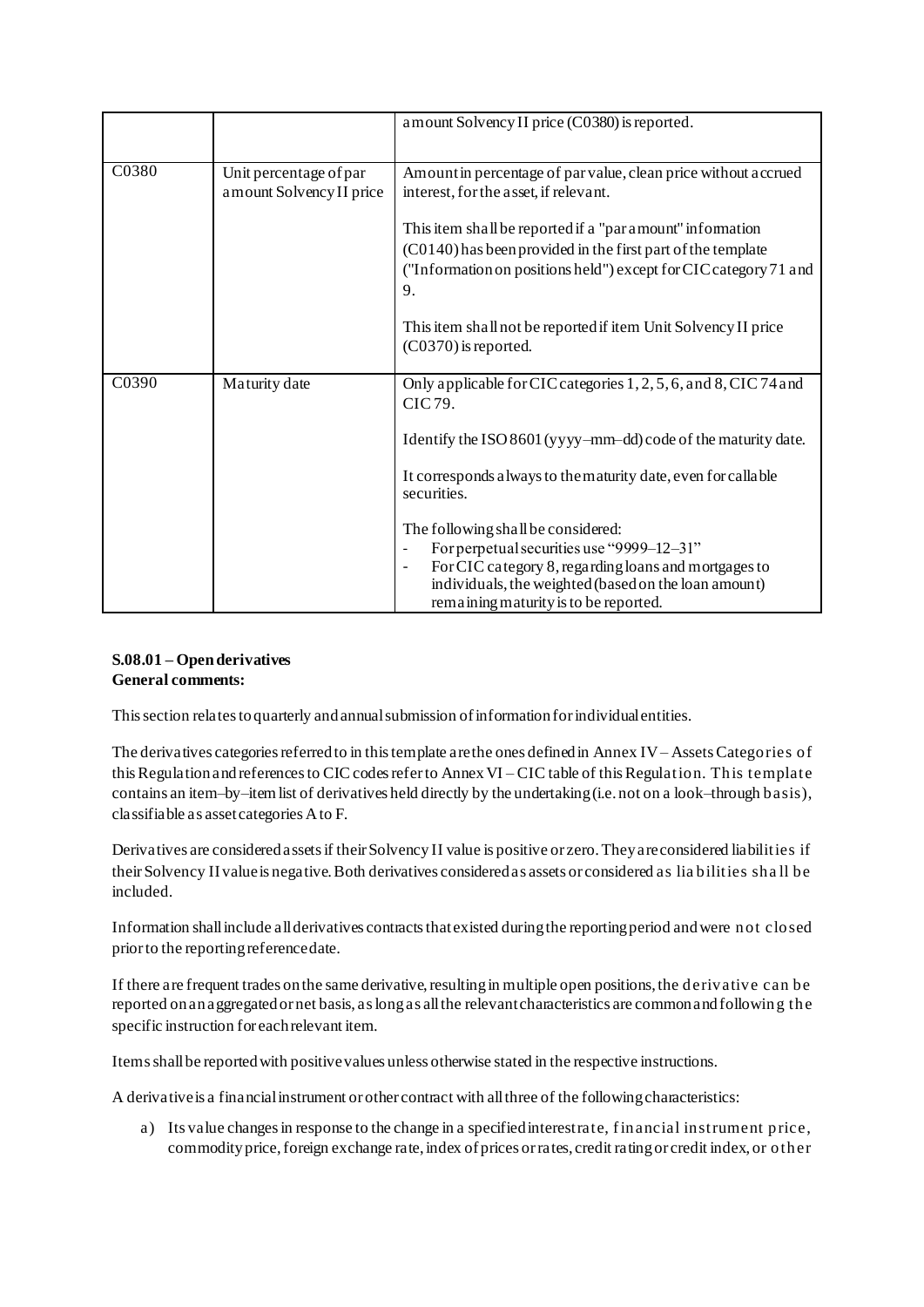| | | |
|---|---|---|
| | | amount Solvency II price (C0380) is reported. |
| C0380 | Unit percentage of par amount Solvency II price | Amount in percentage of par value, clean price without accrued interest, for the asset, if relevant.<br><br>This item shall be reported if a "par amount" information (C0140) has been provided in the first part of the template ("Information on positions held") except for CIC category 71 and 9.<br><br>This item shall not be reported if item Unit Solvency II price (C0370) is reported. |
| C0390 | Maturity date | Only applicable for CIC categories 1, 2, 5, 6, and 8, CIC 74 and CIC 79.<br><br>Identify the ISO 8601 (yyyy–mm–dd) code of the maturity date.<br><br>It corresponds always to the maturity date, even for callable securities.<br><br>The following shall be considered:<br>- For perpetual securities use "9999–12–31"<br>- For CIC category 8, regarding loans and mortgages to individuals, the weighted (based on the loan amount) remaining maturity is to be reported. |

**S.08.01 – Open derivatives**
**General comments:**

This section relates to quarterly and annual submission of information for individual entities.

The derivatives categories referred to in this template are the ones defined in Annex IV – Assets Categories of this Regulation and references to CIC codes refer to Annex VI – CIC table of this Regulation. This template contains an item–by–item list of derivatives held directly by the undertaking (i.e. not on a look–through basis), classifiable as asset categories A to F.

Derivatives are considered assets if their Solvency II value is positive or zero. They are considered liabilities if their Solvency II value is negative. Both derivatives considered as assets or considered as liabilities shall be included.

Information shall include all derivatives contracts that existed during the reporting period and were not closed prior to the reporting reference date.

If there are frequent trades on the same derivative, resulting in multiple open positions, the derivative can be reported on an aggregated or net basis, as long as all the relevant characteristics are common and following the specific instruction for each relevant item.

Items shall be reported with positive values unless otherwise stated in the respective instructions.

A derivative is a financial instrument or other contract with all three of the following characteristics:

a) Its value changes in response to the change in a specified interest rate, financial instrument price, commodity price, foreign exchange rate, index of prices or rates, credit rating or credit index, or other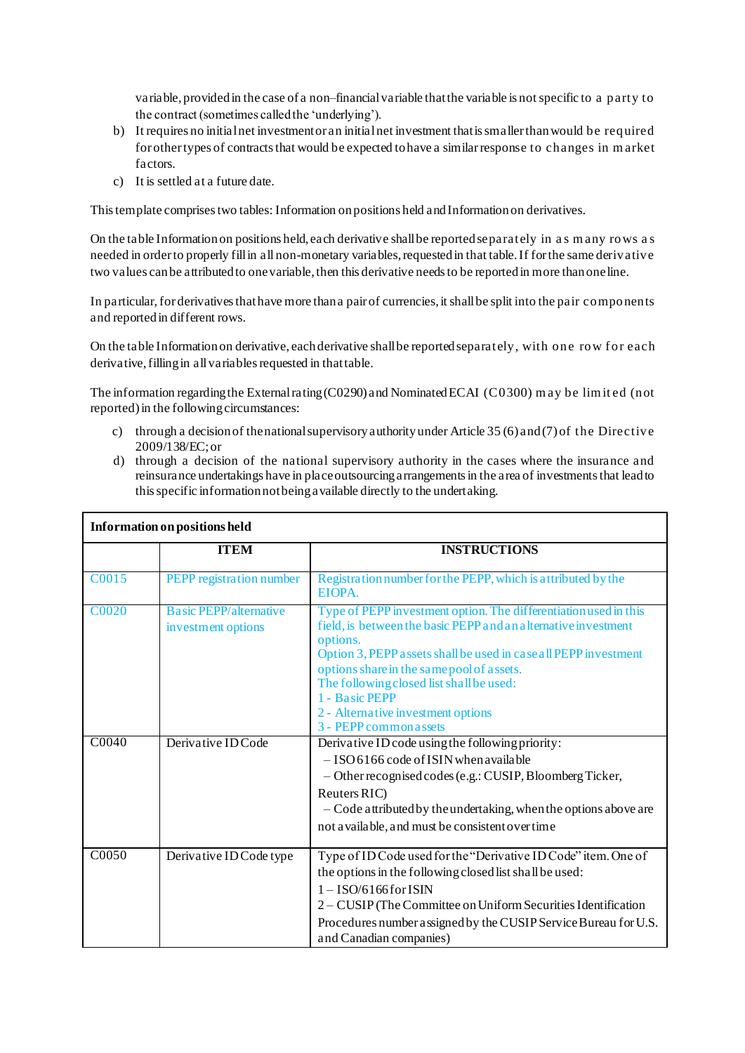variable, provided in the case of a non–financial variable that the variable is not specific to a party to the contract (sometimes called the 'underlying').

b) It requires no initial net investment or an initial net investment that is smaller than would be required for other types of contracts that would be expected to have a similar response to changes in market factors.

c) It is settled at a future date.

This template comprises two tables: Information on positions held and Information on derivatives.

On the table Information on positions held, each derivative shall be reported separately in as many rows as needed in order to properly fill in all non-monetary variables, requested in that table. If for the same derivative two values can be attributed to one variable, then this derivative needs to be reported in more than one line.

In particular, for derivatives that have more than a pair of currencies, it shall be split into the pair components and reported in different rows.

On the table Information on derivative, each derivative shall be reported separately, with one row for each derivative, filling in all variables requested in that table.

The information regarding the External rating (C0290) and Nominated ECAI (C0300) may be limited (not reported) in the following circumstances:

c) through a decision of the national supervisory authority under Article 35 (6) and (7) of the Directive 2009/138/EC; or

d) through a decision of the national supervisory authority in the cases where the insurance and reinsurance undertakings have in place outsourcing arrangements in the area of investments that lead to this specific information not being available directly to the undertaking.

| **Information on positions held** | | |
|---|---|---|
| | **ITEM** | **INSTRUCTIONS** |
| C0015 | PEPP registration number | Registration number for the PEPP, which is attributed by the EIOPA. |
| C0020 | Basic PEPP/alternative investment options | Type of PEPP investment option. The differentiation used in this field, is between the basic PEPP and an alternative investment options.<br>Option 3, PEPP assets shall be used in case all PEPP investment options share in the same pool of assets.<br>The following closed list shall be used:<br>1 - Basic PEPP<br>2 - Alternative investment options<br>3 - PEPP common assets |
| C0040 | Derivative ID Code | Derivative ID code using the following priority:<br>– ISO 6166 code of ISIN when available<br>– Other recognised codes (e.g.: CUSIP, Bloomberg Ticker, Reuters RIC)<br>– Code attributed by the undertaking, when the options above are not available, and must be consistent over time |
| C0050 | Derivative ID Code type | Type of ID Code used for the "Derivative ID Code" item. One of the options in the following closed list shall be used:<br>1 – ISO/6166 for ISIN<br>2 – CUSIP (The Committee on Uniform Securities Identification Procedures number assigned by the CUSIP Service Bureau for U.S. and Canadian companies) |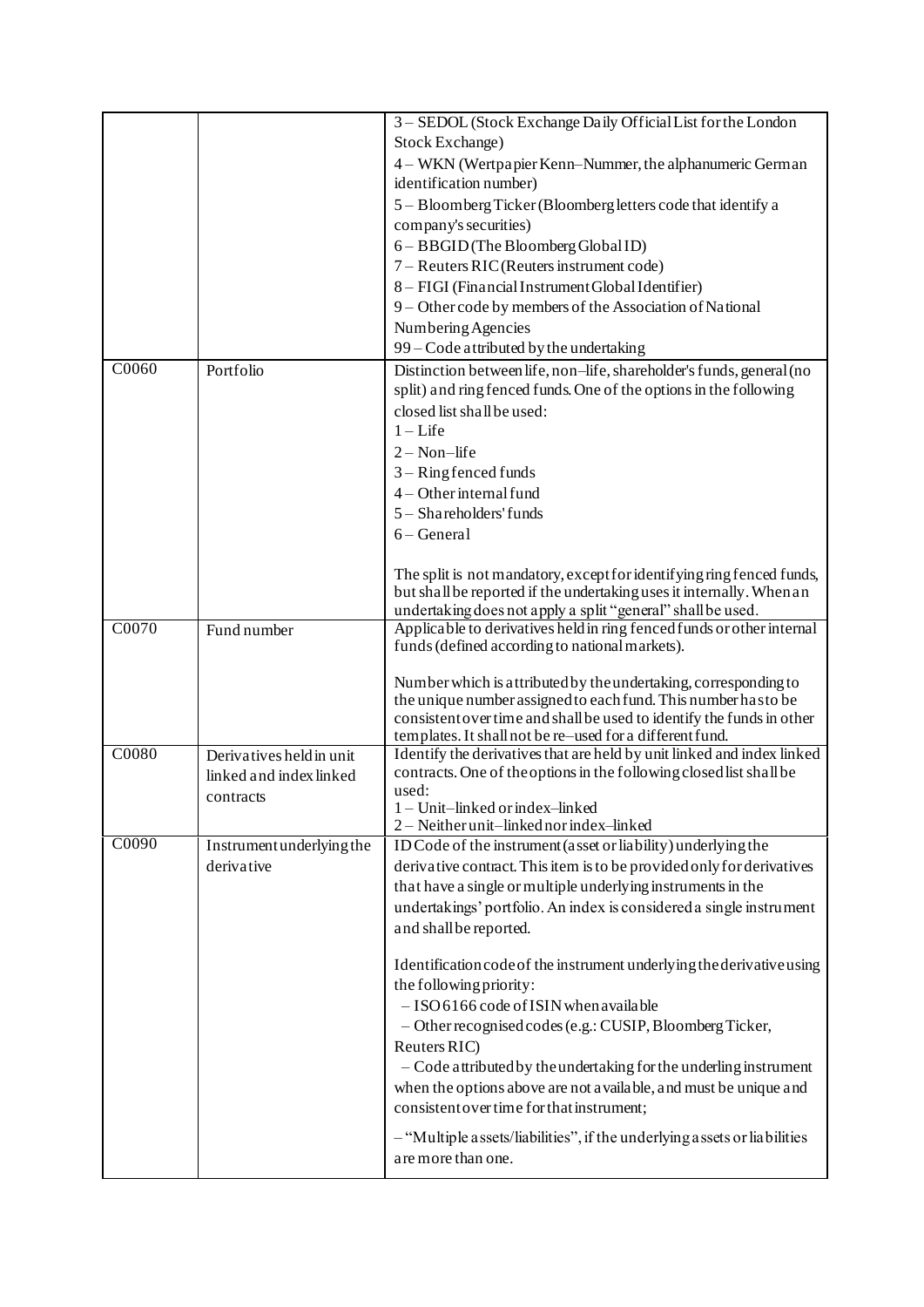| | | |
|---|---|---|
| | | 3 – SEDOL (Stock Exchange Daily Official List for the London Stock Exchange)<br>4 – WKN (Wertpapier Kenn–Nummer, the alphanumeric German identification number)<br>5 – Bloomberg Ticker (Bloomberg letters code that identify a company's securities)<br>6 – BBGID (The Bloomberg Global ID)<br>7 – Reuters RIC (Reuters instrument code)<br>8 – FIGI (Financial Instrument Global Identifier)<br>9 – Other code by members of the Association of National Numbering Agencies<br>99 – Code attributed by the undertaking |
| C0060 | Portfolio | Distinction between life, non–life, shareholder's funds, general (no split) and ring fenced funds. One of the options in the following closed list shall be used:<br>1 – Life<br>2 – Non–life<br>3 – Ring fenced funds<br>4 – Other internal fund<br>5 – Shareholders' funds<br>6 – General<br><br>The split is not mandatory, except for identifying ring fenced funds, but shall be reported if the undertaking uses it internally. When an undertaking does not apply a split "general" shall be used. |
| C0070 | Fund number | Applicable to derivatives held in ring fenced funds or other internal funds (defined according to national markets).<br><br>Number which is attributed by the undertaking, corresponding to the unique number assigned to each fund. This number has to be consistent over time and shall be used to identify the funds in other templates. It shall not be re–used for a different fund. |
| C0080 | Derivatives held in unit linked and index linked contracts | Identify the derivatives that are held by unit linked and index linked contracts. One of the options in the following closed list shall be used:<br>1 – Unit–linked or index–linked<br>2 – Neither unit–linked nor index–linked |
| C0090 | Instrument underlying the derivative | ID Code of the instrument (asset or liability) underlying the derivative contract. This item is to be provided only for derivatives that have a single or multiple underlying instruments in the undertakings' portfolio. An index is considered a single instrument and shall be reported.<br><br>Identification code of the instrument underlying the derivative using the following priority:<br>– ISO 6166 code of ISIN when available<br>– Other recognised codes (e.g.: CUSIP, Bloomberg Ticker, Reuters RIC)<br>– Code attributed by the undertaking for the underling instrument when the options above are not available, and must be unique and consistent over time for that instrument;<br><br>– "Multiple assets/liabilities", if the underlying assets or liabilities are more than one. |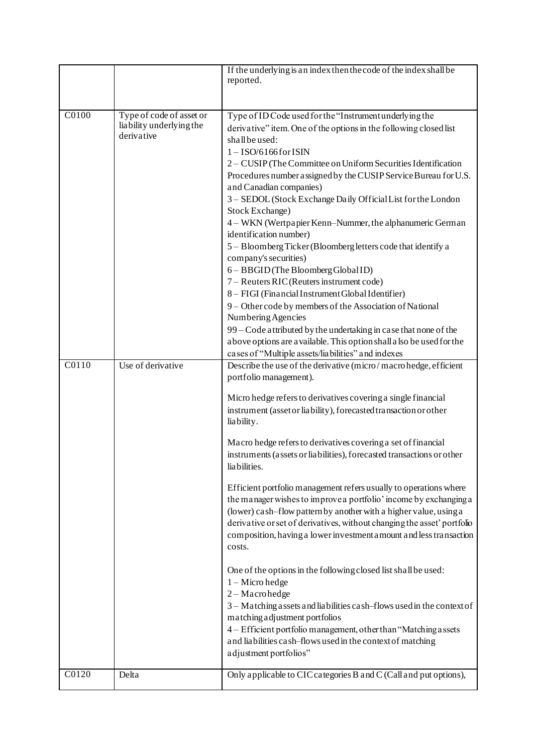| | | |
|---|---|---|
| | | If the underlying is an index then the code of the index shall be reported. |
| C0100 | Type of code of asset or liability underlying the derivative | Type of ID Code used for the "Instrument underlying the derivative" item. One of the options in the following closed list shall be used:<br>1 – ISO/6166 for ISIN<br>2 – CUSIP (The Committee on Uniform Securities Identification Procedures number assigned by the CUSIP Service Bureau for U.S. and Canadian companies)<br>3 – SEDOL (Stock Exchange Daily Official List for the London Stock Exchange)<br>4 – WKN (Wertpapier Kenn–Nummer, the alphanumeric German identification number)<br>5 – Bloomberg Ticker (Bloomberg letters code that identify a company's securities)<br>6 – BBGID (The Bloomberg Global ID)<br>7 – Reuters RIC (Reuters instrument code)<br>8 – FIGI (Financial Instrument Global Identifier)<br>9 – Other code by members of the Association of National Numbering Agencies<br>99 – Code attributed by the undertaking in case that none of the above options are available. This option shall also be used for the cases of "Multiple assets/liabilities" and indexes |
| C0110 | Use of derivative | Describe the use of the derivative (micro / macro hedge, efficient portfolio management).<br><br>Micro hedge refers to derivatives covering a single financial instrument (asset or liability), forecasted transaction or other liability.<br><br>Macro hedge refers to derivatives covering a set of financial instruments (assets or liabilities), forecasted transactions or other liabilities.<br><br>Efficient portfolio management refers usually to operations where the manager wishes to improve a portfolio' income by exchanging a (lower) cash–flow pattern by another with a higher value, using a derivative or set of derivatives, without changing the asset' portfolio composition, having a lower investment amount and less transaction costs.<br><br>One of the options in the following closed list shall be used:<br>1 – Micro hedge<br>2 – Macro hedge<br>3 – Matching assets and liabilities cash–flows used in the context of matching adjustment portfolios<br>4 – Efficient portfolio management, other than "Matching assets and liabilities cash–flows used in the context of matching adjustment portfolios" |
| C0120 | Delta | Only applicable to CIC categories B and C (Call and put options), |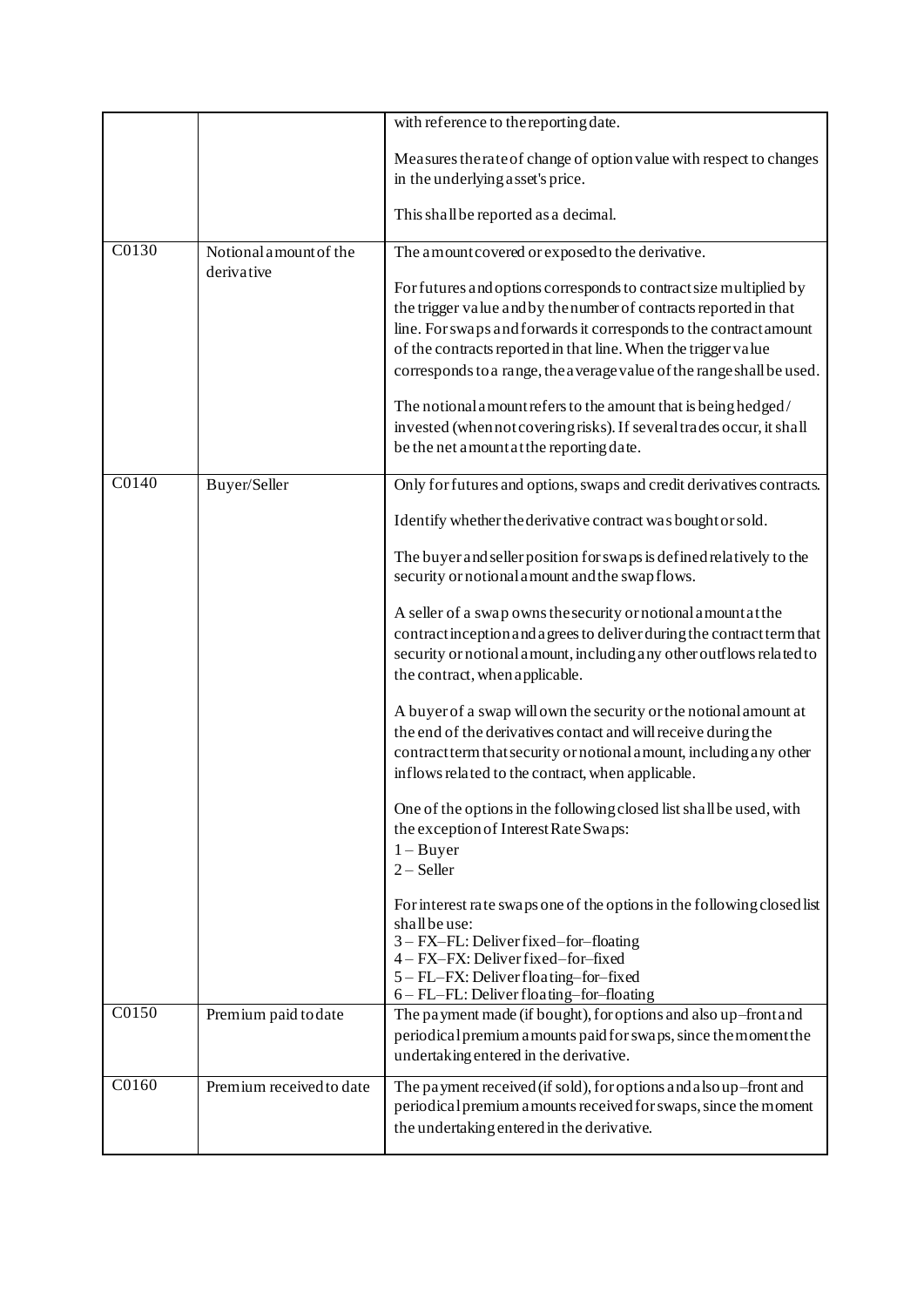| | | |
|---|---|---|
| | | with reference to the reporting date.<br><br>Measures the rate of change of option value with respect to changes in the underlying asset's price.<br><br>This shall be reported as a decimal. |
| C0130 | Notional amount of the derivative | The amount covered or exposed to the derivative.<br><br>For futures and options corresponds to contract size multiplied by the trigger value and by the number of contracts reported in that line. For swaps and forwards it corresponds to the contract amount of the contracts reported in that line. When the trigger value corresponds to a range, the average value of the range shall be used.<br><br>The notional amount refers to the amount that is being hedged / invested (when not covering risks). If several trades occur, it shall be the net amount at the reporting date. |
| C0140 | Buyer/Seller | Only for futures and options, swaps and credit derivatives contracts.<br><br>Identify whether the derivative contract was bought or sold.<br><br>The buyer and seller position for swaps is defined relatively to the security or notional amount and the swap flows.<br><br>A seller of a swap owns the security or notional amount at the contract inception and agrees to deliver during the contract term that security or notional amount, including any other outflows related to the contract, when applicable.<br><br>A buyer of a swap will own the security or the notional amount at the end of the derivatives contact and will receive during the contract term that security or notional amount, including any other inflows related to the contract, when applicable.<br><br>One of the options in the following closed list shall be used, with the exception of Interest Rate Swaps:<br>1 – Buyer<br>2 – Seller<br><br>For interest rate swaps one of the options in the following closed list shall be use:<br>3 – FX–FL: Deliver fixed–for–floating<br>4 – FX–FX: Deliver fixed–for–fixed<br>5 – FL–FX: Deliver floating–for–fixed<br>6 – FL–FL: Deliver floating–for–floating |
| C0150 | Premium paid to date | The payment made (if bought), for options and also up–front and periodical premium amounts paid for swaps, since the moment the undertaking entered in the derivative. |
| C0160 | Premium received to date | The payment received (if sold), for options and also up–front and periodical premium amounts received for swaps, since the moment the undertaking entered in the derivative. |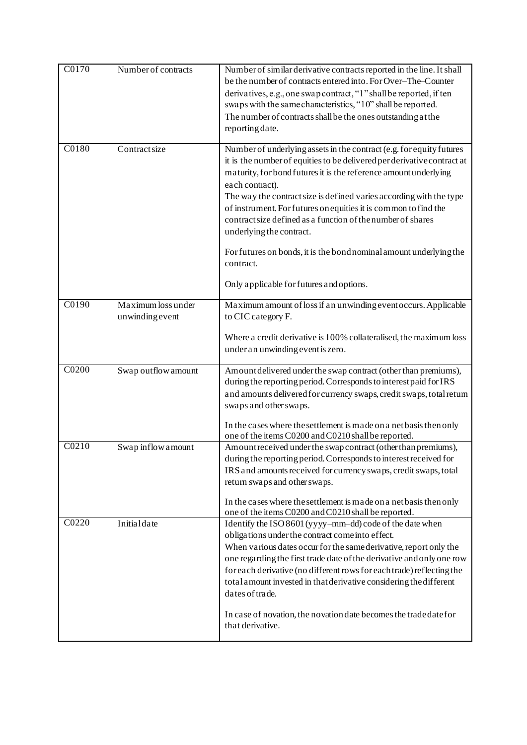| | | |
|---|---|---|
| C0170 | Number of contracts | Number of similar derivative contracts reported in the line. It shall be the number of contracts entered into. For Over–The–Counter derivatives, e.g., one swap contract, "1" shall be reported, if ten swaps with the same characteristics, "10" shall be reported.<br>The number of contracts shall be the ones outstanding at the reporting date. |
| C0180 | Contract size | Number of underlying assets in the contract (e.g. for equity futures it is the number of equities to be delivered per derivative contract at maturity, for bond futures it is the reference amount underlying each contract).<br>The way the contract size is defined varies according with the type of instrument. For futures on equities it is common to find the contract size defined as a function of the number of shares underlying the contract.<br><br>For futures on bonds, it is the bond nominal amount underlying the contract.<br><br>Only applicable for futures and options. |
| C0190 | Maximum loss under unwinding event | Maximum amount of loss if an unwinding event occurs. Applicable to CIC category F.<br><br>Where a credit derivative is 100% collateralised, the maximum loss under an unwinding event is zero. |
| C0200 | Swap outflow amount | Amount delivered under the swap contract (other than premiums), during the reporting period. Corresponds to interest paid for IRS and amounts delivered for currency swaps, credit swaps, total return swaps and other swaps.<br><br>In the cases where the settlement is made on a net basis then only one of the items C0200 and C0210 shall be reported. |
| C0210 | Swap inflow amount | Amount received under the swap contract (other than premiums), during the reporting period. Corresponds to interest received for IRS and amounts received for currency swaps, credit swaps, total return swaps and other swaps.<br><br>In the cases where the settlement is made on a net basis then only one of the items C0200 and C0210 shall be reported. |
| C0220 | Initial date | Identify the ISO 8601 (yyyy–mm–dd) code of the date when obligations under the contract come into effect.<br>When various dates occur for the same derivative, report only the one regarding the first trade date of the derivative and only one row for each derivative (no different rows for each trade) reflecting the total amount invested in that derivative considering the different dates of trade.<br><br>In case of novation, the novation date becomes the trade date for that derivative. |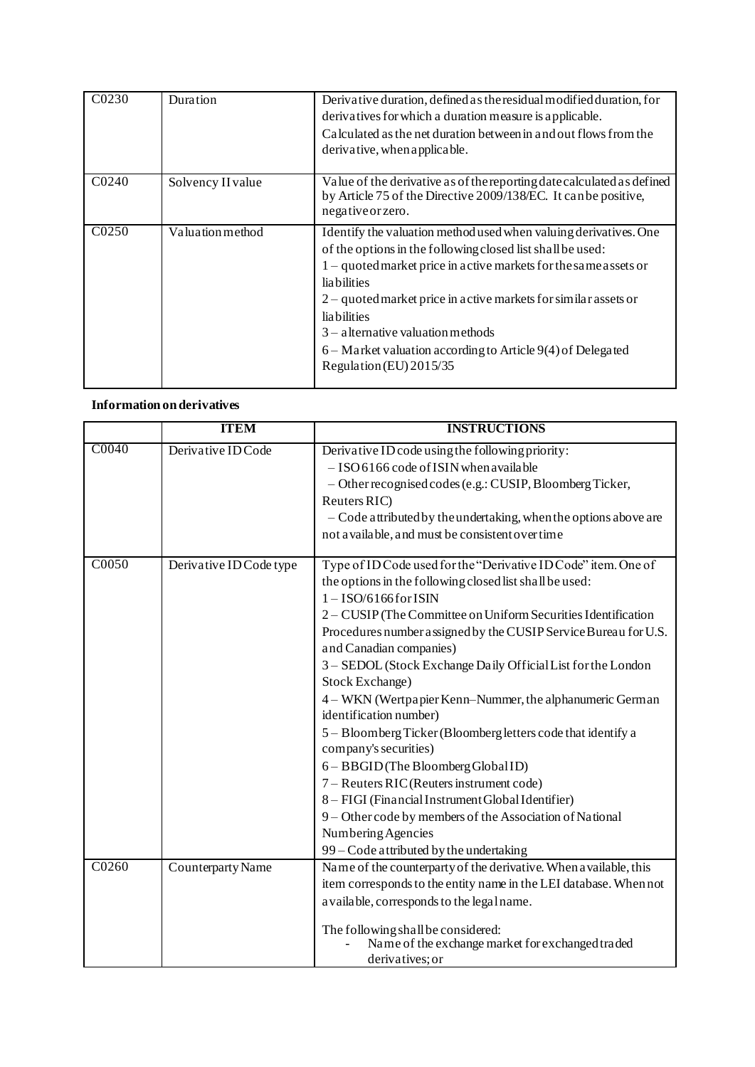| | | |
|---|---|---|
| C0230 | Duration | Derivative duration, defined as the residual modified duration, for derivatives for which a duration measure is applicable.<br>Calculated as the net duration between in and out flows from the derivative, when applicable. |
| C0240 | Solvency II value | Value of the derivative as of the reporting date calculated as defined by Article 75 of the Directive 2009/138/EC. It can be positive, negative or zero. |
| C0250 | Valuation method | Identify the valuation method used when valuing derivatives. One of the options in the following closed list shall be used:<br>1 – quoted market price in active markets for the same assets or liabilities<br>2 – quoted market price in active markets for similar assets or liabilities<br>3 – alternative valuation methods<br>6 – Market valuation according to Article 9(4) of Delegated Regulation (EU) 2015/35 |

**Information on derivatives**

| | ITEM | INSTRUCTIONS |
|---|---|---|
| C0040 | Derivative ID Code | Derivative ID code using the following priority:<br>– ISO 6166 code of ISIN when available<br>– Other recognised codes (e.g.: CUSIP, Bloomberg Ticker, Reuters RIC)<br>– Code attributed by the undertaking, when the options above are not available, and must be consistent over time |
| C0050 | Derivative ID Code type | Type of ID Code used for the "Derivative ID Code" item. One of the options in the following closed list shall be used:<br>1 – ISO/6166 for ISIN<br>2 – CUSIP (The Committee on Uniform Securities Identification Procedures number assigned by the CUSIP Service Bureau for U.S. and Canadian companies)<br>3 – SEDOL (Stock Exchange Daily Official List for the London Stock Exchange)<br>4 – WKN (Wertpapier Kenn–Nummer, the alphanumeric German identification number)<br>5 – Bloomberg Ticker (Bloomberg letters code that identify a company's securities)<br>6 – BBGID (The Bloomberg Global ID)<br>7 – Reuters RIC (Reuters instrument code)<br>8 – FIGI (Financial Instrument Global Identifier)<br>9 – Other code by members of the Association of National Numbering Agencies<br>99 – Code attributed by the undertaking |
| C0260 | Counterparty Name | Name of the counterparty of the derivative. When available, this item corresponds to the entity name in the LEI database. When not available, corresponds to the legal name.<br><br>The following shall be considered:<br>- Name of the exchange market for exchanged traded derivatives; or |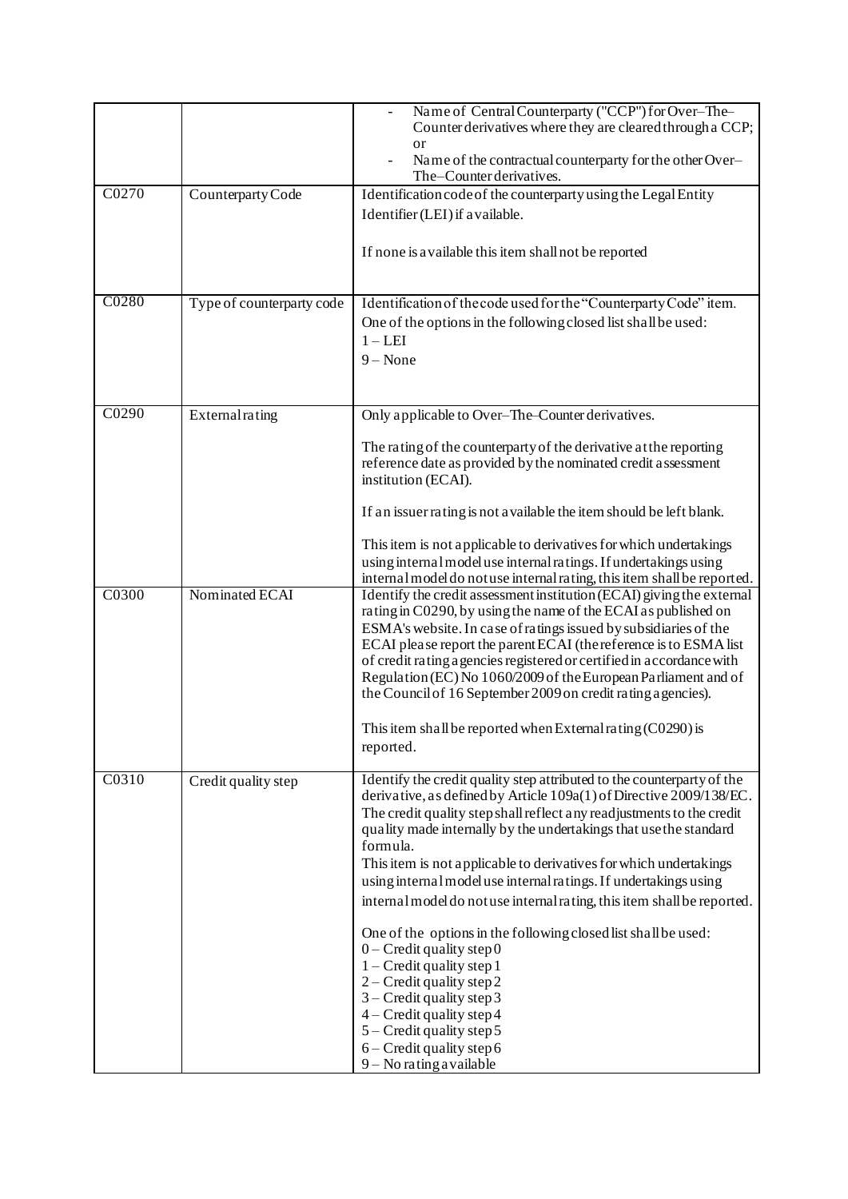| | | |
|---|---|---|
| | | - Name of Central Counterparty ("CCP") for Over–The–Counter derivatives where they are cleared through a CCP; or<br>- Name of the contractual counterparty for the other Over–The–Counter derivatives. |
| C0270 | Counterparty Code | Identification code of the counterparty using the Legal Entity Identifier (LEI) if available.<br><br>If none is available this item shall not be reported |
| C0280 | Type of counterparty code | Identification of the code used for the "Counterparty Code" item.<br>One of the options in the following closed list shall be used:<br>1 – LEI<br>9 – None |
| C0290 | External rating | Only applicable to Over–The–Counter derivatives.<br><br>The rating of the counterparty of the derivative at the reporting reference date as provided by the nominated credit assessment institution (ECAI).<br><br>If an issuer rating is not available the item should be left blank.<br><br>This item is not applicable to derivatives for which undertakings using internal model use internal ratings. If undertakings using internal model do not use internal rating, this item shall be reported. |
| C0300 | Nominated ECAI | Identify the credit assessment institution (ECAI) giving the external rating in C0290, by using the name of the ECAI as published on ESMA's website. In case of ratings issued by subsidiaries of the ECAI please report the parent ECAI (the reference is to ESMA list of credit rating agencies registered or certified in accordance with Regulation (EC) No 1060/2009 of the European Parliament and of the Council of 16 September 2009 on credit rating agencies).<br><br>This item shall be reported when External rating (C0290) is reported. |
| C0310 | Credit quality step | Identify the credit quality step attributed to the counterparty of the derivative, as defined by Article 109a(1) of Directive 2009/138/EC. The credit quality step shall reflect any readjustments to the credit quality made internally by the undertakings that use the standard formula.<br>This item is not applicable to derivatives for which undertakings using internal model use internal ratings. If undertakings using internal model do not use internal rating, this item shall be reported.<br><br>One of the options in the following closed list shall be used:<br>0 – Credit quality step 0<br>1 – Credit quality step 1<br>2 – Credit quality step 2<br>3 – Credit quality step 3<br>4 – Credit quality step 4<br>5 – Credit quality step 5<br>6 – Credit quality step 6<br>9 – No rating available |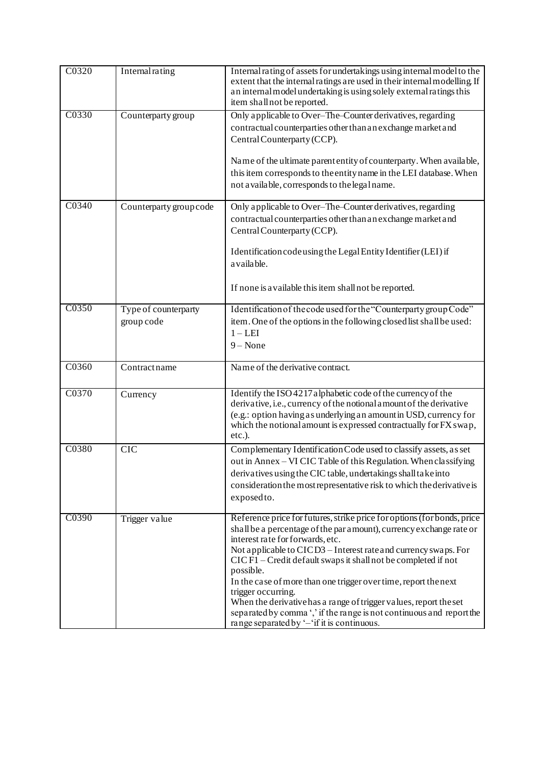| C0320 | Internal rating | Internal rating of assets for undertakings using internal model to the extent that the internal ratings are used in their internal modelling. If an internal model undertaking is using solely external ratings this item shall not be reported. |
|---|---|---|
| C0330 | Counterparty group | Only applicable to Over–The–Counter derivatives, regarding contractual counterparties other than an exchange market and Central Counterparty (CCP).<br><br>Name of the ultimate parent entity of counterparty. When available, this item corresponds to the entity name in the LEI database. When not available, corresponds to the legal name. |
| C0340 | Counterparty group code | Only applicable to Over–The–Counter derivatives, regarding contractual counterparties other than an exchange market and Central Counterparty (CCP).<br><br>Identification code using the Legal Entity Identifier (LEI) if available.<br><br>If none is available this item shall not be reported. |
| C0350 | Type of counterparty group code | Identification of the code used for the "Counterparty group Code" item. One of the options in the following closed list shall be used:<br>1 – LEI<br>9 – None |
| C0360 | Contract name | Name of the derivative contract. |
| C0370 | Currency | Identify the ISO 4217 alphabetic code of the currency of the derivative, i.e., currency of the notional amount of the derivative (e.g.: option having as underlying an amount in USD, currency for which the notional amount is expressed contractually for FX swap, etc.). |
| C0380 | CIC | Complementary Identification Code used to classify assets, as set out in Annex – VI CIC Table of this Regulation. When classifying derivatives using the CIC table, undertakings shall take into consideration the most representative risk to which the derivative is exposed to. |
| C0390 | Trigger value | Reference price for futures, strike price for options (for bonds, price shall be a percentage of the par amount), currency exchange rate or interest rate for forwards, etc.<br>Not applicable to CIC D3 – Interest rate and currency swaps. For CIC F1 – Credit default swaps it shall not be completed if not possible.<br>In the case of more than one trigger over time, report the next trigger occurring.<br>When the derivative has a range of trigger values, report the set separated by comma ',' if the range is not continuous and report the range separated by '–'if it is continuous. |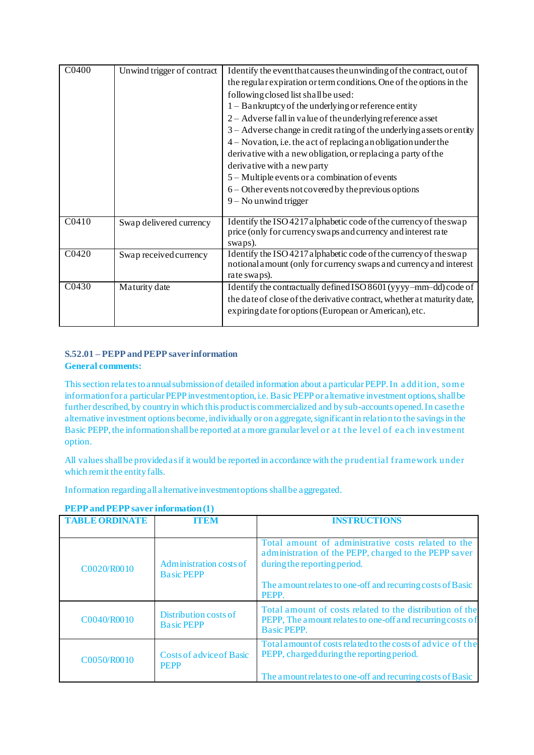| C0400 | Unwind trigger of contract | Identify the event that causes the unwinding of the contract, out of the regular expiration or term conditions. One of the options in the following closed list shall be used:<br>1 – Bankruptcy of the underlying or reference entity<br>2 – Adverse fall in value of the underlying reference asset<br>3 – Adverse change in credit rating of the underlying assets or entity<br>4 – Novation, i.e. the act of replacing an obligation under the derivative with a new obligation, or replacing a party of the derivative with a new party<br>5 – Multiple events or a combination of events<br>6 – Other events not covered by the previous options<br>9 – No unwind trigger |
|---|---|---|
| C0410 | Swap delivered currency | Identify the ISO 4217 alphabetic code of the currency of the swap price (only for currency swaps and currency and interest rate swaps). |
| C0420 | Swap received currency | Identify the ISO 4217 alphabetic code of the currency of the swap notional amount (only for currency swaps and currency and interest rate swaps). |
| C0430 | Maturity date | Identify the contractually defined ISO 8601 (yyyy–mm–dd) code of the date of close of the derivative contract, whether at maturity date, expiring date for options (European or American), etc. |

### S.52.01 – PEPP and PEPP saver information

**General comments:**

This section relates to annual submission of detailed information about a particular PEPP. In addition, some information for a particular PEPP investment option, i.e. Basic PEPP or alternative investment options, shall be further described, by country in which this product is commercialized and by sub-accounts opened. In case the alternative investment options become, individually or on aggregate, significant in relation to the savings in the Basic PEPP, the information shall be reported at a more granular level or at the level of each investment option.

All values shall be provided as if it would be reported in accordance with the prudential framework under which remit the entity falls.

Information regarding all alternative investment options shall be aggregated.

**PEPP and PEPP saver information (1)**

| TABLE ORDINATE | ITEM | INSTRUCTIONS |
|---|---|---|
| C0020/R0010 | Administration costs of Basic PEPP | Total amount of administrative costs related to the administration of the PEPP, charged to the PEPP saver during the reporting period.<br><br>The amount relates to one-off and recurring costs of Basic PEPP. |
| C0040/R0010 | Distribution costs of Basic PEPP | Total amount of costs related to the distribution of the PEPP, The amount relates to one-off and recurring costs of Basic PEPP. |
| C0050/R0010 | Costs of advice of Basic PEPP | Total amount of costs related to the costs of advice of the PEPP, charged during the reporting period.<br><br>The amount relates to one-off and recurring costs of Basic |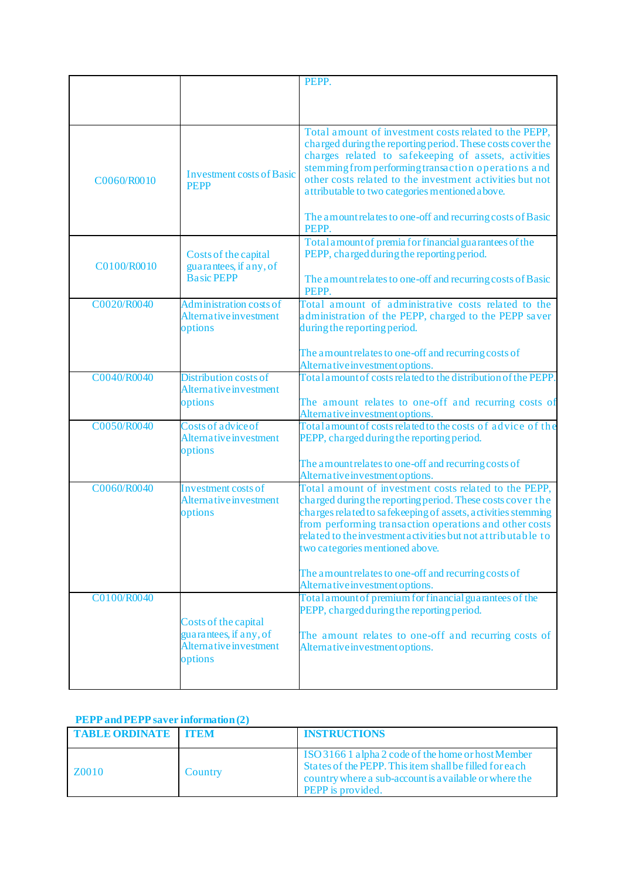|  |  | PEPP. |
|---|---|---|
| C0060/R0010 | Investment costs of Basic PEPP | Total amount of investment costs related to the PEPP, charged during the reporting period. These costs cover the charges related to safekeeping of assets, activities stemming from performing transaction operations and other costs related to the investment activities but not attributable to two categories mentioned above.<br><br>The amount relates to one-off and recurring costs of Basic PEPP. |
| C0100/R0010 | Costs of the capital guarantees, if any, of Basic PEPP | Total amount of premia for financial guarantees of the PEPP, charged during the reporting period.<br><br>The amount relates to one-off and recurring costs of Basic PEPP. |
| C0020/R0040 | Administration costs of Alternative investment options | Total amount of administrative costs related to the administration of the PEPP, charged to the PEPP saver during the reporting period.<br><br>The amount relates to one-off and recurring costs of Alternative investment options. |
| C0040/R0040 | Distribution costs of Alternative investment options | Total amount of costs related to the distribution of the PEPP.<br><br>The amount relates to one-off and recurring costs of Alternative investment options. |
| C0050/R0040 | Costs of advice of Alternative investment options | Total amount of costs related to the costs of advice of the PEPP, charged during the reporting period.<br><br>The amount relates to one-off and recurring costs of Alternative investment options. |
| C0060/R0040 | Investment costs of Alternative investment options | Total amount of investment costs related to the PEPP, charged during the reporting period. These costs cover the charges related to safekeeping of assets, activities stemming from performing transaction operations and other costs related to the investment activities but not attributable to two categories mentioned above.<br><br>The amount relates to one-off and recurring costs of Alternative investment options. |
| C0100/R0040 | Costs of the capital guarantees, if any, of Alternative investment options | Total amount of premium for financial guarantees of the PEPP, charged during the reporting period.<br><br>The amount relates to one-off and recurring costs of Alternative investment options. |

**PEPP and PEPP saver information (2)**

| TABLE ORDINATE | ITEM | INSTRUCTIONS |
|---|---|---|
| Z0010 | Country | ISO 3166 1 alpha 2 code of the home or host Member States of the PEPP. This item shall be filled for each country where a sub-account is available or where the PEPP is provided. |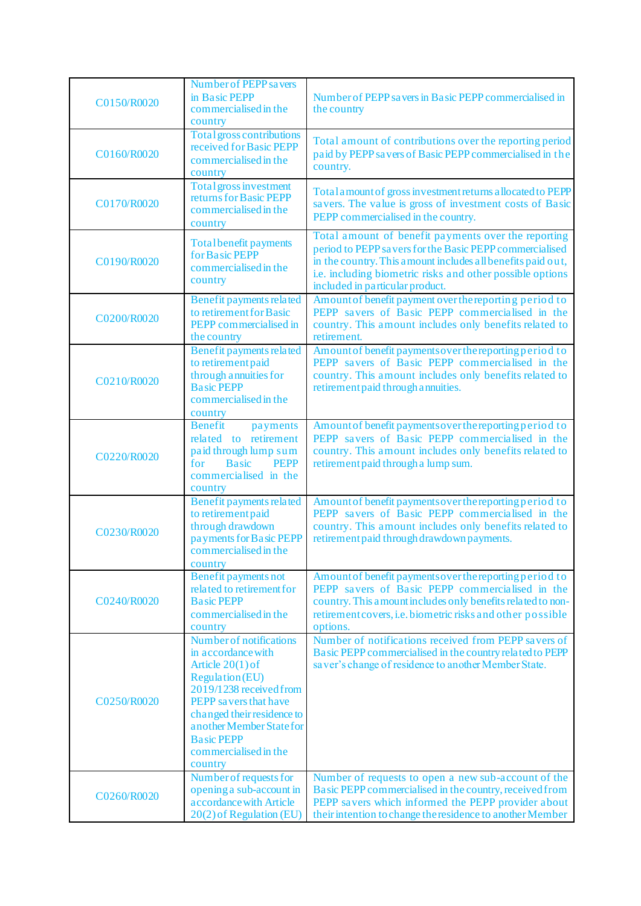| | | |
|---|---|---|
| C0150/R0020 | Number of PEPP savers in Basic PEPP commercialised in the country | Number of PEPP savers in Basic PEPP commercialised in the country |
| C0160/R0020 | Total gross contributions received for Basic PEPP commercialised in the country | Total amount of contributions over the reporting period paid by PEPP savers of Basic PEPP commercialised in the country. |
| C0170/R0020 | Total gross investment returns for Basic PEPP commercialised in the country | Total amount of gross investment returns allocated to PEPP savers. The value is gross of investment costs of Basic PEPP commercialised in the country. |
| C0190/R0020 | Total benefit payments for Basic PEPP commercialised in the country | Total amount of benefit payments over the reporting period to PEPP savers for the Basic PEPP commercialised in the country. This amount includes all benefits paid out, i.e. including biometric risks and other possible options included in particular product. |
| C0200/R0020 | Benefit payments related to retirement for Basic PEPP commercialised in the country | Amount of benefit payment over the reporting period to PEPP savers of Basic PEPP commercialised in the country. This amount includes only benefits related to retirement. |
| C0210/R0020 | Benefit payments related to retirement paid through annuities for Basic PEPP commercialised in the country | Amount of benefit payments over the reporting period to PEPP savers of Basic PEPP commercialised in the country. This amount includes only benefits related to retirement paid through annuities. |
| C0220/R0020 | Benefit payments related to retirement paid through lump sum for Basic PEPP commercialised in the country | Amount of benefit payments over the reporting period to PEPP savers of Basic PEPP commercialised in the country. This amount includes only benefits related to retirement paid through a lump sum. |
| C0230/R0020 | Benefit payments related to retirement paid through drawdown payments for Basic PEPP commercialised in the country | Amount of benefit payments over the reporting period to PEPP savers of Basic PEPP commercialised in the country. This amount includes only benefits related to retirement paid through drawdown payments. |
| C0240/R0020 | Benefit payments not related to retirement for Basic PEPP commercialised in the country | Amount of benefit payments over the reporting period to PEPP savers of Basic PEPP commercialised in the country. This amount includes only benefits related to non-retirement covers, i.e. biometric risks and other possible options. |
| C0250/R0020 | Number of notifications in accordance with Article 20(1) of Regulation (EU) 2019/1238 received from PEPP savers that have changed their residence to another Member State for Basic PEPP commercialised in the country | Number of notifications received from PEPP savers of Basic PEPP commercialised in the country related to PEPP saver's change of residence to another Member State. |
| C0260/R0020 | Number of requests for opening a sub-account in accordance with Article 20(2) of Regulation (EU) | Number of requests to open a new sub-account of the Basic PEPP commercialised in the country, received from PEPP savers which informed the PEPP provider about their intention to change the residence to another Member |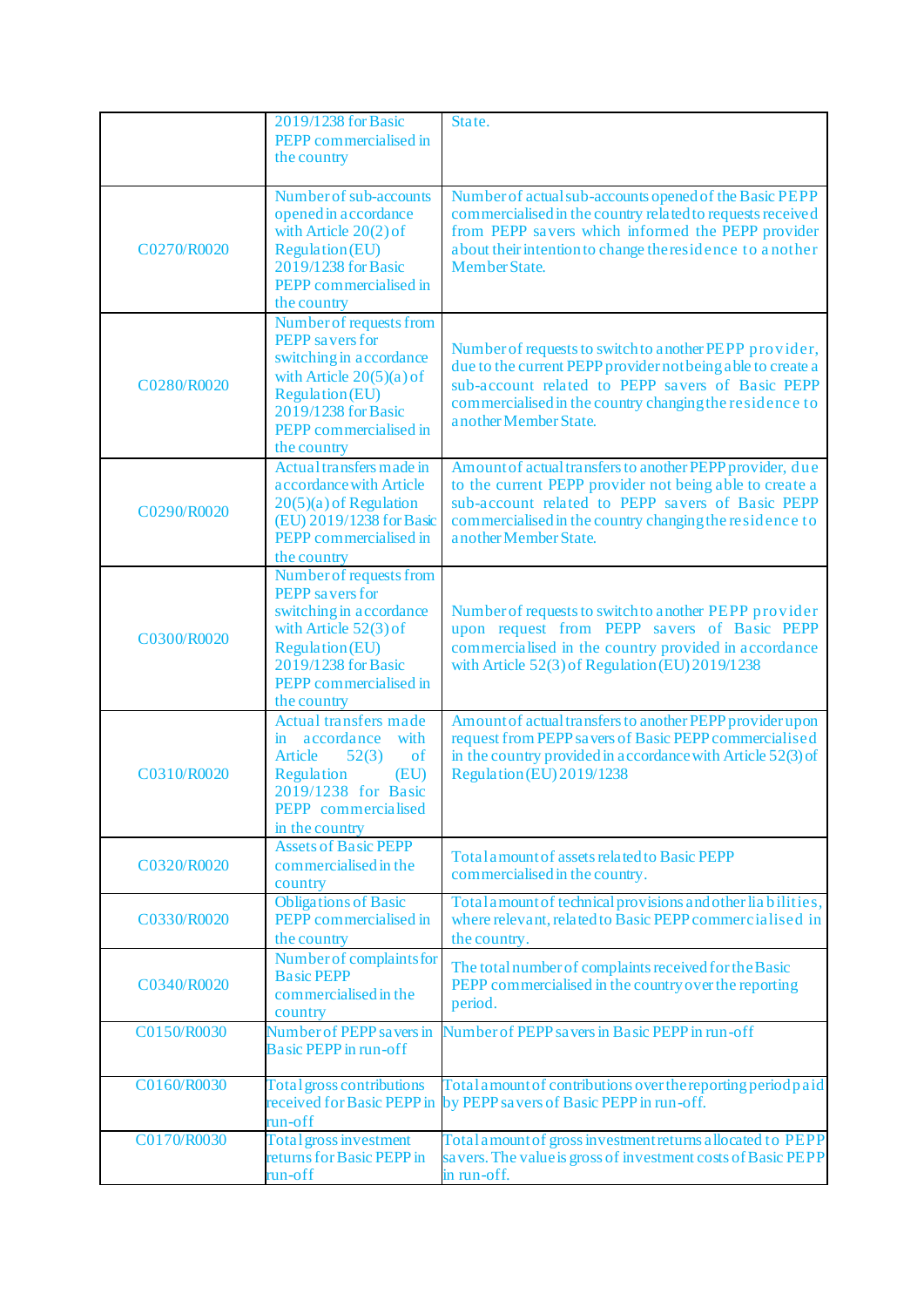| | | |
|---|---|---|
| | 2019/1238 for Basic PEPP commercialised in the country | State. |
| C0270/R0020 | Number of sub-accounts opened in accordance with Article 20(2) of Regulation (EU) 2019/1238 for Basic PEPP commercialised in the country | Number of actual sub-accounts opened of the Basic PEPP commercialised in the country related to requests received from PEPP savers which informed the PEPP provider about their intention to change the residence to another Member State. |
| C0280/R0020 | Number of requests from PEPP savers for switching in accordance with Article 20(5)(a) of Regulation (EU) 2019/1238 for Basic PEPP commercialised in the country | Number of requests to switch to another PEPP provider, due to the current PEPP provider not being able to create a sub-account related to PEPP savers of Basic PEPP commercialised in the country changing the residence to another Member State. |
| C0290/R0020 | Actual transfers made in accordance with Article 20(5)(a) of Regulation (EU) 2019/1238 for Basic PEPP commercialised in the country | Amount of actual transfers to another PEPP provider, due to the current PEPP provider not being able to create a sub-account related to PEPP savers of Basic PEPP commercialised in the country changing the residence to another Member State. |
| C0300/R0020 | Number of requests from PEPP savers for switching in accordance with Article 52(3) of Regulation (EU) 2019/1238 for Basic PEPP commercialised in the country | Number of requests to switch to another PEPP provider upon request from PEPP savers of Basic PEPP commercialised in the country provided in accordance with Article 52(3) of Regulation (EU) 2019/1238 |
| C0310/R0020 | Actual transfers made in accordance with Article 52(3) of Regulation (EU) 2019/1238 for Basic PEPP commercialised in the country | Amount of actual transfers to another PEPP provider upon request from PEPP savers of Basic PEPP commercialised in the country provided in accordance with Article 52(3) of Regulation (EU) 2019/1238 |
| C0320/R0020 | Assets of Basic PEPP commercialised in the country | Total amount of assets related to Basic PEPP commercialised in the country. |
| C0330/R0020 | Obligations of Basic PEPP commercialised in the country | Total amount of technical provisions and other liabilities, where relevant, related to Basic PEPP commercialised in the country. |
| C0340/R0020 | Number of complaints for Basic PEPP commercialised in the country | The total number of complaints received for the Basic PEPP commercialised in the country over the reporting period. |
| C0150/R0030 | Number of PEPP savers in Basic PEPP in run-off | Number of PEPP savers in Basic PEPP in run-off |
| C0160/R0030 | Total gross contributions received for Basic PEPP in run-off | Total amount of contributions over the reporting period paid by PEPP savers of Basic PEPP in run-off. |
| C0170/R0030 | Total gross investment returns for Basic PEPP in run-off | Total amount of gross investment returns allocated to PEPP savers. The value is gross of investment costs of Basic PEPP in run-off. |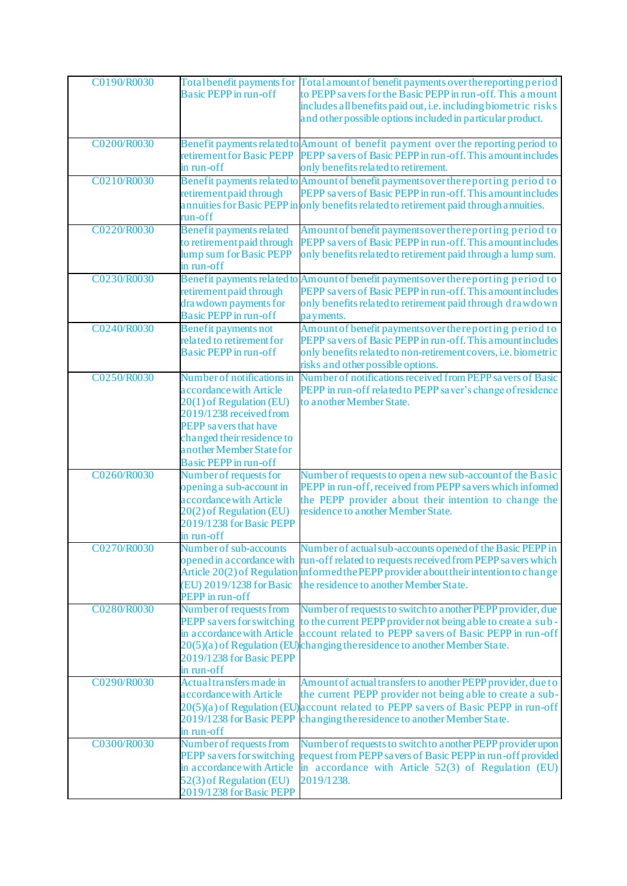| | | |
|---|---|---|
| C0190/R0030 | Total benefit payments for Basic PEPP in run-off | Total amount of benefit payments over the reporting period to PEPP savers for the Basic PEPP in run-off. This amount includes all benefits paid out, i.e. including biometric risks and other possible options included in particular product. |
| C0200/R0030 | Benefit payments related to retirement for Basic PEPP in run-off | Amount of benefit payment over the reporting period to PEPP savers of Basic PEPP in run-off. This amount includes only benefits related to retirement. |
| C0210/R0030 | Benefit payments related to retirement paid through annuities for Basic PEPP in run-off | Amount of benefit payments over the reporting period to PEPP savers of Basic PEPP in run-off. This amount includes only benefits related to retirement paid through annuities. |
| C0220/R0030 | Benefit payments related to retirement paid through lump sum for Basic PEPP in run-off | Amount of benefit payments over the reporting period to PEPP savers of Basic PEPP in run-off. This amount includes only benefits related to retirement paid through a lump sum. |
| C0230/R0030 | Benefit payments related to retirement paid through drawdown payments for Basic PEPP in run-off | Amount of benefit payments over the reporting period to PEPP savers of Basic PEPP in run-off. This amount includes only benefits related to retirement paid through drawdown payments. |
| C0240/R0030 | Benefit payments not related to retirement for Basic PEPP in run-off | Amount of benefit payments over the reporting period to PEPP savers of Basic PEPP in run-off. This amount includes only benefits related to non-retirement covers, i.e. biometric risks and other possible options. |
| C0250/R0030 | Number of notifications in accordance with Article 20(1) of Regulation (EU) 2019/1238 received from PEPP savers that have changed their residence to another Member State for Basic PEPP in run-off | Number of notifications received from PEPP savers of Basic PEPP in run-off related to PEPP saver's change of residence to another Member State. |
| C0260/R0030 | Number of requests for opening a sub-account in accordance with Article 20(2) of Regulation (EU) 2019/1238 for Basic PEPP in run-off | Number of requests to open a new sub-account of the Basic PEPP in run-off, received from PEPP savers which informed the PEPP provider about their intention to change the residence to another Member State. |
| C0270/R0030 | Number of sub-accounts opened in accordance with Article 20(2) of Regulation (EU) 2019/1238 for Basic PEPP in run-off | Number of actual sub-accounts opened of the Basic PEPP in run-off related to requests received from PEPP savers which informed the PEPP provider about their intention to change the residence to another Member State. |
| C0280/R0030 | Number of requests from PEPP savers for switching in accordance with Article 20(5)(a) of Regulation (EU) 2019/1238 for Basic PEPP in run-off | Number of requests to switch to another PEPP provider, due to the current PEPP provider not being able to create a sub-account related to PEPP savers of Basic PEPP in run-off changing the residence to another Member State. |
| C0290/R0030 | Actual transfers made in accordance with Article 20(5)(a) of Regulation (EU) 2019/1238 for Basic PEPP in run-off | Amount of actual transfers to another PEPP provider, due to the current PEPP provider not being able to create a sub-account related to PEPP savers of Basic PEPP in run-off changing the residence to another Member State. |
| C0300/R0030 | Number of requests from PEPP savers for switching in accordance with Article 52(3) of Regulation (EU) 2019/1238 for Basic PEPP | Number of requests to switch to another PEPP provider upon request from PEPP savers of Basic PEPP in run-off provided in accordance with Article 52(3) of Regulation (EU) 2019/1238. |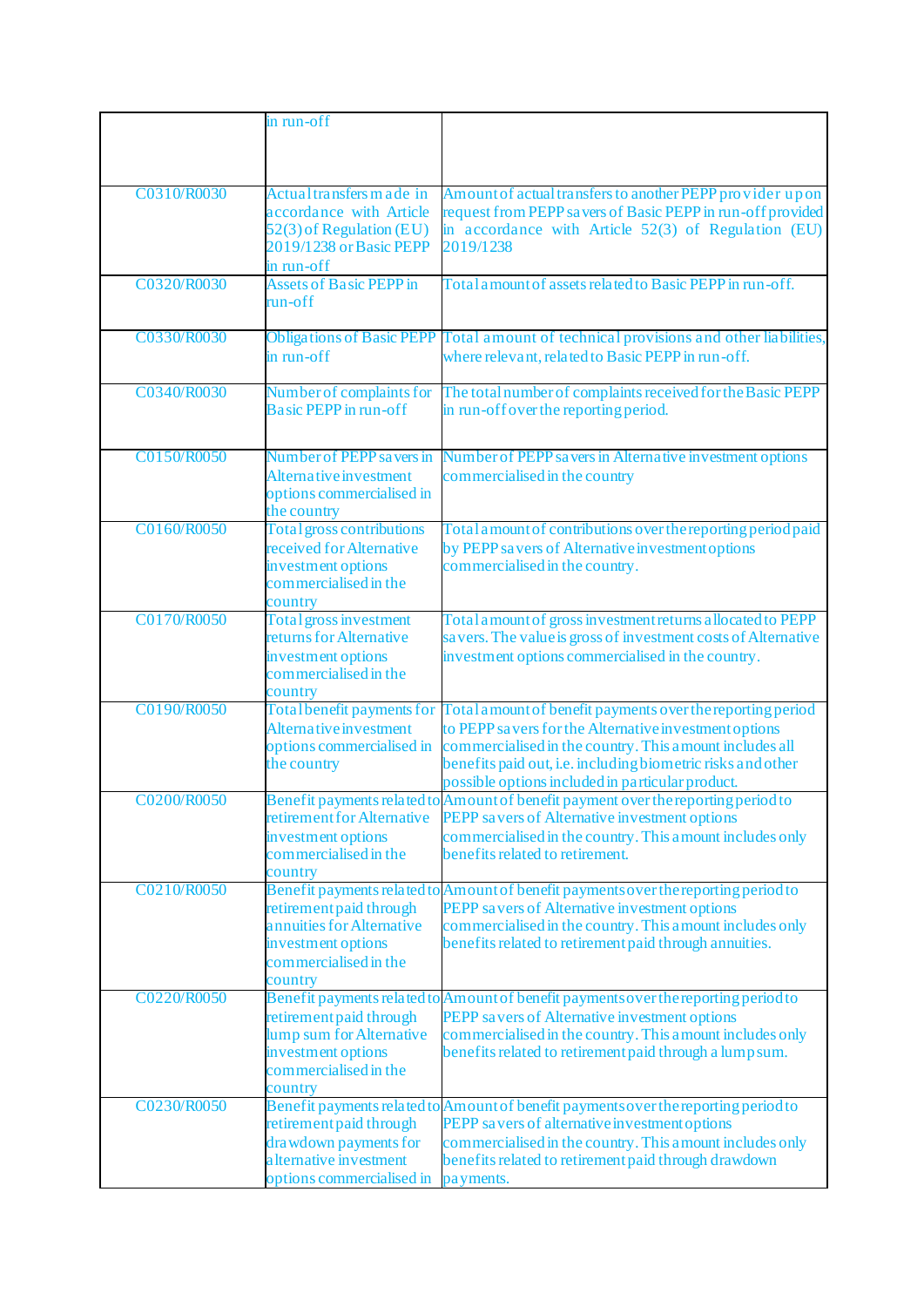|  |  |  |
|---|---|---|
|  | in run-off |  |
| C0310/R0030 | Actual transfers made in accordance with Article 52(3) of Regulation (EU) 2019/1238 or Basic PEPP in run-off | Amount of actual transfers to another PEPP provider upon request from PEPP savers of Basic PEPP in run-off provided in accordance with Article 52(3) of Regulation (EU) 2019/1238 |
| C0320/R0030 | Assets of Basic PEPP in run-off | Total amount of assets related to Basic PEPP in run-off. |
| C0330/R0030 | Obligations of Basic PEPP in run-off | Total amount of technical provisions and other liabilities, where relevant, related to Basic PEPP in run-off. |
| C0340/R0030 | Number of complaints for Basic PEPP in run-off | The total number of complaints received for the Basic PEPP in run-off over the reporting period. |
| C0150/R0050 | Number of PEPP savers in Alternative investment options commercialised in the country | Number of PEPP savers in Alternative investment options commercialised in the country |
| C0160/R0050 | Total gross contributions received for Alternative investment options commercialised in the country | Total amount of contributions over the reporting period paid by PEPP savers of Alternative investment options commercialised in the country. |
| C0170/R0050 | Total gross investment returns for Alternative investment options commercialised in the country | Total amount of gross investment returns allocated to PEPP savers. The value is gross of investment costs of Alternative investment options commercialised in the country. |
| C0190/R0050 | Total benefit payments for Alternative investment options commercialised in the country | Total amount of benefit payments over the reporting period to PEPP savers for the Alternative investment options commercialised in the country. This amount includes all benefits paid out, i.e. including biometric risks and other possible options included in particular product. |
| C0200/R0050 | Benefit payments related to retirement for Alternative investment options commercialised in the country | Amount of benefit payment over the reporting period to PEPP savers of Alternative investment options commercialised in the country. This amount includes only benefits related to retirement. |
| C0210/R0050 | Benefit payments related to retirement paid through annuities for Alternative investment options commercialised in the country | Amount of benefit payments over the reporting period to PEPP savers of Alternative investment options commercialised in the country. This amount includes only benefits related to retirement paid through annuities. |
| C0220/R0050 | Benefit payments related to retirement paid through lump sum for Alternative investment options commercialised in the country | Amount of benefit payments over the reporting period to PEPP savers of Alternative investment options commercialised in the country. This amount includes only benefits related to retirement paid through a lump sum. |
| C0230/R0050 | Benefit payments related to retirement paid through drawdown payments for alternative investment options commercialised in | Amount of benefit payments over the reporting period to PEPP savers of alternative investment options commercialised in the country. This amount includes only benefits related to retirement paid through drawdown payments. |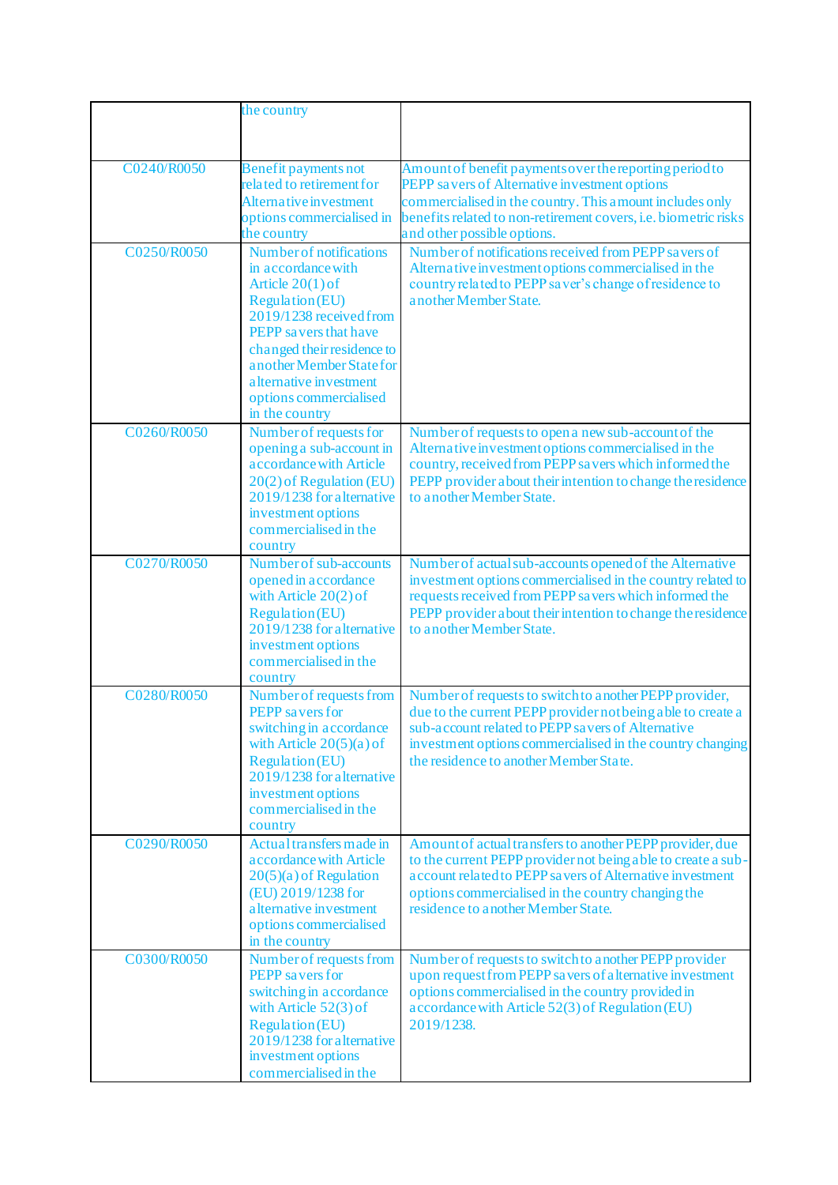| | | |
|---|---|---|
| | the country | |
| C0240/R0050 | Benefit payments not related to retirement for Alternative investment options commercialised in the country | Amount of benefit payments over the reporting period to PEPP savers of Alternative investment options commercialised in the country. This amount includes only benefits related to non-retirement covers, i.e. biometric risks and other possible options. |
| C0250/R0050 | Number of notifications in accordance with Article 20(1) of Regulation (EU) 2019/1238 received from PEPP savers that have changed their residence to another Member State for alternative investment options commercialised in the country | Number of notifications received from PEPP savers of Alternative investment options commercialised in the country related to PEPP saver's change of residence to another Member State. |
| C0260/R0050 | Number of requests for opening a sub-account in accordance with Article 20(2) of Regulation (EU) 2019/1238 for alternative investment options commercialised in the country | Number of requests to open a new sub-account of the Alternative investment options commercialised in the country, received from PEPP savers which informed the PEPP provider about their intention to change the residence to another Member State. |
| C0270/R0050 | Number of sub-accounts opened in accordance with Article 20(2) of Regulation (EU) 2019/1238 for alternative investment options commercialised in the country | Number of actual sub-accounts opened of the Alternative investment options commercialised in the country related to requests received from PEPP savers which informed the PEPP provider about their intention to change the residence to another Member State. |
| C0280/R0050 | Number of requests from PEPP savers for switching in accordance with Article 20(5)(a) of Regulation (EU) 2019/1238 for alternative investment options commercialised in the country | Number of requests to switch to another PEPP provider, due to the current PEPP provider not being able to create a sub-account related to PEPP savers of Alternative investment options commercialised in the country changing the residence to another Member State. |
| C0290/R0050 | Actual transfers made in accordance with Article 20(5)(a) of Regulation (EU) 2019/1238 for alternative investment options commercialised in the country | Amount of actual transfers to another PEPP provider, due to the current PEPP provider not being able to create a sub-account related to PEPP savers of Alternative investment options commercialised in the country changing the residence to another Member State. |
| C0300/R0050 | Number of requests from PEPP savers for switching in accordance with Article 52(3) of Regulation (EU) 2019/1238 for alternative investment options commercialised in the | Number of requests to switch to another PEPP provider upon request from PEPP savers of alternative investment options commercialised in the country provided in accordance with Article 52(3) of Regulation (EU) 2019/1238. |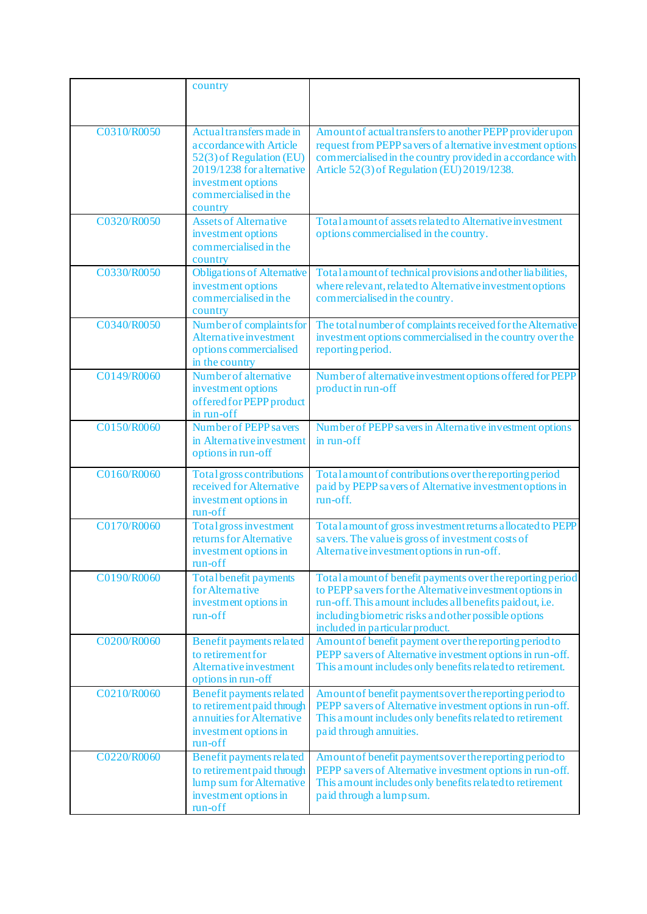| | | |
|---|---|---|
| | country | |
| C0310/R0050 | Actual transfers made in accordance with Article 52(3) of Regulation (EU) 2019/1238 for alternative investment options commercialised in the country | Amount of actual transfers to another PEPP provider upon request from PEPP savers of alternative investment options commercialised in the country provided in accordance with Article 52(3) of Regulation (EU) 2019/1238. |
| C0320/R0050 | Assets of Alternative investment options commercialised in the country | Total amount of assets related to Alternative investment options commercialised in the country. |
| C0330/R0050 | Obligations of Alternative investment options commercialised in the country | Total amount of technical provisions and other liabilities, where relevant, related to Alternative investment options commercialised in the country. |
| C0340/R0050 | Number of complaints for Alternative investment options commercialised in the country | The total number of complaints received for the Alternative investment options commercialised in the country over the reporting period. |
| C0149/R0060 | Number of alternative investment options offered for PEPP product in run-off | Number of alternative investment options offered for PEPP product in run-off |
| C0150/R0060 | Number of PEPP savers in Alternative investment options in run-off | Number of PEPP savers in Alternative investment options in run-off |
| C0160/R0060 | Total gross contributions received for Alternative investment options in run-off | Total amount of contributions over the reporting period paid by PEPP savers of Alternative investment options in run-off. |
| C0170/R0060 | Total gross investment returns for Alternative investment options in run-off | Total amount of gross investment returns allocated to PEPP savers. The value is gross of investment costs of Alternative investment options in run-off. |
| C0190/R0060 | Total benefit payments for Alternative investment options in run-off | Total amount of benefit payments over the reporting period to PEPP savers for the Alternative investment options in run-off. This amount includes all benefits paid out, i.e. including biometric risks and other possible options included in particular product. |
| C0200/R0060 | Benefit payments related to retirement for Alternative investment options in run-off | Amount of benefit payment over the reporting period to PEPP savers of Alternative investment options in run-off. This amount includes only benefits related to retirement. |
| C0210/R0060 | Benefit payments related to retirement paid through annuities for Alternative investment options in run-off | Amount of benefit payments over the reporting period to PEPP savers of Alternative investment options in run-off. This amount includes only benefits related to retirement paid through annuities. |
| C0220/R0060 | Benefit payments related to retirement paid through lump sum for Alternative investment options in run-off | Amount of benefit payments over the reporting period to PEPP savers of Alternative investment options in run-off. This amount includes only benefits related to retirement paid through a lump sum. |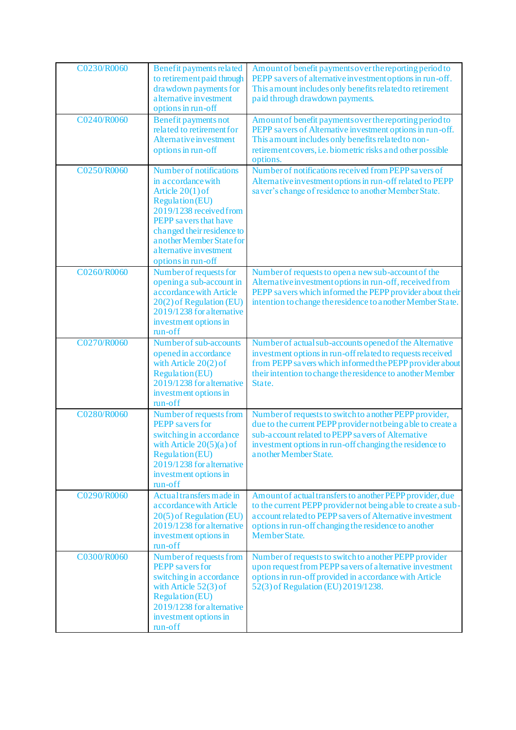| | | |
|---|---|---|
| C0230/R0060 | Benefit payments related to retirement paid through drawdown payments for alternative investment options in run-off | Amount of benefit payments over the reporting period to PEPP savers of alternative investment options in run-off. This amount includes only benefits related to retirement paid through drawdown payments. |
| C0240/R0060 | Benefit payments not related to retirement for Alternative investment options in run-off | Amount of benefit payments over the reporting period to PEPP savers of Alternative investment options in run-off. This amount includes only benefits related to non-retirement covers, i.e. biometric risks and other possible options. |
| C0250/R0060 | Number of notifications in accordance with Article 20(1) of Regulation (EU) 2019/1238 received from PEPP savers that have changed their residence to another Member State for alternative investment options in run-off | Number of notifications received from PEPP savers of Alternative investment options in run-off related to PEPP saver's change of residence to another Member State. |
| C0260/R0060 | Number of requests for opening a sub-account in accordance with Article 20(2) of Regulation (EU) 2019/1238 for alternative investment options in run-off | Number of requests to open a new sub-account of the Alternative investment options in run-off, received from PEPP savers which informed the PEPP provider about their intention to change the residence to another Member State. |
| C0270/R0060 | Number of sub-accounts opened in accordance with Article 20(2) of Regulation (EU) 2019/1238 for alternative investment options in run-off | Number of actual sub-accounts opened of the Alternative investment options in run-off related to requests received from PEPP savers which informed the PEPP provider about their intention to change the residence to another Member State. |
| C0280/R0060 | Number of requests from PEPP savers for switching in accordance with Article 20(5)(a) of Regulation (EU) 2019/1238 for alternative investment options in run-off | Number of requests to switch to another PEPP provider, due to the current PEPP provider not being able to create a sub-account related to PEPP savers of Alternative investment options in run-off changing the residence to another Member State. |
| C0290/R0060 | Actual transfers made in accordance with Article 20(5) of Regulation (EU) 2019/1238 for alternative investment options in run-off | Amount of actual transfers to another PEPP provider, due to the current PEPP provider not being able to create a sub-account related to PEPP savers of Alternative investment options in run-off changing the residence to another Member State. |
| C0300/R0060 | Number of requests from PEPP savers for switching in accordance with Article 52(3) of Regulation (EU) 2019/1238 for alternative investment options in run-off | Number of requests to switch to another PEPP provider upon request from PEPP savers of alternative investment options in run-off provided in accordance with Article 52(3) of Regulation (EU) 2019/1238. |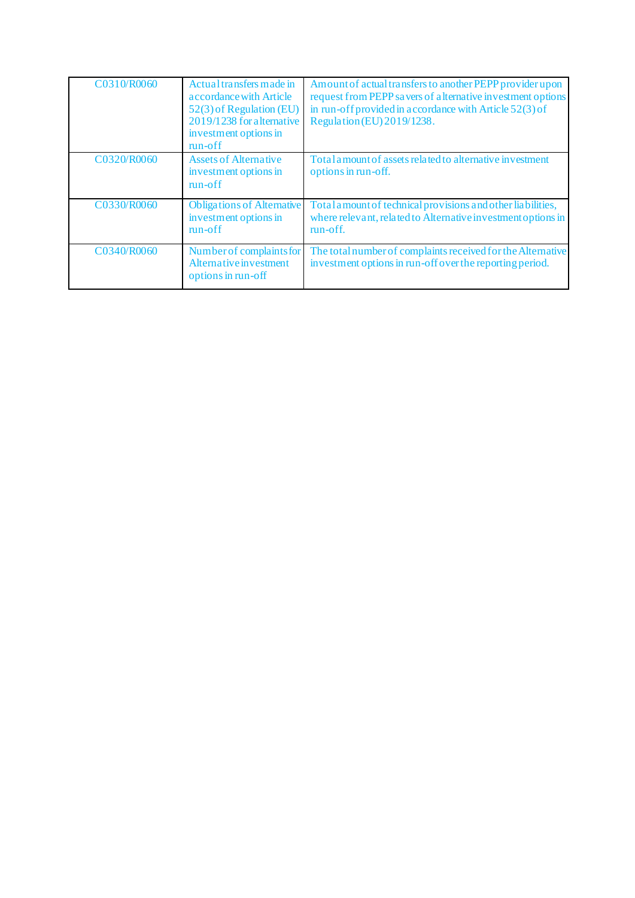| | | |
|---|---|---|
| C0310/R0060 | Actual transfers made in accordance with Article 52(3) of Regulation (EU) 2019/1238 for alternative investment options in run-off | Amount of actual transfers to another PEPP provider upon request from PEPP savers of alternative investment options in run-off provided in accordance with Article 52(3) of Regulation (EU) 2019/1238. |
| C0320/R0060 | Assets of Alternative investment options in run-off | Total amount of assets related to alternative investment options in run-off. |
| C0330/R0060 | Obligations of Alternative investment options in run-off | Total amount of technical provisions and other liabilities, where relevant, related to Alternative investment options in run-off. |
| C0340/R0060 | Number of complaints for Alternative investment options in run-off | The total number of complaints received for the Alternative investment options in run-off over the reporting period. |